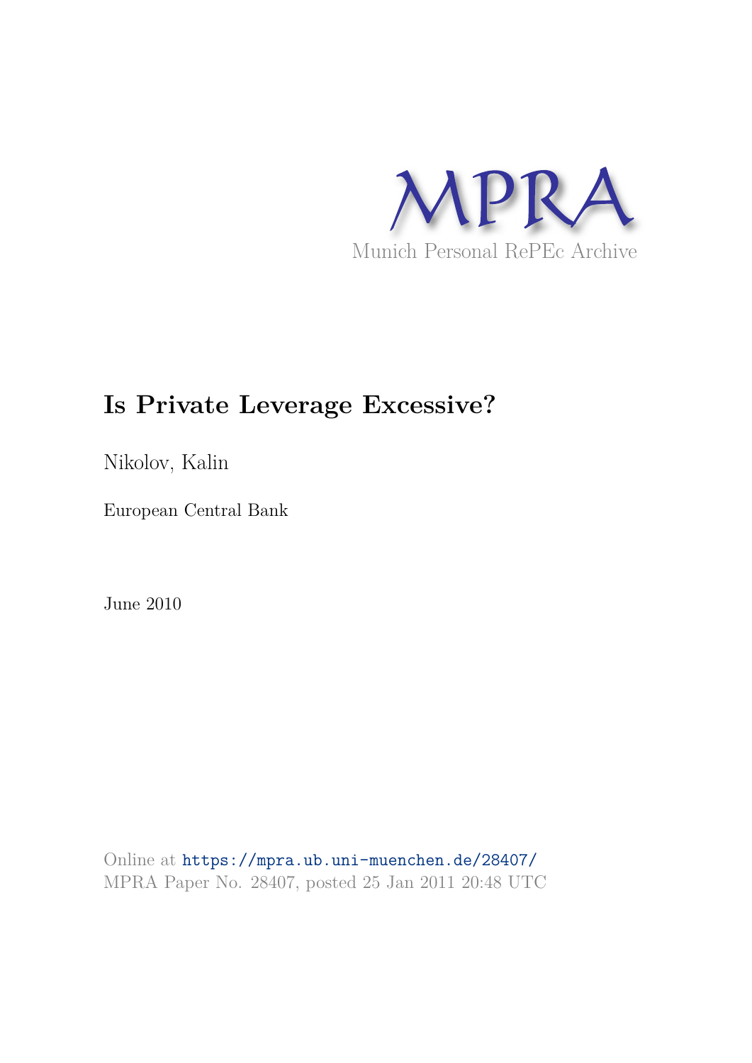MPRA

Munich Personal RePEc Archive

# Is Private Leverage Excessive?

Nikolov, Kalin

European Central Bank

June 2010

Online at https://mpra.ub.uni-muenchen.de/28407/
MPRA Paper No. 28407, posted 25 Jan 2011 20:48 UTC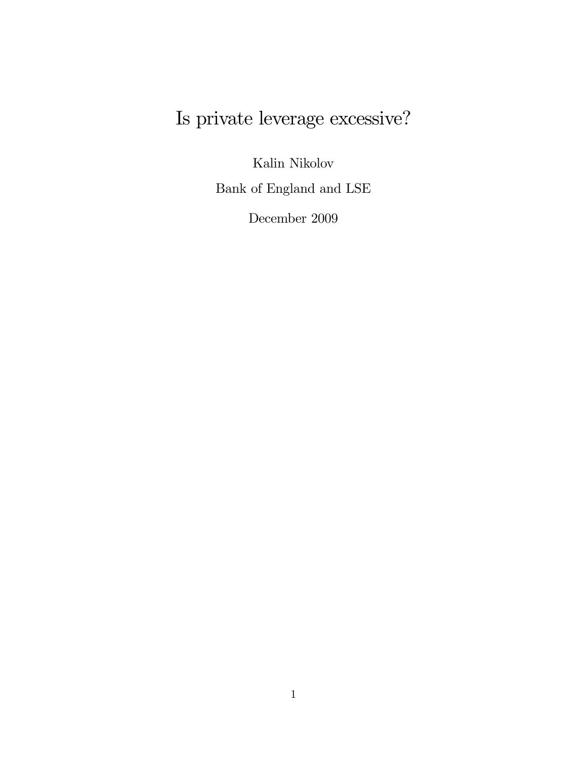# Is private leverage excessive?

Kalin Nikolov

Bank of England and LSE

December 2009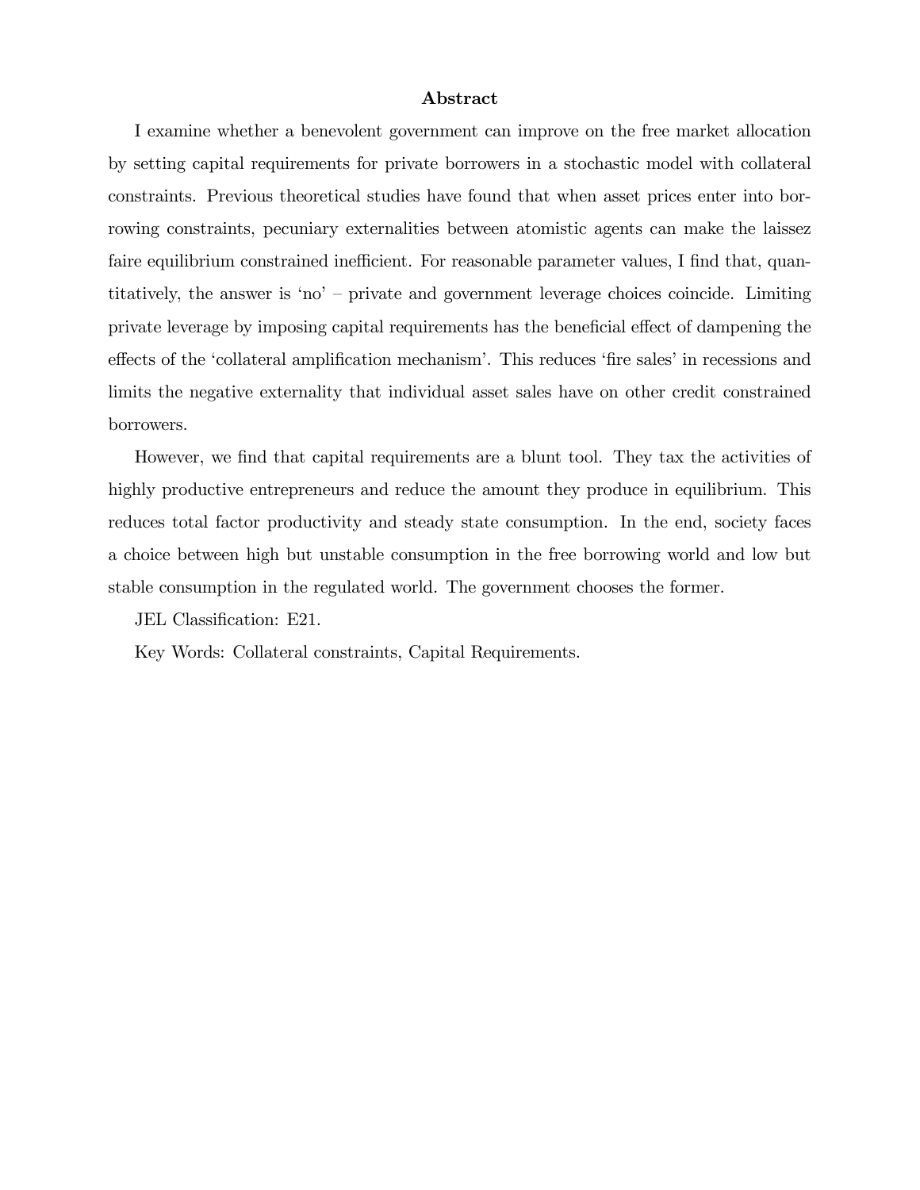## Abstract

I examine whether a benevolent government can improve on the free market allocation by setting capital requirements for private borrowers in a stochastic model with collateral constraints. Previous theoretical studies have found that when asset prices enter into borrowing constraints, pecuniary externalities between atomistic agents can make the laissez faire equilibrium constrained inefficient. For reasonable parameter values, I find that, quantitatively, the answer is 'no' – private and government leverage choices coincide. Limiting private leverage by imposing capital requirements has the beneficial effect of dampening the effects of the 'collateral amplification mechanism'. This reduces 'fire sales' in recessions and limits the negative externality that individual asset sales have on other credit constrained borrowers.

However, we find that capital requirements are a blunt tool. They tax the activities of highly productive entrepreneurs and reduce the amount they produce in equilibrium. This reduces total factor productivity and steady state consumption. In the end, society faces a choice between high but unstable consumption in the free borrowing world and low but stable consumption in the regulated world. The government chooses the former.

JEL Classification: E21.

Key Words: Collateral constraints, Capital Requirements.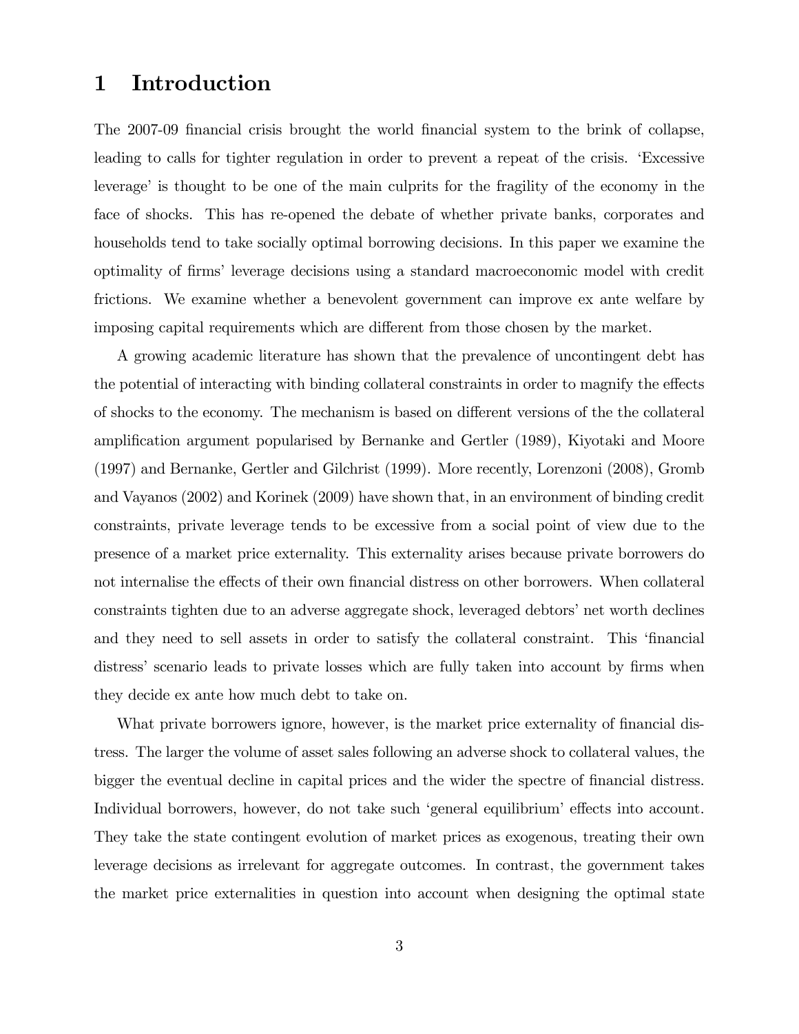# 1 Introduction

The 2007-09 financial crisis brought the world financial system to the brink of collapse, leading to calls for tighter regulation in order to prevent a repeat of the crisis. 'Excessive leverage' is thought to be one of the main culprits for the fragility of the economy in the face of shocks. This has re-opened the debate of whether private banks, corporates and households tend to take socially optimal borrowing decisions. In this paper we examine the optimality of firms' leverage decisions using a standard macroeconomic model with credit frictions. We examine whether a benevolent government can improve ex ante welfare by imposing capital requirements which are different from those chosen by the market.

A growing academic literature has shown that the prevalence of uncontingent debt has the potential of interacting with binding collateral constraints in order to magnify the effects of shocks to the economy. The mechanism is based on different versions of the the collateral amplification argument popularised by Bernanke and Gertler (1989), Kiyotaki and Moore (1997) and Bernanke, Gertler and Gilchrist (1999). More recently, Lorenzoni (2008), Gromb and Vayanos (2002) and Korinek (2009) have shown that, in an environment of binding credit constraints, private leverage tends to be excessive from a social point of view due to the presence of a market price externality. This externality arises because private borrowers do not internalise the effects of their own financial distress on other borrowers. When collateral constraints tighten due to an adverse aggregate shock, leveraged debtors' net worth declines and they need to sell assets in order to satisfy the collateral constraint. This 'financial distress' scenario leads to private losses which are fully taken into account by firms when they decide ex ante how much debt to take on.

What private borrowers ignore, however, is the market price externality of financial distress. The larger the volume of asset sales following an adverse shock to collateral values, the bigger the eventual decline in capital prices and the wider the spectre of financial distress. Individual borrowers, however, do not take such 'general equilibrium' effects into account. They take the state contingent evolution of market prices as exogenous, treating their own leverage decisions as irrelevant for aggregate outcomes. In contrast, the government takes the market price externalities in question into account when designing the optimal state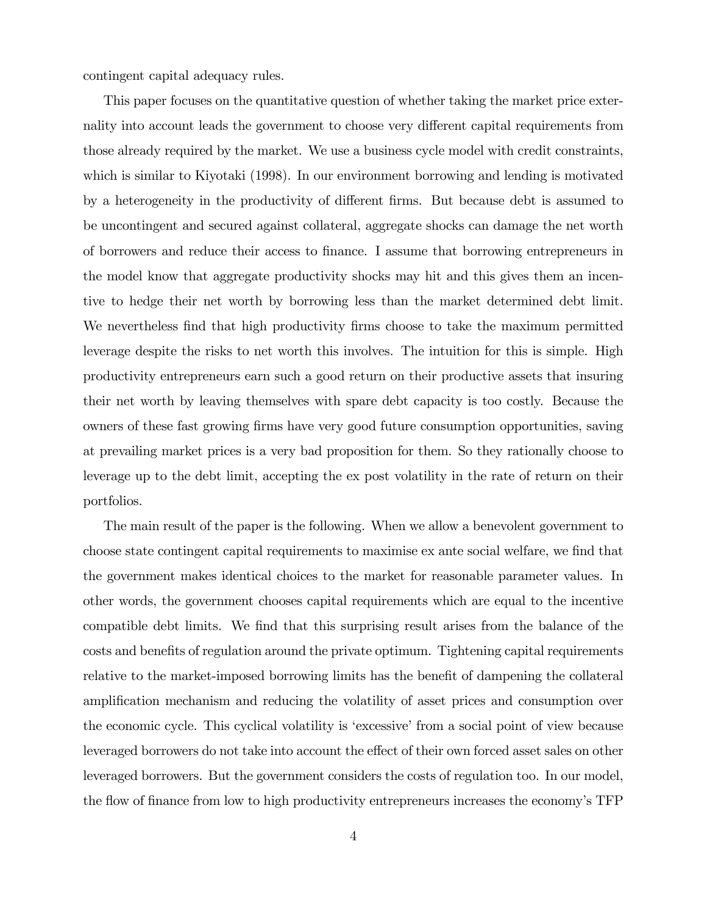contingent capital adequacy rules.

This paper focuses on the quantitative question of whether taking the market price externality into account leads the government to choose very different capital requirements from those already required by the market. We use a business cycle model with credit constraints, which is similar to Kiyotaki (1998). In our environment borrowing and lending is motivated by a heterogeneity in the productivity of different firms. But because debt is assumed to be uncontingent and secured against collateral, aggregate shocks can damage the net worth of borrowers and reduce their access to finance. I assume that borrowing entrepreneurs in the model know that aggregate productivity shocks may hit and this gives them an incentive to hedge their net worth by borrowing less than the market determined debt limit. We nevertheless find that high productivity firms choose to take the maximum permitted leverage despite the risks to net worth this involves. The intuition for this is simple. High productivity entrepreneurs earn such a good return on their productive assets that insuring their net worth by leaving themselves with spare debt capacity is too costly. Because the owners of these fast growing firms have very good future consumption opportunities, saving at prevailing market prices is a very bad proposition for them. So they rationally choose to leverage up to the debt limit, accepting the ex post volatility in the rate of return on their portfolios.

The main result of the paper is the following. When we allow a benevolent government to choose state contingent capital requirements to maximise ex ante social welfare, we find that the government makes identical choices to the market for reasonable parameter values. In other words, the government chooses capital requirements which are equal to the incentive compatible debt limits. We find that this surprising result arises from the balance of the costs and benefits of regulation around the private optimum. Tightening capital requirements relative to the market-imposed borrowing limits has the benefit of dampening the collateral amplification mechanism and reducing the volatility of asset prices and consumption over the economic cycle. This cyclical volatility is 'excessive' from a social point of view because leveraged borrowers do not take into account the effect of their own forced asset sales on other leveraged borrowers. But the government considers the costs of regulation too. In our model, the flow of finance from low to high productivity entrepreneurs increases the economy's TFP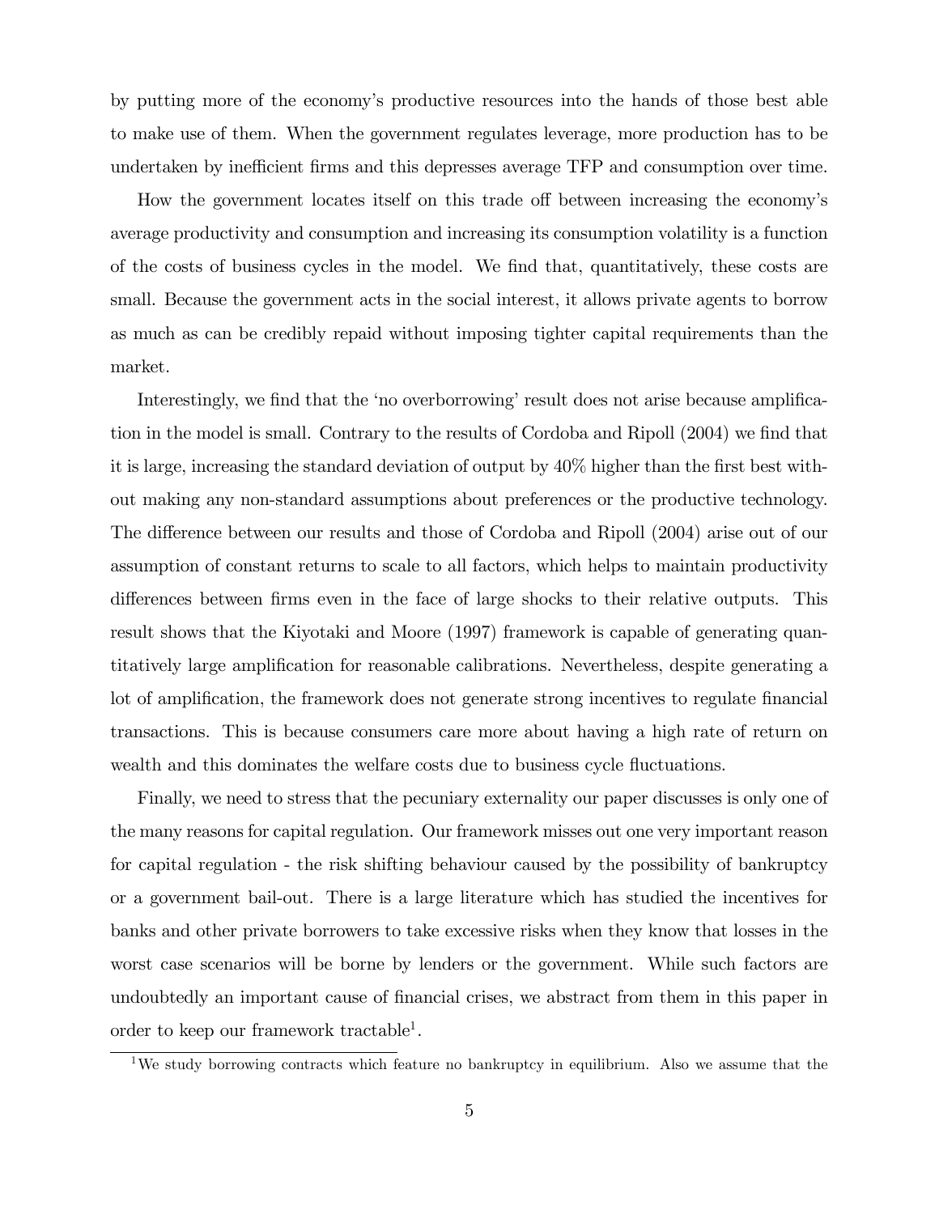by putting more of the economy's productive resources into the hands of those best able to make use of them. When the government regulates leverage, more production has to be undertaken by inefficient firms and this depresses average TFP and consumption over time.

How the government locates itself on this trade off between increasing the economy's average productivity and consumption and increasing its consumption volatility is a function of the costs of business cycles in the model. We find that, quantitatively, these costs are small. Because the government acts in the social interest, it allows private agents to borrow as much as can be credibly repaid without imposing tighter capital requirements than the market.

Interestingly, we find that the 'no overborrowing' result does not arise because amplification in the model is small. Contrary to the results of Cordoba and Ripoll (2004) we find that it is large, increasing the standard deviation of output by 40% higher than the first best without making any non-standard assumptions about preferences or the productive technology. The difference between our results and those of Cordoba and Ripoll (2004) arise out of our assumption of constant returns to scale to all factors, which helps to maintain productivity differences between firms even in the face of large shocks to their relative outputs. This result shows that the Kiyotaki and Moore (1997) framework is capable of generating quantitatively large amplification for reasonable calibrations. Nevertheless, despite generating a lot of amplification, the framework does not generate strong incentives to regulate financial transactions. This is because consumers care more about having a high rate of return on wealth and this dominates the welfare costs due to business cycle fluctuations.

Finally, we need to stress that the pecuniary externality our paper discusses is only one of the many reasons for capital regulation. Our framework misses out one very important reason for capital regulation - the risk shifting behaviour caused by the possibility of bankruptcy or a government bail-out. There is a large literature which has studied the incentives for banks and other private borrowers to take excessive risks when they know that losses in the worst case scenarios will be borne by lenders or the government. While such factors are undoubtedly an important cause of financial crises, we abstract from them in this paper in order to keep our framework tractable[1].

[1] We study borrowing contracts which feature no bankruptcy in equilibrium. Also we assume that the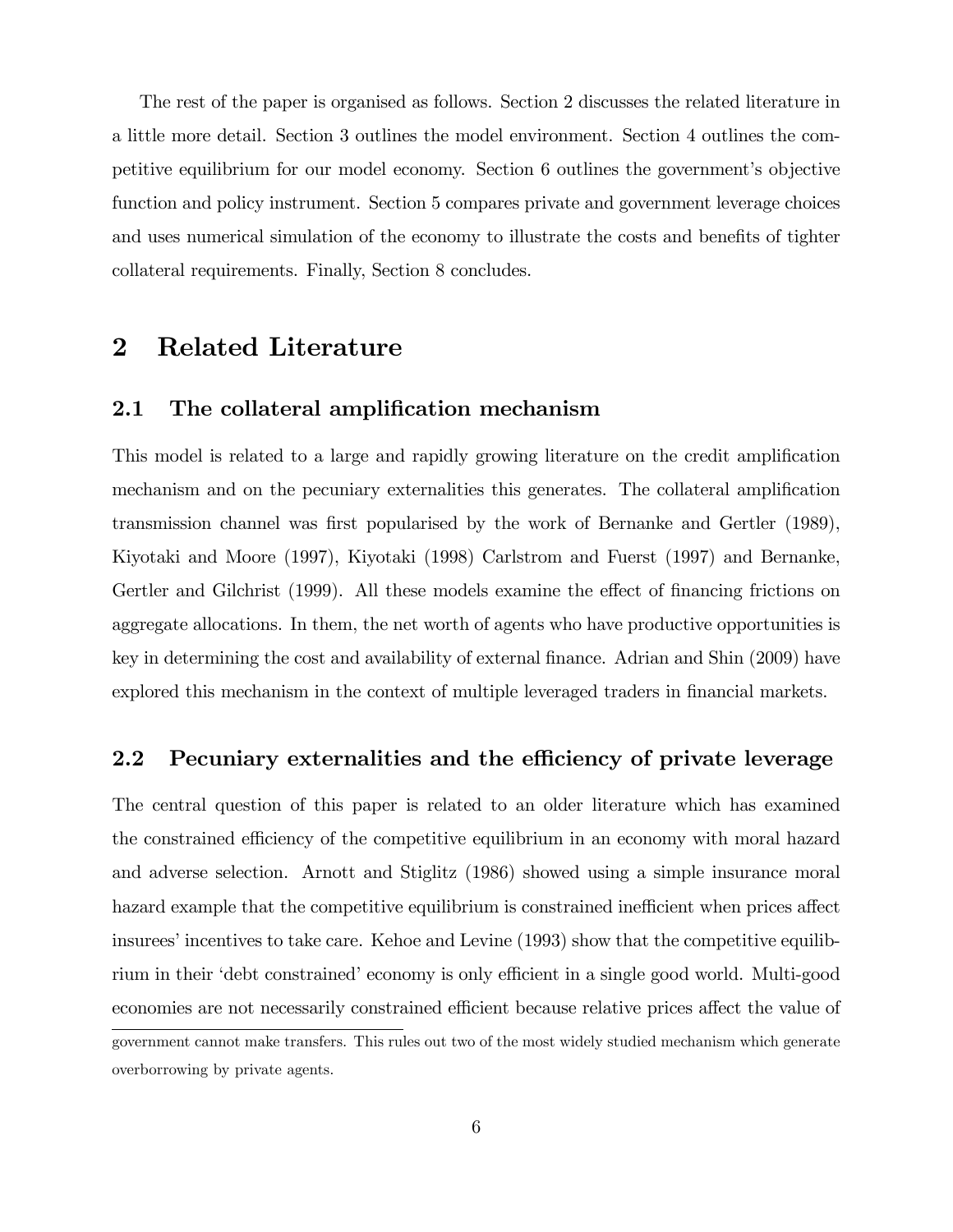The rest of the paper is organised as follows. Section 2 discusses the related literature in a little more detail. Section 3 outlines the model environment. Section 4 outlines the competitive equilibrium for our model economy. Section 6 outlines the government's objective function and policy instrument. Section 5 compares private and government leverage choices and uses numerical simulation of the economy to illustrate the costs and benefits of tighter collateral requirements. Finally, Section 8 concludes.

# 2 Related Literature

## 2.1 The collateral amplification mechanism

This model is related to a large and rapidly growing literature on the credit amplification mechanism and on the pecuniary externalities this generates. The collateral amplification transmission channel was first popularised by the work of Bernanke and Gertler (1989), Kiyotaki and Moore (1997), Kiyotaki (1998) Carlstrom and Fuerst (1997) and Bernanke, Gertler and Gilchrist (1999). All these models examine the effect of financing frictions on aggregate allocations. In them, the net worth of agents who have productive opportunities is key in determining the cost and availability of external finance. Adrian and Shin (2009) have explored this mechanism in the context of multiple leveraged traders in financial markets.

## 2.2 Pecuniary externalities and the efficiency of private leverage

The central question of this paper is related to an older literature which has examined the constrained efficiency of the competitive equilibrium in an economy with moral hazard and adverse selection. Arnott and Stiglitz (1986) showed using a simple insurance moral hazard example that the competitive equilibrium is constrained inefficient when prices affect insurees' incentives to take care. Kehoe and Levine (1993) show that the competitive equilibrium in their 'debt constrained' economy is only efficient in a single good world. Multi-good economies are not necessarily constrained efficient because relative prices affect the value of

government cannot make transfers. This rules out two of the most widely studied mechanism which generate overborrowing by private agents.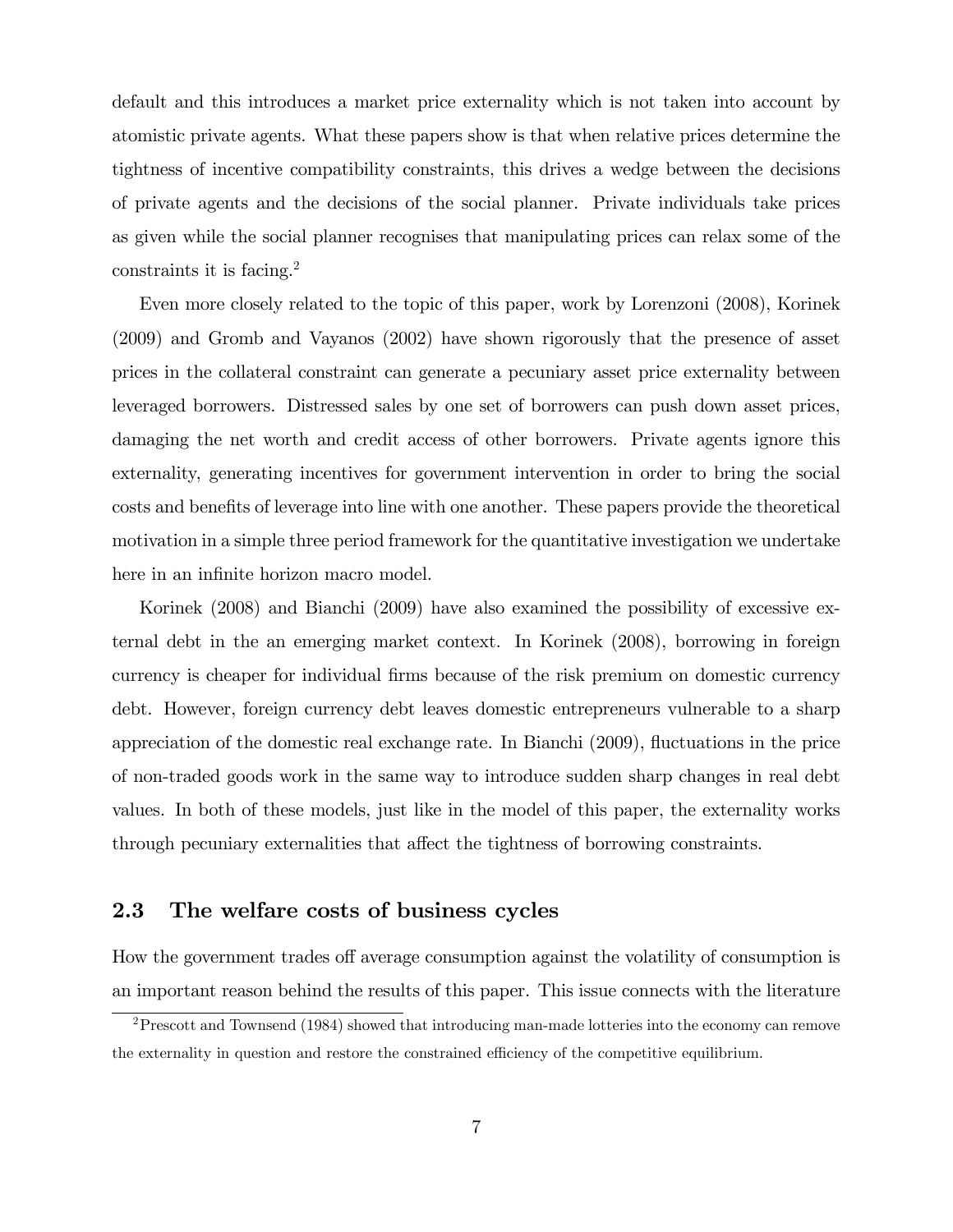default and this introduces a market price externality which is not taken into account by atomistic private agents. What these papers show is that when relative prices determine the tightness of incentive compatibility constraints, this drives a wedge between the decisions of private agents and the decisions of the social planner. Private individuals take prices as given while the social planner recognises that manipulating prices can relax some of the constraints it is facing.[2]

Even more closely related to the topic of this paper, work by Lorenzoni (2008), Korinek (2009) and Gromb and Vayanos (2002) have shown rigorously that the presence of asset prices in the collateral constraint can generate a pecuniary asset price externality between leveraged borrowers. Distressed sales by one set of borrowers can push down asset prices, damaging the net worth and credit access of other borrowers. Private agents ignore this externality, generating incentives for government intervention in order to bring the social costs and benefits of leverage into line with one another. These papers provide the theoretical motivation in a simple three period framework for the quantitative investigation we undertake here in an infinite horizon macro model.

Korinek (2008) and Bianchi (2009) have also examined the possibility of excessive external debt in the an emerging market context. In Korinek (2008), borrowing in foreign currency is cheaper for individual firms because of the risk premium on domestic currency debt. However, foreign currency debt leaves domestic entrepreneurs vulnerable to a sharp appreciation of the domestic real exchange rate. In Bianchi (2009), fluctuations in the price of non-traded goods work in the same way to introduce sudden sharp changes in real debt values. In both of these models, just like in the model of this paper, the externality works through pecuniary externalities that affect the tightness of borrowing constraints.

## 2.3 The welfare costs of business cycles

How the government trades off average consumption against the volatility of consumption is an important reason behind the results of this paper. This issue connects with the literature

[2] Prescott and Townsend (1984) showed that introducing man-made lotteries into the economy can remove the externality in question and restore the constrained efficiency of the competitive equilibrium.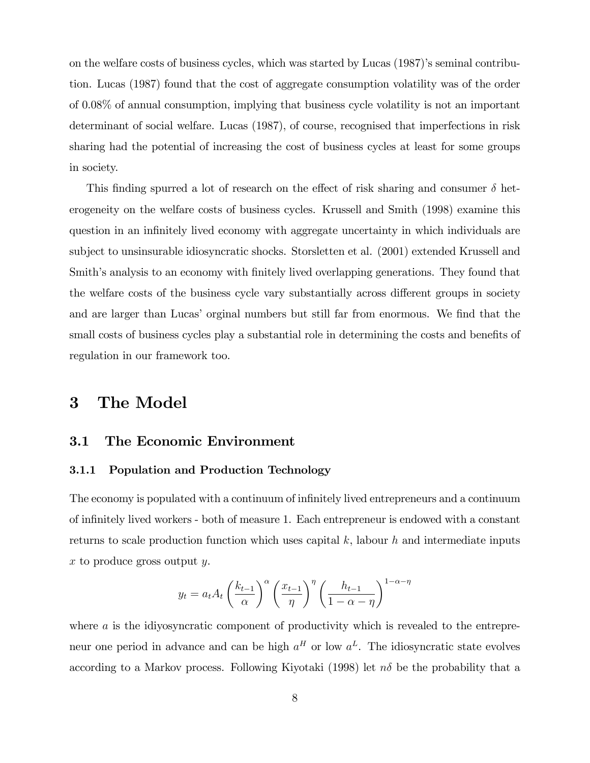on the welfare costs of business cycles, which was started by Lucas (1987)'s seminal contribution. Lucas (1987) found that the cost of aggregate consumption volatility was of the order of 0.08% of annual consumption, implying that business cycle volatility is not an important determinant of social welfare. Lucas (1987), of course, recognised that imperfections in risk sharing had the potential of increasing the cost of business cycles at least for some groups in society.

This finding spurred a lot of research on the effect of risk sharing and consumer $\delta$ heterogeneity on the welfare costs of business cycles. Krussell and Smith (1998) examine this question in an infinitely lived economy with aggregate uncertainty in which individuals are subject to unsinsurable idiosyncratic shocks. Storsletten et al. (2001) extended Krussell and Smith's analysis to an economy with finitely lived overlapping generations. They found that the welfare costs of the business cycle vary substantially across different groups in society and are larger than Lucas' orginal numbers but still far from enormous. We find that the small costs of business cycles play a substantial role in determining the costs and benefits of regulation in our framework too.

# 3 The Model

## 3.1 The Economic Environment

### 3.1.1 Population and Production Technology

The economy is populated with a continuum of infinitely lived entrepreneurs and a continuum of infinitely lived workers - both of measure 1. Each entrepreneur is endowed with a constant returns to scale production function which uses capital $k$, labour $h$ and intermediate inputs $x$ to produce gross output $y$.

$$y_t = a_t A_t \left(\frac{k_{t-1}}{\alpha}\right)^{\alpha} \left(\frac{x_{t-1}}{\eta}\right)^{\eta} \left(\frac{h_{t-1}}{1-\alpha-\eta}\right)^{1-\alpha-\eta}$$

where $a$ is the idiyosyncratic component of productivity which is revealed to the entrepreneur one period in advance and can be high $a^H$ or low $a^L$. The idiosyncratic state evolves according to a Markov process. Following Kiyotaki (1998) let $n\delta$ be the probability that a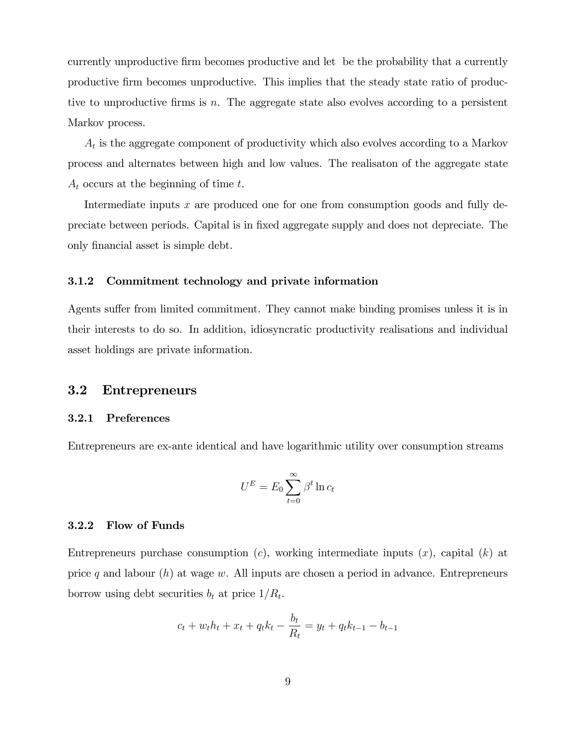currently unproductive firm becomes productive and let  be the probability that a currently productive firm becomes unproductive. This implies that the steady state ratio of productive to unproductive firms is $n$. The aggregate state also evolves according to a persistent Markov process.

$A_t$ is the aggregate component of productivity which also evolves according to a Markov process and alternates between high and low values. The realisaton of the aggregate state $A_t$ occurs at the beginning of time $t$.

Intermediate inputs $x$ are produced one for one from consumption goods and fully depreciate between periods. Capital is in fixed aggregate supply and does not depreciate. The only financial asset is simple debt.

### 3.1.2 Commitment technology and private information

Agents suffer from limited commitment. They cannot make binding promises unless it is in their interests to do so. In addition, idiosyncratic productivity realisations and individual asset holdings are private information.

## 3.2 Entrepreneurs

### 3.2.1 Preferences

Entrepreneurs are ex-ante identical and have logarithmic utility over consumption streams

$$U^E = E_0 \sum_{t=0}^{\infty} \beta^t \ln c_t$$

### 3.2.2 Flow of Funds

Entrepreneurs purchase consumption ($c$), working intermediate inputs ($x$), capital ($k$) at price $q$ and labour ($h$) at wage $w$. All inputs are chosen a period in advance. Entrepreneurs borrow using debt securities $b_t$ at price $1/R_t$.

$$c_t + w_t h_t + x_t + q_t k_t - \frac{b_t}{R_t} = y_t + q_t k_{t-1} - b_{t-1}$$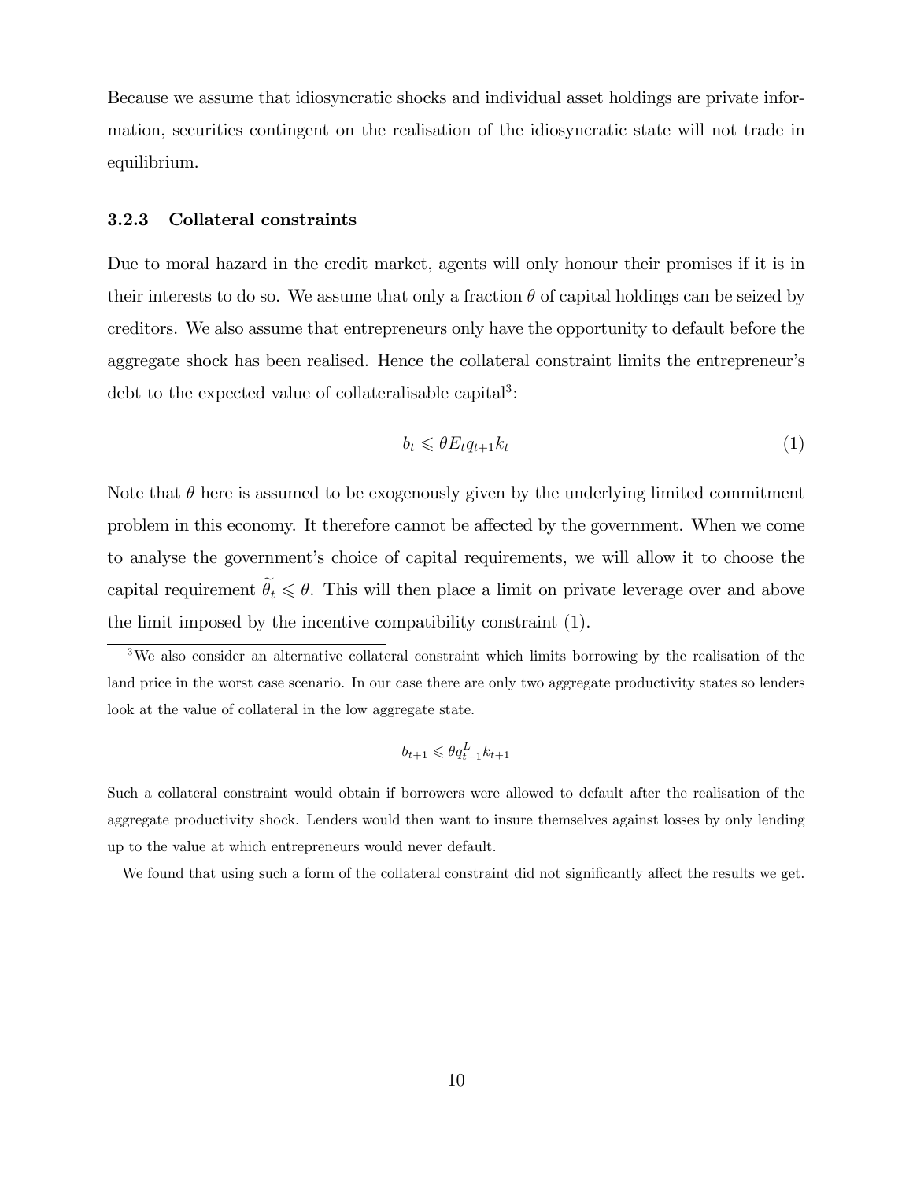Because we assume that idiosyncratic shocks and individual asset holdings are private information, securities contingent on the realisation of the idiosyncratic state will not trade in equilibrium.

### 3.2.3 Collateral constraints

Due to moral hazard in the credit market, agents will only honour their promises if it is in their interests to do so. We assume that only a fraction $\theta$ of capital holdings can be seized by creditors. We also assume that entrepreneurs only have the opportunity to default before the aggregate shock has been realised. Hence the collateral constraint limits the entrepreneur's debt to the expected value of collateralisable capital[3]:

$$b_t \leqslant \theta E_t q_{t+1} k_t \tag{1}$$

Note that $\theta$ here is assumed to be exogenously given by the underlying limited commitment problem in this economy. It therefore cannot be affected by the government. When we come to analyse the government's choice of capital requirements, we will allow it to choose the capital requirement $\widetilde{\theta}_t \leqslant \theta$. This will then place a limit on private leverage over and above the limit imposed by the incentive compatibility constraint (1).

[3] We also consider an alternative collateral constraint which limits borrowing by the realisation of the land price in the worst case scenario. In our case there are only two aggregate productivity states so lenders look at the value of collateral in the low aggregate state.

$$b_{t+1} \leqslant \theta q^L_{t+1} k_{t+1}$$

Such a collateral constraint would obtain if borrowers were allowed to default after the realisation of the aggregate productivity shock. Lenders would then want to insure themselves against losses by only lending up to the value at which entrepreneurs would never default.

We found that using such a form of the collateral constraint did not significantly affect the results we get.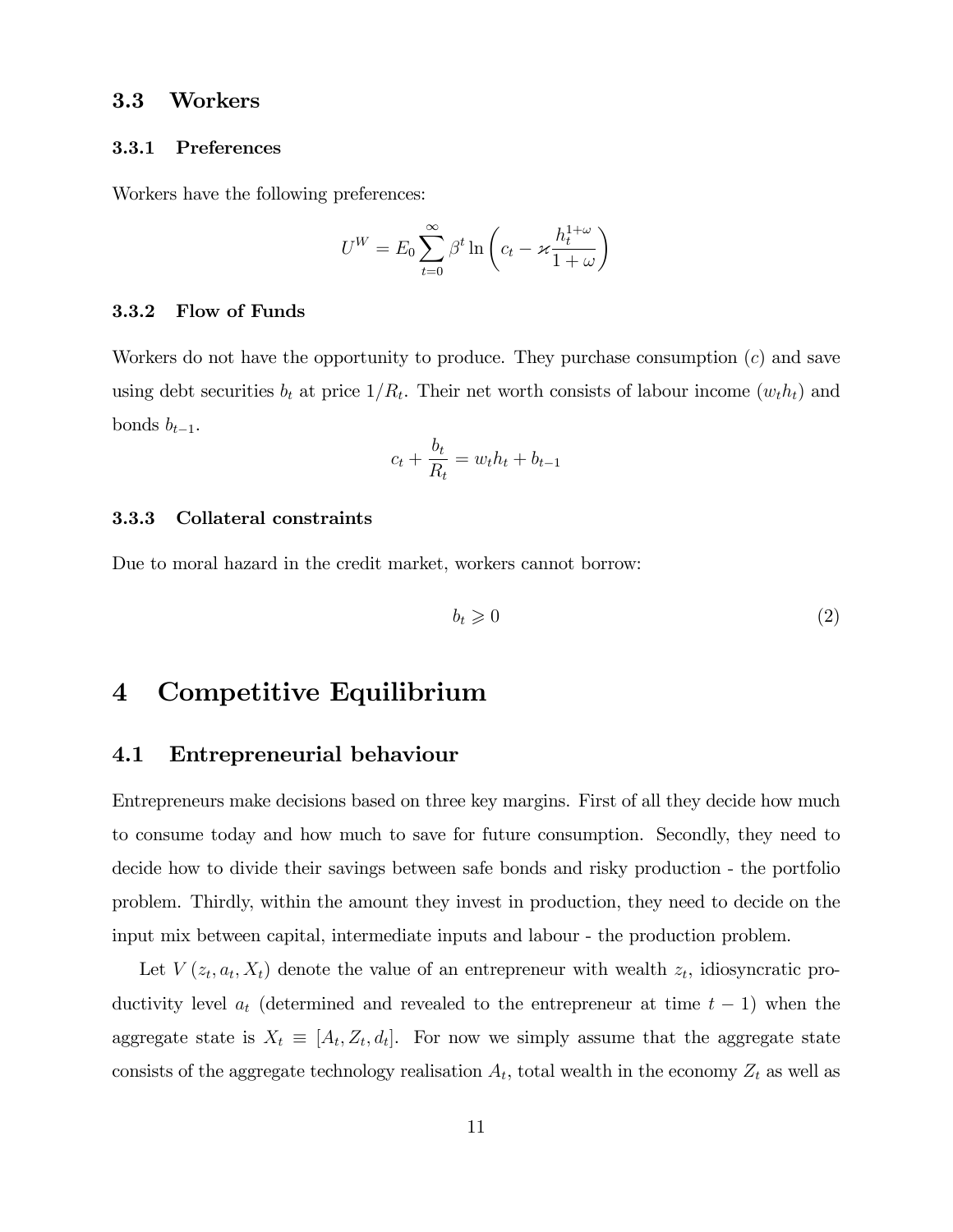### 3.3 Workers

#### 3.3.1 Preferences

Workers have the following preferences:

$$U^W = E_0 \sum_{t=0}^{\infty} \beta^t \ln \left( c_t - \varkappa \frac{h_t^{1+\omega}}{1+\omega} \right)$$

#### 3.3.2 Flow of Funds

Workers do not have the opportunity to produce. They purchase consumption ($c$) and save using debt securities $b_t$ at price $1/R_t$. Their net worth consists of labour income ($w_t h_t$) and bonds $b_{t-1}$.

$$c_t + \frac{b_t}{R_t} = w_t h_t + b_{t-1}$$

#### 3.3.3 Collateral constraints

Due to moral hazard in the credit market, workers cannot borrow:

$$b_t \geqslant 0 \tag{2}$$

# 4 Competitive Equilibrium

## 4.1 Entrepreneurial behaviour

Entrepreneurs make decisions based on three key margins. First of all they decide how much to consume today and how much to save for future consumption. Secondly, they need to decide how to divide their savings between safe bonds and risky production - the portfolio problem. Thirdly, within the amount they invest in production, they need to decide on the input mix between capital, intermediate inputs and labour - the production problem.

Let $V(z_t, a_t, X_t)$ denote the value of an entrepreneur with wealth $z_t$, idiosyncratic productivity level $a_t$ (determined and revealed to the entrepreneur at time $t-1$) when the aggregate state is $X_t \equiv [A_t, Z_t, d_t]$. For now we simply assume that the aggregate state consists of the aggregate technology realisation $A_t$, total wealth in the economy $Z_t$ as well as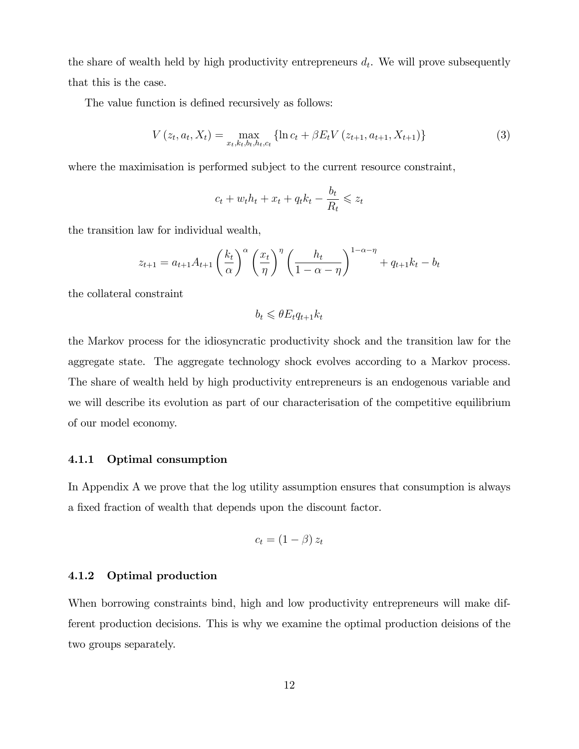the share of wealth held by high productivity entrepreneurs $d_t$. We will prove subsequently that this is the case.

The value function is defined recursively as follows:

$$V(z_t, a_t, X_t) = \max_{x_t, k_t, b_t, h_t, c_t} \{\ln c_t + \beta E_t V(z_{t+1}, a_{t+1}, X_{t+1})\} \tag{3}$$

where the maximisation is performed subject to the current resource constraint,

$$c_t + w_t h_t + x_t + q_t k_t - \frac{b_t}{R_t} \leqslant z_t$$

the transition law for individual wealth,

$$z_{t+1} = a_{t+1} A_{t+1} \left(\frac{k_t}{\alpha}\right)^{\alpha} \left(\frac{x_t}{\eta}\right)^{\eta} \left(\frac{h_t}{1-\alpha-\eta}\right)^{1-\alpha-\eta} + q_{t+1} k_t - b_t$$

the collateral constraint

$$b_t \leqslant \theta E_t q_{t+1} k_t$$

the Markov process for the idiosyncratic productivity shock and the transition law for the aggregate state. The aggregate technology shock evolves according to a Markov process. The share of wealth held by high productivity entrepreneurs is an endogenous variable and we will describe its evolution as part of our characterisation of the competitive equilibrium of our model economy.

### 4.1.1 Optimal consumption

In Appendix A we prove that the log utility assumption ensures that consumption is always a fixed fraction of wealth that depends upon the discount factor.

$$c_t = (1-\beta) z_t$$

### 4.1.2 Optimal production

When borrowing constraints bind, high and low productivity entrepreneurs will make different production decisions. This is why we examine the optimal production deisions of the two groups separately.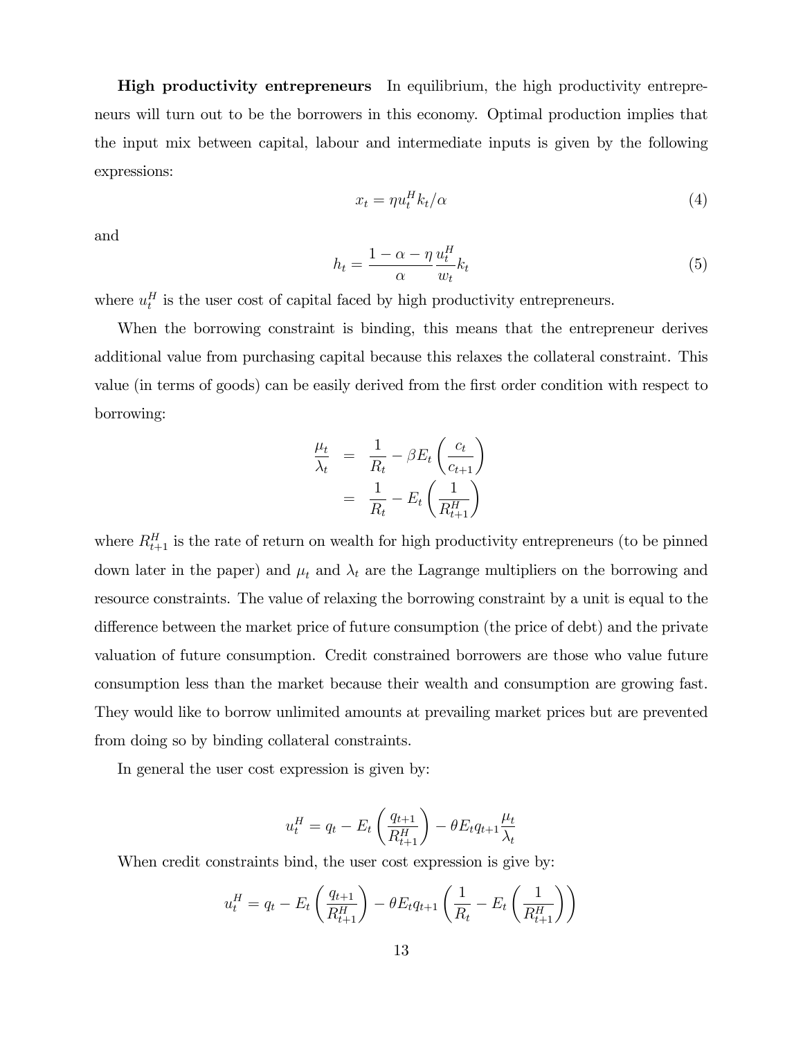**High productivity entrepreneurs** In equilibrium, the high productivity entrepreneurs will turn out to be the borrowers in this economy. Optimal production implies that the input mix between capital, labour and intermediate inputs is given by the following expressions:

$$x_t = \eta u_t^H k_t / \alpha \tag{4}$$

and

$$h_t = \frac{1 - \alpha - \eta}{\alpha} \frac{u_t^H}{w_t} k_t \tag{5}$$

where $u_t^H$ is the user cost of capital faced by high productivity entrepreneurs.

When the borrowing constraint is binding, this means that the entrepreneur derives additional value from purchasing capital because this relaxes the collateral constraint. This value (in terms of goods) can be easily derived from the first order condition with respect to borrowing:

$$\begin{aligned}
\frac{\mu_t}{\lambda_t} &= \frac{1}{R_t} - \beta E_t \left( \frac{c_t}{c_{t+1}} \right) \\
&= \frac{1}{R_t} - E_t \left( \frac{1}{R_{t+1}^H} \right)
\end{aligned}$$

where $R_{t+1}^H$ is the rate of return on wealth for high productivity entrepreneurs (to be pinned down later in the paper) and $\mu_t$ and $\lambda_t$ are the Lagrange multipliers on the borrowing and resource constraints. The value of relaxing the borrowing constraint by a unit is equal to the difference between the market price of future consumption (the price of debt) and the private valuation of future consumption. Credit constrained borrowers are those who value future consumption less than the market because their wealth and consumption are growing fast. They would like to borrow unlimited amounts at prevailing market prices but are prevented from doing so by binding collateral constraints.

In general the user cost expression is given by:

$$u_t^H = q_t - E_t \left( \frac{q_{t+1}}{R_{t+1}^H} \right) - \theta E_t q_{t+1} \frac{\mu_t}{\lambda_t}$$

When credit constraints bind, the user cost expression is give by:

$$u_t^H = q_t - E_t \left( \frac{q_{t+1}}{R_{t+1}^H} \right) - \theta E_t q_{t+1} \left( \frac{1}{R_t} - E_t \left( \frac{1}{R_{t+1}^H} \right) \right)$$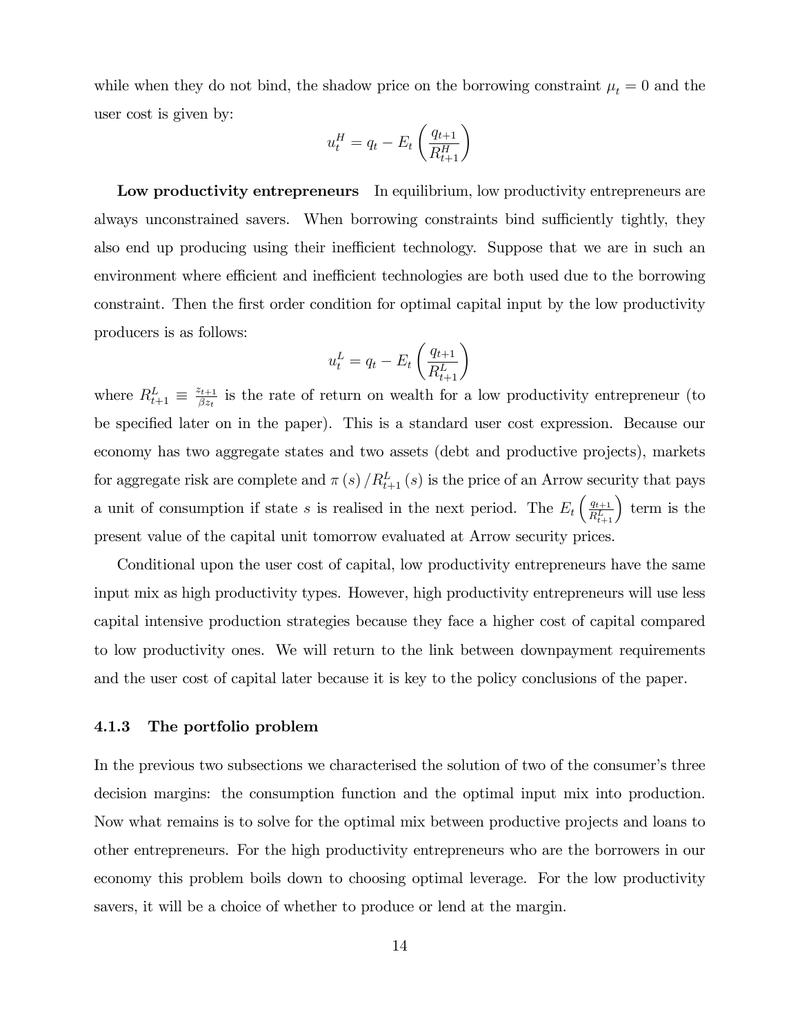while when they do not bind, the shadow price on the borrowing constraint $\mu_t = 0$ and the user cost is given by:

$$u_t^H = q_t - E_t\left(\frac{q_{t+1}}{R_{t+1}^H}\right)$$

**Low productivity entrepreneurs** In equilibrium, low productivity entrepreneurs are always unconstrained savers. When borrowing constraints bind sufficiently tightly, they also end up producing using their inefficient technology. Suppose that we are in such an environment where efficient and inefficient technologies are both used due to the borrowing constraint. Then the first order condition for optimal capital input by the low productivity producers is as follows:

$$u_t^L = q_t - E_t\left(\frac{q_{t+1}}{R_{t+1}^L}\right)$$

where $R_{t+1}^L \equiv \frac{z_{t+1}}{\beta z_t}$ is the rate of return on wealth for a low productivity entrepreneur (to be specified later on in the paper). This is a standard user cost expression. Because our economy has two aggregate states and two assets (debt and productive projects), markets for aggregate risk are complete and $\pi(s)/R_{t+1}^L(s)$ is the price of an Arrow security that pays a unit of consumption if state $s$ is realised in the next period. The $E_t\left(\frac{q_{t+1}}{R_{t+1}^L}\right)$ term is the present value of the capital unit tomorrow evaluated at Arrow security prices.

Conditional upon the user cost of capital, low productivity entrepreneurs have the same input mix as high productivity types. However, high productivity entrepreneurs will use less capital intensive production strategies because they face a higher cost of capital compared to low productivity ones. We will return to the link between downpayment requirements and the user cost of capital later because it is key to the policy conclusions of the paper.

### 4.1.3 The portfolio problem

In the previous two subsections we characterised the solution of two of the consumer's three decision margins: the consumption function and the optimal input mix into production. Now what remains is to solve for the optimal mix between productive projects and loans to other entrepreneurs. For the high productivity entrepreneurs who are the borrowers in our economy this problem boils down to choosing optimal leverage. For the low productivity savers, it will be a choice of whether to produce or lend at the margin.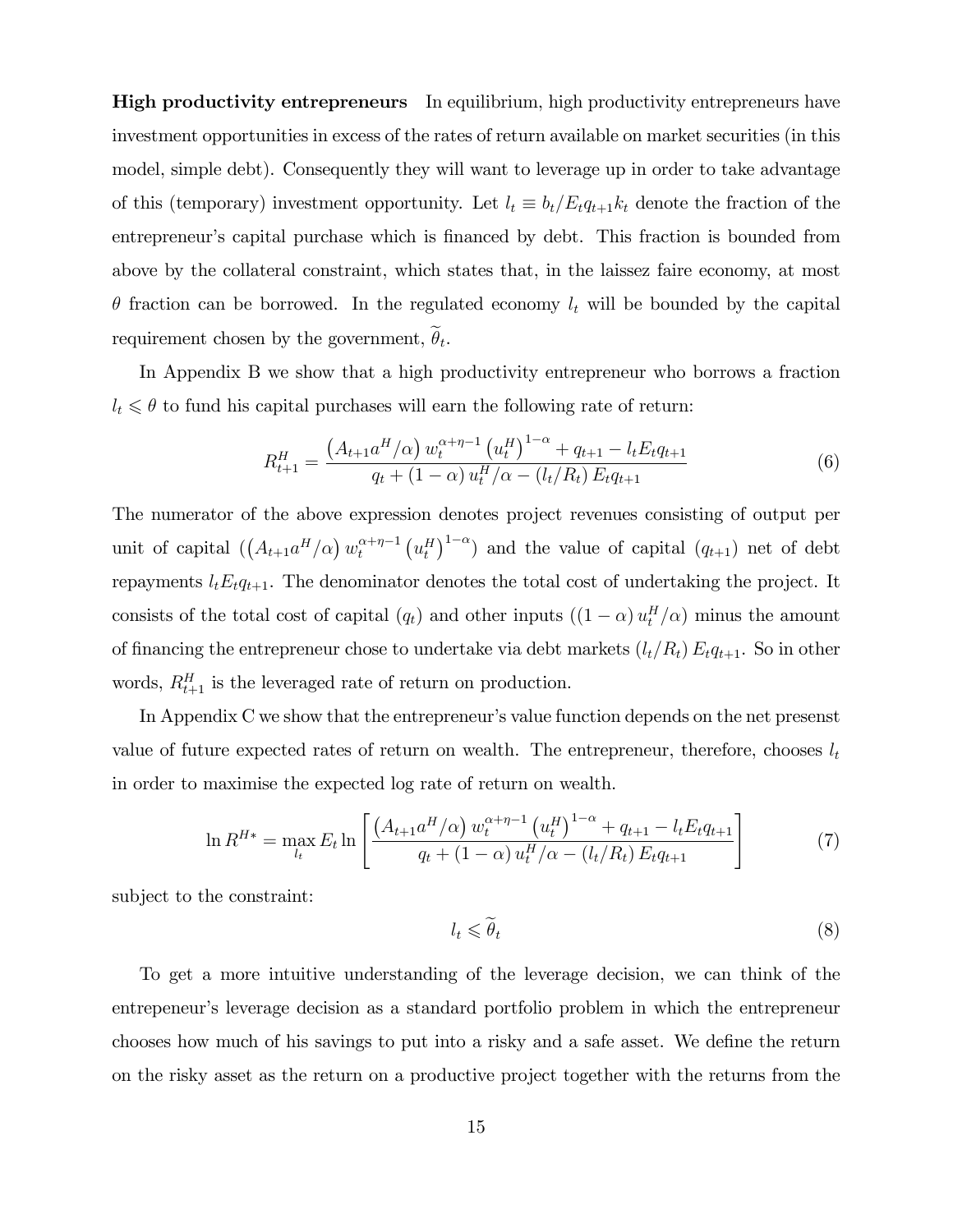**High productivity entrepreneurs** In equilibrium, high productivity entrepreneurs have investment opportunities in excess of the rates of return available on market securities (in this model, simple debt). Consequently they will want to leverage up in order to take advantage of this (temporary) investment opportunity. Let $l_t \equiv b_t/E_t q_{t+1} k_t$ denote the fraction of the entrepreneur's capital purchase which is financed by debt. This fraction is bounded from above by the collateral constraint, which states that, in the laissez faire economy, at most $\theta$ fraction can be borrowed. In the regulated economy $l_t$ will be bounded by the capital requirement chosen by the government, $\widetilde{\theta}_t$.

In Appendix B we show that a high productivity entrepreneur who borrows a fraction $l_t \leqslant \theta$ to fund his capital purchases will earn the following rate of return:

$$R^H_{t+1} = \frac{\left(A_{t+1} a^H/\alpha\right) w_t^{\alpha+\eta-1} \left(u_t^H\right)^{1-\alpha} + q_{t+1} - l_t E_t q_{t+1}}{q_t + (1-\alpha) u_t^H/\alpha - (l_t/R_t) E_t q_{t+1}} \tag{6}$$

The numerator of the above expression denotes project revenues consisting of output per unit of capital ($\left(A_{t+1} a^H/\alpha\right) w_t^{\alpha+\eta-1} \left(u_t^H\right)^{1-\alpha}$) and the value of capital ($q_{t+1}$) net of debt repayments $l_t E_t q_{t+1}$. The denominator denotes the total cost of undertaking the project. It consists of the total cost of capital ($q_t$) and other inputs ($(1-\alpha) u_t^H/\alpha$) minus the amount of financing the entrepreneur chose to undertake via debt markets $(l_t/R_t) E_t q_{t+1}$. So in other words, $R^H_{t+1}$ is the leveraged rate of return on production.

In Appendix C we show that the entrepreneur's value function depends on the net presenst value of future expected rates of return on wealth. The entrepreneur, therefore, chooses $l_t$ in order to maximise the expected log rate of return on wealth.

$$\ln R^{H*} = \max_{l_t} E_t \ln \left[ \frac{\left(A_{t+1} a^H/\alpha\right) w_t^{\alpha+\eta-1} \left(u_t^H\right)^{1-\alpha} + q_{t+1} - l_t E_t q_{t+1}}{q_t + (1-\alpha) u_t^H/\alpha - (l_t/R_t) E_t q_{t+1}} \right] \tag{7}$$

subject to the constraint:

$$l_t \leqslant \widetilde{\theta}_t \tag{8}$$

To get a more intuitive understanding of the leverage decision, we can think of the entrepeneur's leverage decision as a standard portfolio problem in which the entrepreneur chooses how much of his savings to put into a risky and a safe asset. We define the return on the risky asset as the return on a productive project together with the returns from the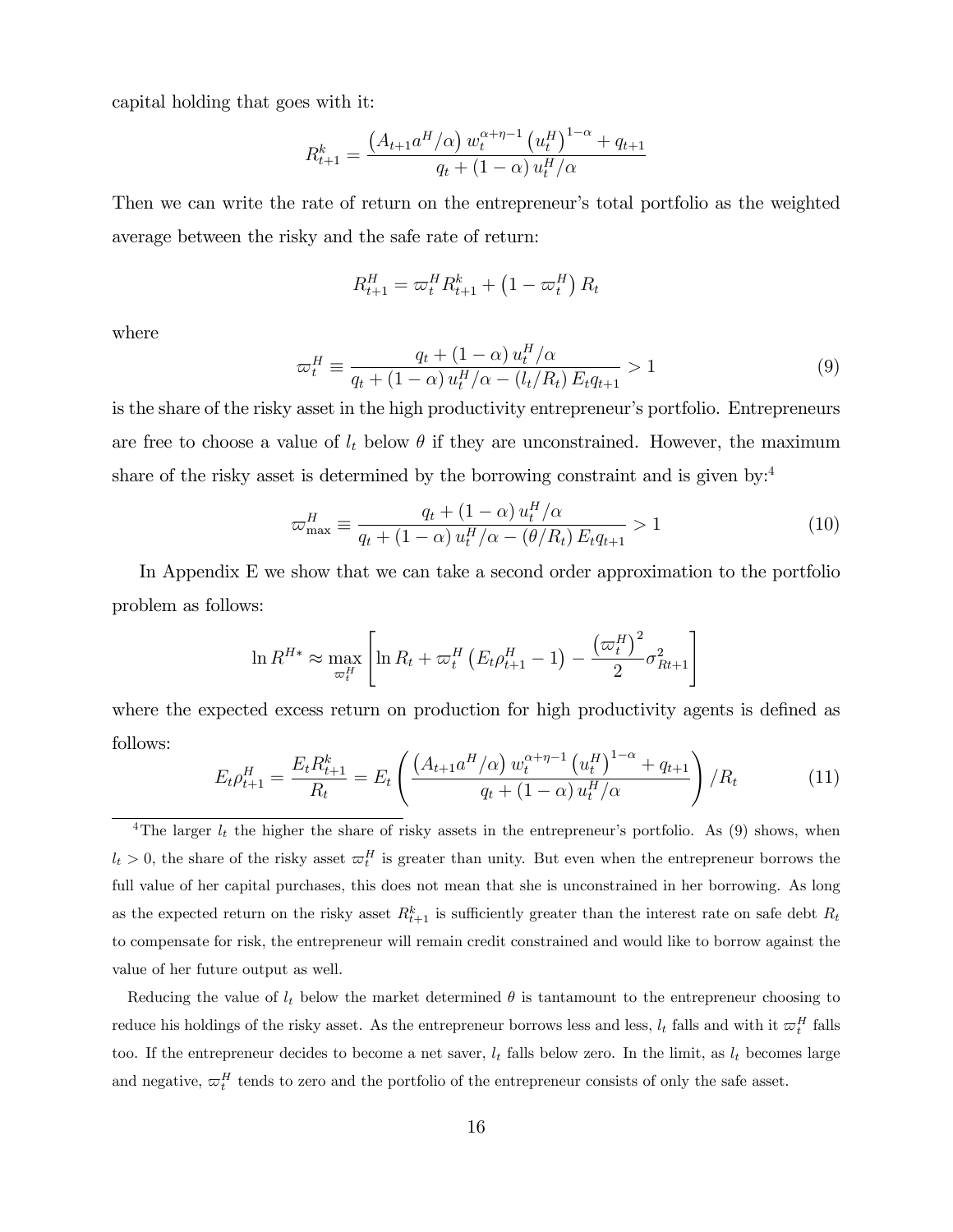capital holding that goes with it:

$$R_{t+1}^{k}=\frac{\left(A_{t+1}a^{H}/\alpha\right)w_{t}^{\alpha+\eta-1}\left(u_{t}^{H}\right)^{1-\alpha}+q_{t+1}}{q_{t}+\left(1-\alpha\right)u_{t}^{H}/\alpha}$$

Then we can write the rate of return on the entrepreneur's total portfolio as the weighted average between the risky and the safe rate of return:

$$R_{t+1}^{H}=\varpi_{t}^{H}R_{t+1}^{k}+\left(1-\varpi_{t}^{H}\right)R_{t}$$

where

$$\varpi_{t}^{H}\equiv\frac{q_{t}+\left(1-\alpha\right)u_{t}^{H}/\alpha}{q_{t}+\left(1-\alpha\right)u_{t}^{H}/\alpha-\left(l_{t}/R_{t}\right)E_{t}q_{t+1}}>1 \tag{9}$$

is the share of the risky asset in the high productivity entrepreneur's portfolio. Entrepreneurs are free to choose a value of $l_t$ below $\theta$ if they are unconstrained. However, the maximum share of the risky asset is determined by the borrowing constraint and is given by:[4]

$$\varpi_{\max}^{H}\equiv\frac{q_{t}+\left(1-\alpha\right)u_{t}^{H}/\alpha}{q_{t}+\left(1-\alpha\right)u_{t}^{H}/\alpha-\left(\theta/R_{t}\right)E_{t}q_{t+1}}>1 \tag{10}$$

In Appendix E we show that we can take a second order approximation to the portfolio problem as follows:

$$\ln R^{H*}\approx\max_{\varpi_{t}^{H}}\left[\ln R_{t}+\varpi_{t}^{H}\left(E_{t}\rho_{t+1}^{H}-1\right)-\frac{\left(\varpi_{t}^{H}\right)^{2}}{2}\sigma_{Rt+1}^{2}\right]$$

where the expected excess return on production for high productivity agents is defined as follows:

$$E_{t}\rho_{t+1}^{H}=\frac{E_{t}R_{t+1}^{k}}{R_{t}}=E_{t}\left(\frac{\left(A_{t+1}a^{H}/\alpha\right)w_{t}^{\alpha+\eta-1}\left(u_{t}^{H}\right)^{1-\alpha}+q_{t+1}}{q_{t}+\left(1-\alpha\right)u_{t}^{H}/\alpha}\right)/R_{t} \tag{11}$$

---

[4] The larger $l_t$ the higher the share of risky assets in the entrepreneur's portfolio. As (9) shows, when $l_t > 0$, the share of the risky asset $\varpi_t^H$ is greater than unity. But even when the entrepreneur borrows the full value of her capital purchases, this does not mean that she is unconstrained in her borrowing. As long as the expected return on the risky asset $R_{t+1}^k$ is sufficiently greater than the interest rate on safe debt $R_t$ to compensate for risk, the entrepreneur will remain credit constrained and would like to borrow against the value of her future output as well.

Reducing the value of $l_t$ below the market determined $\theta$ is tantamount to the entrepreneur choosing to reduce his holdings of the risky asset. As the entrepreneur borrows less and less, $l_t$ falls and with it $\varpi_t^H$ falls too. If the entrepreneur decides to become a net saver, $l_t$ falls below zero. In the limit, as $l_t$ becomes large and negative, $\varpi_t^H$ tends to zero and the portfolio of the entrepreneur consists of only the safe asset.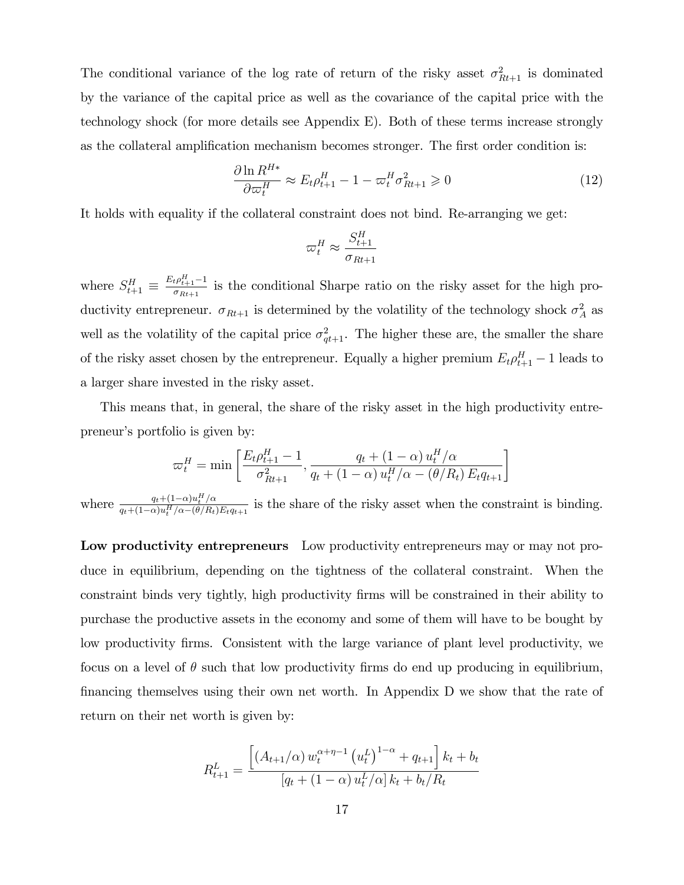The conditional variance of the log rate of return of the risky asset $\sigma^2_{Rt+1}$ is dominated by the variance of the capital price as well as the covariance of the capital price with the technology shock (for more details see Appendix E). Both of these terms increase strongly as the collateral amplification mechanism becomes stronger. The first order condition is:

$$\frac{\partial \ln R^{H*}}{\partial \varpi^H_t} \approx E_t \rho^H_{t+1} - 1 - \varpi^H_t \sigma^2_{Rt+1} \geqslant 0 \tag{12}$$

It holds with equality if the collateral constraint does not bind. Re-arranging we get:

$$\varpi^H_t \approx \frac{S^H_{t+1}}{\sigma_{Rt+1}}$$

where $S^H_{t+1} \equiv \frac{E_t \rho^H_{t+1} - 1}{\sigma_{Rt+1}}$ is the conditional Sharpe ratio on the risky asset for the high productivity entrepreneur. $\sigma_{Rt+1}$ is determined by the volatility of the technology shock $\sigma^2_A$ as well as the volatility of the capital price $\sigma^2_{qt+1}$. The higher these are, the smaller the share of the risky asset chosen by the entrepreneur. Equally a higher premium $E_t \rho^H_{t+1} - 1$ leads to a larger share invested in the risky asset.

This means that, in general, the share of the risky asset in the high productivity entrepreneur's portfolio is given by:

$$\varpi^H_t = \min \left[ \frac{E_t \rho^H_{t+1} - 1}{\sigma^2_{Rt+1}}, \frac{q_t + (1-\alpha) u^H_t / \alpha}{q_t + (1-\alpha) u^H_t / \alpha - (\theta / R_t) E_t q_{t+1}} \right]$$

where $\frac{q_t + (1-\alpha) u^H_t / \alpha}{q_t + (1-\alpha) u^H_t / \alpha - (\theta / R_t) E_t q_{t+1}}$ is the share of the risky asset when the constraint is binding.

**Low productivity entrepreneurs** Low productivity entrepreneurs may or may not produce in equilibrium, depending on the tightness of the collateral constraint. When the constraint binds very tightly, high productivity firms will be constrained in their ability to purchase the productive assets in the economy and some of them will have to be bought by low productivity firms. Consistent with the large variance of plant level productivity, we focus on a level of $\theta$ such that low productivity firms do end up producing in equilibrium, financing themselves using their own net worth. In Appendix D we show that the rate of return on their net worth is given by:

$$R^L_{t+1} = \frac{\left[ (A_{t+1}/\alpha) \, w_t^{\alpha+\eta-1} \left(u^L_t\right)^{1-\alpha} + q_{t+1} \right] k_t + b_t}{\left[ q_t + (1-\alpha) \, u^L_t / \alpha \right] k_t + b_t / R_t}$$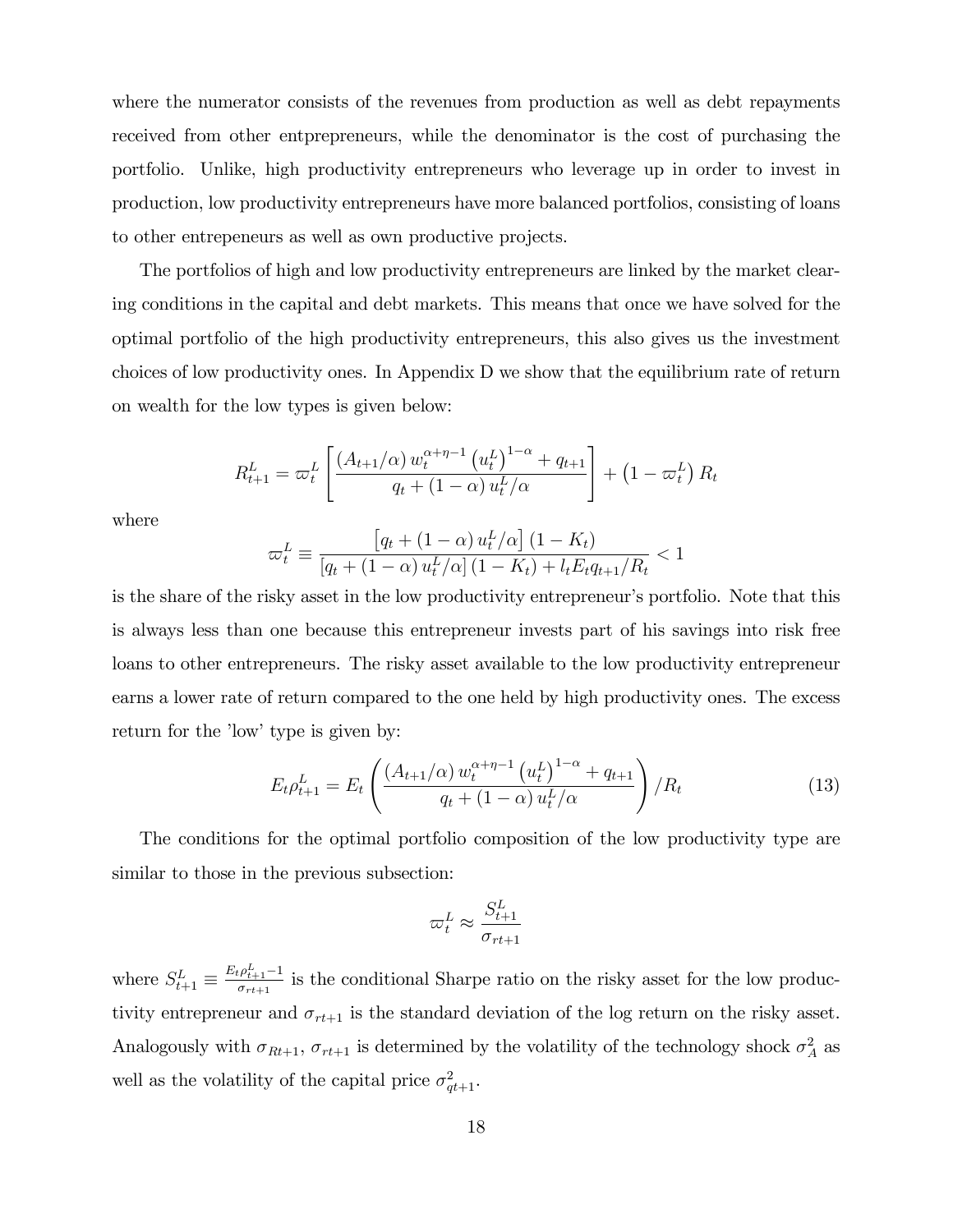where the numerator consists of the revenues from production as well as debt repayments received from other entpreprenеurs, while the denominator is the cost of purchasing the portfolio. Unlike, high productivity entrepreneurs who leverage up in order to invest in production, low productivity entrepreneurs have more balanced portfolios, consisting of loans to other entrepeneurs as well as own productive projects.

The portfolios of high and low productivity entrepreneurs are linked by the market clearing conditions in the capital and debt markets. This means that once we have solved for the optimal portfolio of the high productivity entrepreneurs, this also gives us the investment choices of low productivity ones. In Appendix D we show that the equilibrium rate of return on wealth for the low types is given below:

$$R_{t+1}^{L} = \varpi_t^{L}\left[\frac{\left(A_{t+1}/\alpha\right)w_t^{\alpha+\eta-1}\left(u_t^{L}\right)^{1-\alpha}+q_{t+1}}{q_t+\left(1-\alpha\right)u_t^{L}/\alpha}\right]+\left(1-\varpi_t^{L}\right)R_t$$

where

$$\varpi_t^{L} \equiv \frac{\left[q_t+\left(1-\alpha\right)u_t^{L}/\alpha\right]\left(1-K_t\right)}{\left[q_t+\left(1-\alpha\right)u_t^{L}/\alpha\right]\left(1-K_t\right)+l_tE_tq_{t+1}/R_t}<1$$

is the share of the risky asset in the low productivity entrepreneur's portfolio. Note that this is always less than one because this entrepreneur invests part of his savings into risk free loans to other entrepreneurs. The risky asset available to the low productivity entrepreneur earns a lower rate of return compared to the one held by high productivity ones. The excess return for the 'low' type is given by:

$$E_t\rho_{t+1}^{L} = E_t\left(\frac{\left(A_{t+1}/\alpha\right)w_t^{\alpha+\eta-1}\left(u_t^{L}\right)^{1-\alpha}+q_{t+1}}{q_t+\left(1-\alpha\right)u_t^{L}/\alpha}\right)/R_t \tag{13}$$

The conditions for the optimal portfolio composition of the low productivity type are similar to those in the previous subsection:

$$\varpi_t^{L} \approx \frac{S_{t+1}^{L}}{\sigma_{rt+1}}$$

where $S_{t+1}^{L} \equiv \frac{E_t\rho_{t+1}^{L}-1}{\sigma_{rt+1}}$ is the conditional Sharpe ratio on the risky asset for the low productivity entrepreneur and $\sigma_{rt+1}$ is the standard deviation of the log return on the risky asset. Analogously with $\sigma_{Rt+1}$, $\sigma_{rt+1}$ is determined by the volatility of the technology shock $\sigma_A^2$ as well as the volatility of the capital price $\sigma_{qt+1}^2$.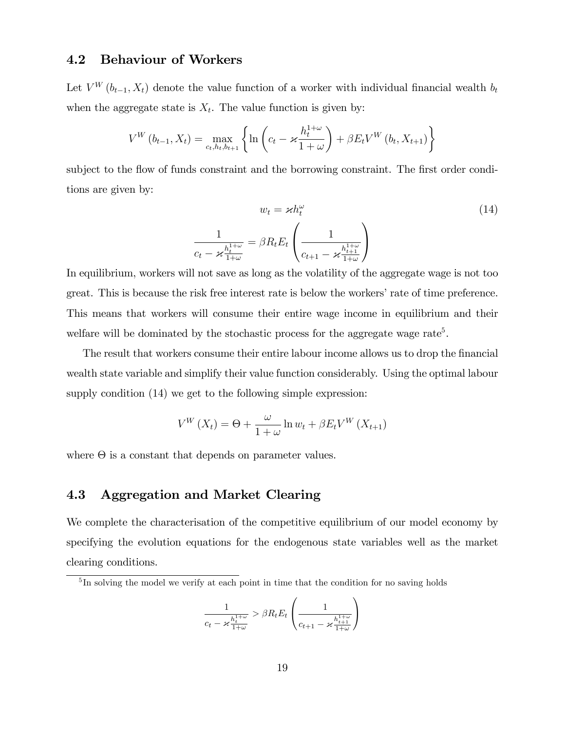### 4.2 Behaviour of Workers

Let $V^W(b_{t-1}, X_t)$ denote the value function of a worker with individual financial wealth $b_t$ when the aggregate state is $X_t$. The value function is given by:

$$V^W(b_{t-1}, X_t) = \max_{c_t, h_t, b_{t+1}} \left\{ \ln\left(c_t - \varkappa \frac{h_t^{1+\omega}}{1+\omega}\right) + \beta E_t V^W(b_t, X_{t+1}) \right\}$$

subject to the flow of funds constraint and the borrowing constraint. The first order conditions are given by:

$$w_t = \varkappa h_t^{\omega} \tag{14}$$

$$\frac{1}{c_t - \varkappa \frac{h_t^{1+\omega}}{1+\omega}} = \beta R_t E_t \left( \frac{1}{c_{t+1} - \varkappa \frac{h_{t+1}^{1+\omega}}{1+\omega}} \right)$$

In equilibrium, workers will not save as long as the volatility of the aggregate wage is not too great. This is because the risk free interest rate is below the workers' rate of time preference. This means that workers will consume their entire wage income in equilibrium and their welfare will be dominated by the stochastic process for the aggregate wage rate[5].

The result that workers consume their entire labour income allows us to drop the financial wealth state variable and simplify their value function considerably. Using the optimal labour supply condition (14) we get to the following simple expression:

$$V^W(X_t) = \Theta + \frac{\omega}{1+\omega} \ln w_t + \beta E_t V^W(X_{t+1})$$

where $\Theta$ is a constant that depends on parameter values.

### 4.3 Aggregation and Market Clearing

We complete the characterisation of the competitive equilibrium of our model economy by specifying the evolution equations for the endogenous state variables well as the market clearing conditions.

[5] In solving the model we verify at each point in time that the condition for no saving holds

$$\frac{1}{c_t - \varkappa \frac{h_t^{1+\omega}}{1+\omega}} > \beta R_t E_t \left( \frac{1}{c_{t+1} - \varkappa \frac{h_{t+1}^{1+\omega}}{1+\omega}} \right)$$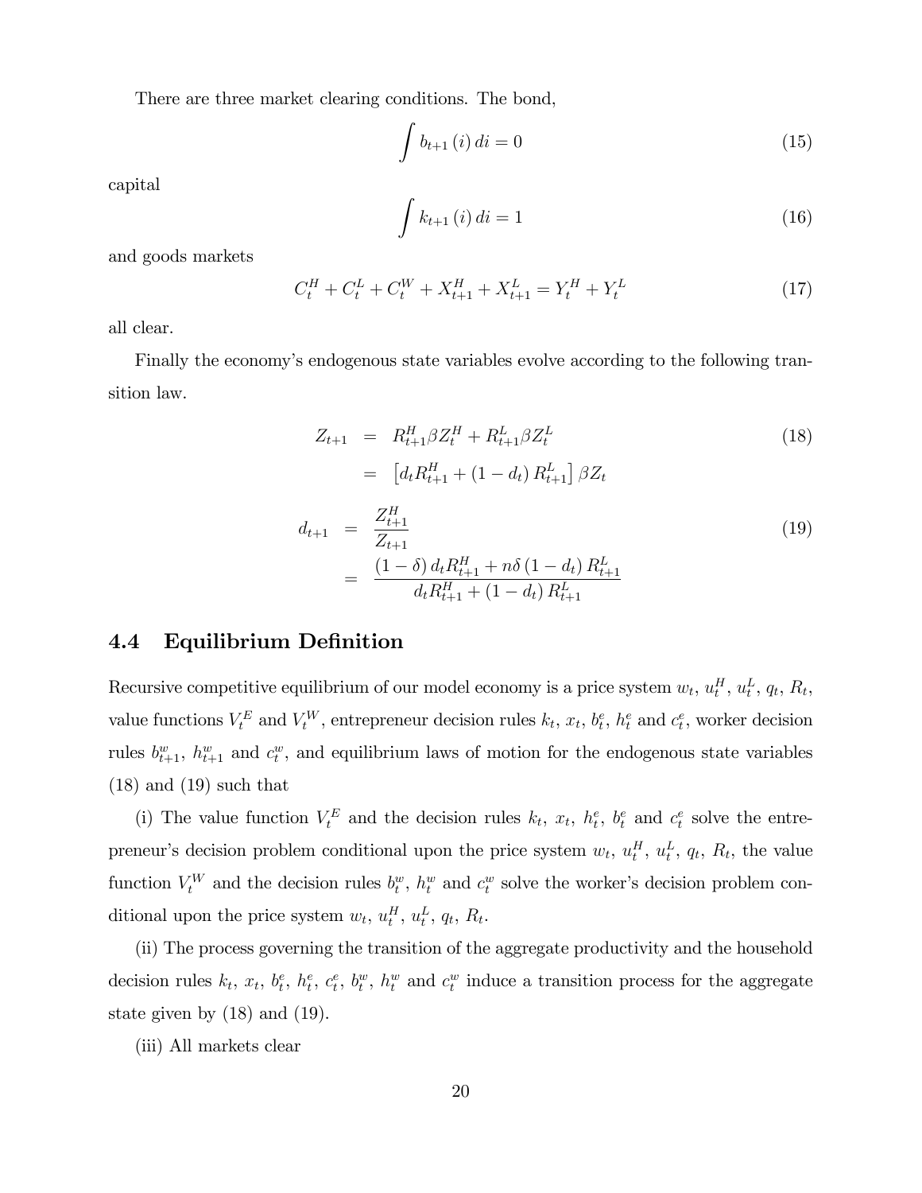There are three market clearing conditions. The bond,

$$\int b_{t+1}(i)\,di = 0 \tag{15}$$

capital

$$\int k_{t+1}(i)\,di = 1 \tag{16}$$

and goods markets

$$C_t^H + C_t^L + C_t^W + X_{t+1}^H + X_{t+1}^L = Y_t^H + Y_t^L \tag{17}$$

all clear.

Finally the economy's endogenous state variables evolve according to the following transition law.

$$\begin{aligned} Z_{t+1} &= R_{t+1}^H \beta Z_t^H + R_{t+1}^L \beta Z_t^L \\ &= \left[d_t R_{t+1}^H + (1-d_t) R_{t+1}^L\right] \beta Z_t \end{aligned} \tag{18}$$

$$\begin{aligned} d_{t+1} &= \frac{Z_{t+1}^H}{Z_{t+1}} \\ &= \frac{(1-\delta) d_t R_{t+1}^H + n\delta (1-d_t) R_{t+1}^L}{d_t R_{t+1}^H + (1-d_t) R_{t+1}^L} \end{aligned} \tag{19}$$

## 4.4 Equilibrium Definition

Recursive competitive equilibrium of our model economy is a price system $w_t$, $u_t^H$, $u_t^L$, $q_t$, $R_t$, value functions $V_t^E$ and $V_t^W$, entrepreneur decision rules $k_t$, $x_t$, $b_t^e$, $h_t^e$ and $c_t^e$, worker decision rules $b_{t+1}^w$, $h_{t+1}^w$ and $c_t^w$, and equilibrium laws of motion for the endogenous state variables (18) and (19) such that

(i) The value function $V_t^E$ and the decision rules $k_t$, $x_t$, $h_t^e$, $b_t^e$ and $c_t^e$ solve the entrepreneur's decision problem conditional upon the price system $w_t$, $u_t^H$, $u_t^L$, $q_t$, $R_t$, the value function $V_t^W$ and the decision rules $b_t^w$, $h_t^w$ and $c_t^w$ solve the worker's decision problem conditional upon the price system $w_t$, $u_t^H$, $u_t^L$, $q_t$, $R_t$.

(ii) The process governing the transition of the aggregate productivity and the household decision rules $k_t$, $x_t$, $b_t^e$, $h_t^e$, $c_t^e$, $b_t^w$, $h_t^w$ and $c_t^w$ induce a transition process for the aggregate state given by (18) and (19).

(iii) All markets clear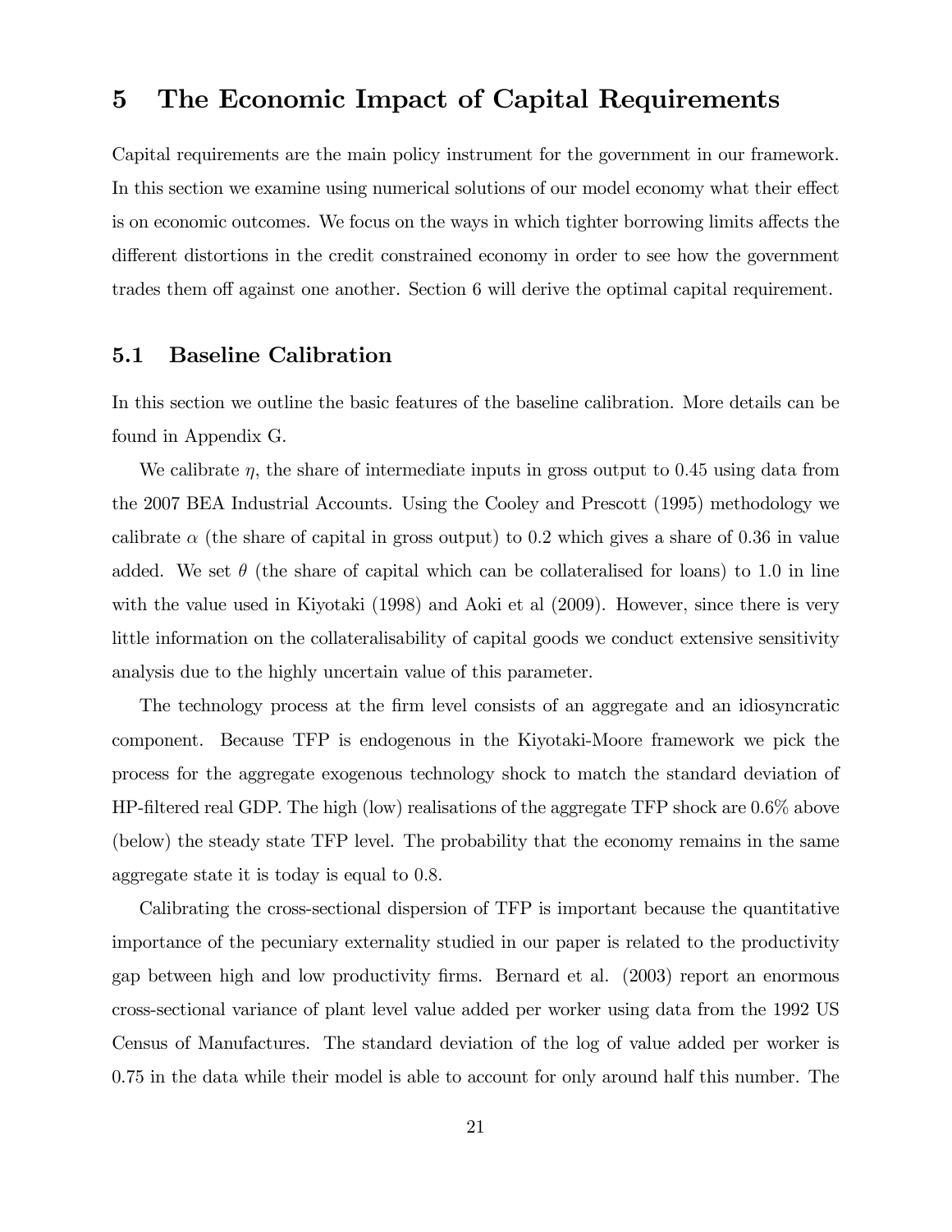# 5 The Economic Impact of Capital Requirements

Capital requirements are the main policy instrument for the government in our framework. In this section we examine using numerical solutions of our model economy what their effect is on economic outcomes. We focus on the ways in which tighter borrowing limits affects the different distortions in the credit constrained economy in order to see how the government trades them off against one another. Section 6 will derive the optimal capital requirement.

## 5.1 Baseline Calibration

In this section we outline the basic features of the baseline calibration. More details can be found in Appendix G.

We calibrate $\eta$, the share of intermediate inputs in gross output to 0.45 using data from the 2007 BEA Industrial Accounts. Using the Cooley and Prescott (1995) methodology we calibrate $\alpha$ (the share of capital in gross output) to 0.2 which gives a share of 0.36 in value added. We set $\theta$ (the share of capital which can be collateralised for loans) to 1.0 in line with the value used in Kiyotaki (1998) and Aoki et al (2009). However, since there is very little information on the collateralisability of capital goods we conduct extensive sensitivity analysis due to the highly uncertain value of this parameter.

The technology process at the firm level consists of an aggregate and an idiosyncratic component. Because TFP is endogenous in the Kiyotaki-Moore framework we pick the process for the aggregate exogenous technology shock to match the standard deviation of HP-filtered real GDP. The high (low) realisations of the aggregate TFP shock are 0.6% above (below) the steady state TFP level. The probability that the economy remains in the same aggregate state it is today is equal to 0.8.

Calibrating the cross-sectional dispersion of TFP is important because the quantitative importance of the pecuniary externality studied in our paper is related to the productivity gap between high and low productivity firms. Bernard et al. (2003) report an enormous cross-sectional variance of plant level value added per worker using data from the 1992 US Census of Manufactures. The standard deviation of the log of value added per worker is 0.75 in the data while their model is able to account for only around half this number. The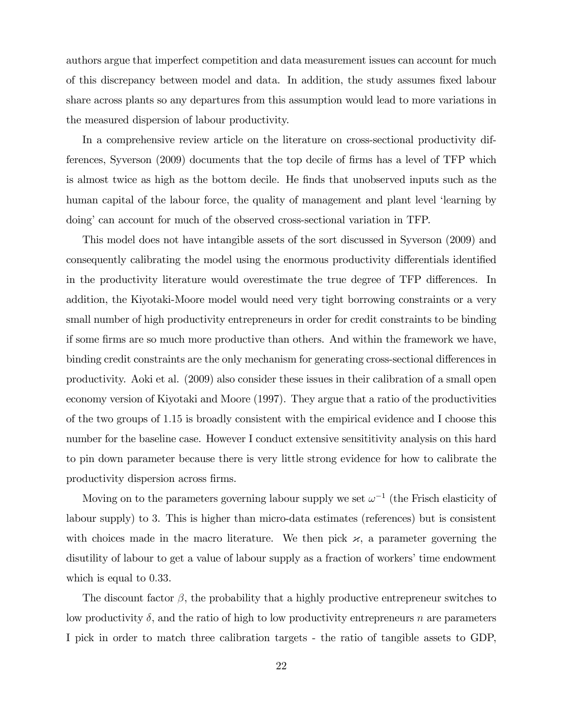authors argue that imperfect competition and data measurement issues can account for much of this discrepancy between model and data. In addition, the study assumes fixed labour share across plants so any departures from this assumption would lead to more variations in the measured dispersion of labour productivity.

In a comprehensive review article on the literature on cross-sectional productivity differences, Syverson (2009) documents that the top decile of firms has a level of TFP which is almost twice as high as the bottom decile. He finds that unobserved inputs such as the human capital of the labour force, the quality of management and plant level 'learning by doing' can account for much of the observed cross-sectional variation in TFP.

This model does not have intangible assets of the sort discussed in Syverson (2009) and consequently calibrating the model using the enormous productivity differentials identified in the productivity literature would overestimate the true degree of TFP differences. In addition, the Kiyotaki-Moore model would need very tight borrowing constraints or a very small number of high productivity entrepreneurs in order for credit constraints to be binding if some firms are so much more productive than others. And within the framework we have, binding credit constraints are the only mechanism for generating cross-sectional differences in productivity. Aoki et al. (2009) also consider these issues in their calibration of a small open economy version of Kiyotaki and Moore (1997). They argue that a ratio of the productivities of the two groups of 1.15 is broadly consistent with the empirical evidence and I choose this number for the baseline case. However I conduct extensive sensititivity analysis on this hard to pin down parameter because there is very little strong evidence for how to calibrate the productivity dispersion across firms.

Moving on to the parameters governing labour supply we set $\omega^{-1}$ (the Frisch elasticity of labour supply) to 3. This is higher than micro-data estimates (references) but is consistent with choices made in the macro literature. We then pick $\varkappa$, a parameter governing the disutility of labour to get a value of labour supply as a fraction of workers' time endowment which is equal to 0.33.

The discount factor $\beta$, the probability that a highly productive entrepreneur switches to low productivity $\delta$, and the ratio of high to low productivity entrepreneurs $n$ are parameters I pick in order to match three calibration targets - the ratio of tangible assets to GDP,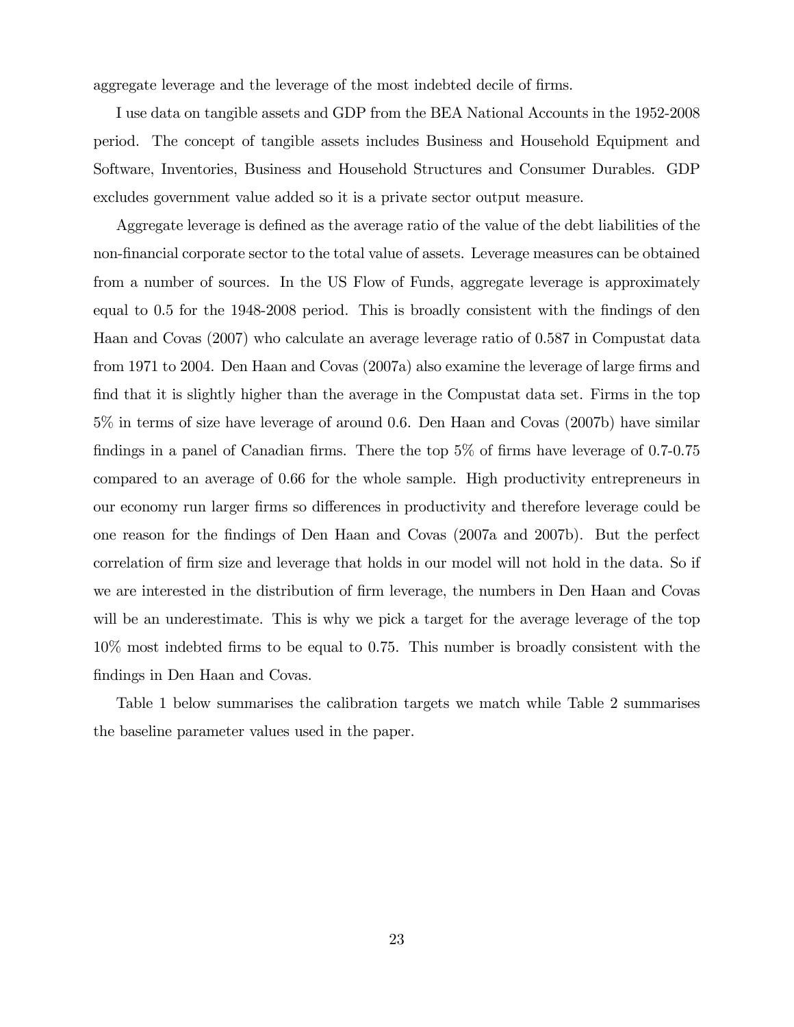aggregate leverage and the leverage of the most indebted decile of firms.

I use data on tangible assets and GDP from the BEA National Accounts in the 1952-2008 period. The concept of tangible assets includes Business and Household Equipment and Software, Inventories, Business and Household Structures and Consumer Durables. GDP excludes government value added so it is a private sector output measure.

Aggregate leverage is defined as the average ratio of the value of the debt liabilities of the non-financial corporate sector to the total value of assets. Leverage measures can be obtained from a number of sources. In the US Flow of Funds, aggregate leverage is approximately equal to 0.5 for the 1948-2008 period. This is broadly consistent with the findings of den Haan and Covas (2007) who calculate an average leverage ratio of 0.587 in Compustat data from 1971 to 2004. Den Haan and Covas (2007a) also examine the leverage of large firms and find that it is slightly higher than the average in the Compustat data set. Firms in the top 5% in terms of size have leverage of around 0.6. Den Haan and Covas (2007b) have similar findings in a panel of Canadian firms. There the top 5% of firms have leverage of 0.7-0.75 compared to an average of 0.66 for the whole sample. High productivity entrepreneurs in our economy run larger firms so differences in productivity and therefore leverage could be one reason for the findings of Den Haan and Covas (2007a and 2007b). But the perfect correlation of firm size and leverage that holds in our model will not hold in the data. So if we are interested in the distribution of firm leverage, the numbers in Den Haan and Covas will be an underestimate. This is why we pick a target for the average leverage of the top 10% most indebted firms to be equal to 0.75. This number is broadly consistent with the findings in Den Haan and Covas.

Table 1 below summarises the calibration targets we match while Table 2 summarises the baseline parameter values used in the paper.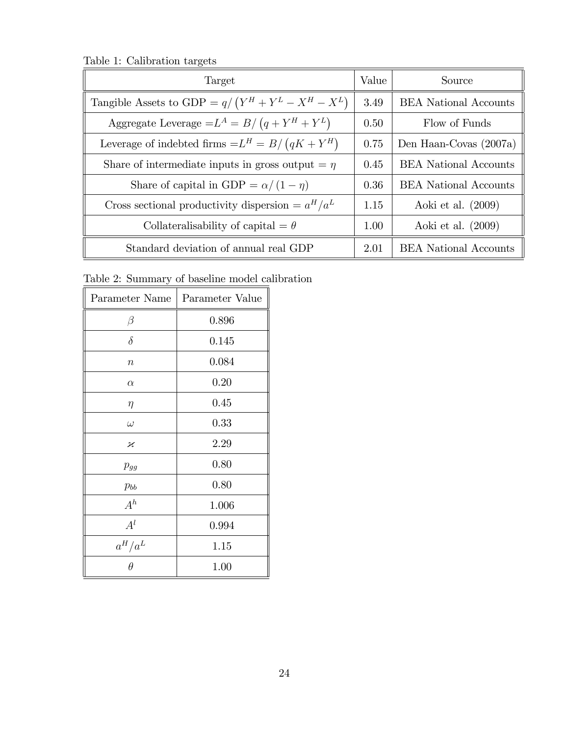Table 1: Calibration targets

| Target | Value | Source |
|---|---|---|
| Tangible Assets to GDP $= q/\left(Y^H + Y^L - X^H - X^L\right)$ | 3.49 | BEA National Accounts |
| Aggregate Leverage $= L^A = B/\left(q + Y^H + Y^L\right)$ | 0.50 | Flow of Funds |
| Leverage of indebted firms $= L^H = B/\left(qK + Y^H\right)$ | 0.75 | Den Haan-Covas (2007a) |
| Share of intermediate inputs in gross output $= \eta$ | 0.45 | BEA National Accounts |
| Share of capital in GDP $= \alpha/(1-\eta)$ | 0.36 | BEA National Accounts |
| Cross sectional productivity dispersion $= a^H/a^L$ | 1.15 | Aoki et al. (2009) |
| Collateralisability of capital $= \theta$ | 1.00 | Aoki et al. (2009) |
| Standard deviation of annual real GDP | 2.01 | BEA National Accounts |

Table 2: Summary of baseline model calibration

| Parameter Name | Parameter Value |
|---|---|
| $\beta$ | 0.896 |
| $\delta$ | 0.145 |
| $n$ | 0.084 |
| $\alpha$ | 0.20 |
| $\eta$ | 0.45 |
| $\omega$ | 0.33 |
| $\varkappa$ | 2.29 |
| $p_{gg}$ | 0.80 |
| $p_{bb}$ | 0.80 |
| $A^h$ | 1.006 |
| $A^l$ | 0.994 |
| $a^H/a^L$ | 1.15 |
| $\theta$ | 1.00 |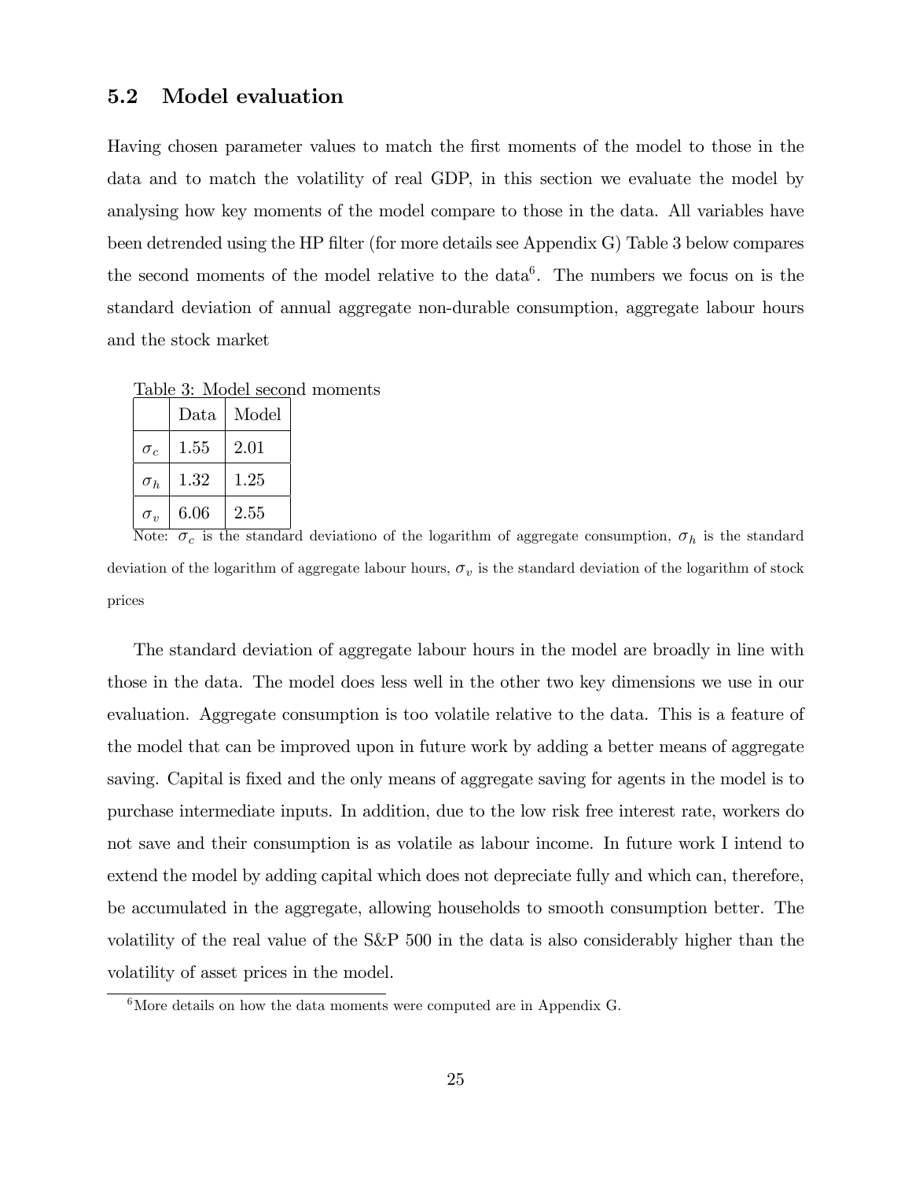## 5.2 Model evaluation

Having chosen parameter values to match the first moments of the model to those in the data and to match the volatility of real GDP, in this section we evaluate the model by analysing how key moments of the model compare to those in the data. All variables have been detrended using the HP filter (for more details see Appendix G) Table 3 below compares the second moments of the model relative to the data[6]. The numbers we focus on is the standard deviation of annual aggregate non-durable consumption, aggregate labour hours and the stock market

Table 3: Model second moments

| | Data | Model |
|---|---|---|
| $\sigma_c$ | 1.55 | 2.01 |
| $\sigma_h$ | 1.32 | 1.25 |
| $\sigma_v$ | 6.06 | 2.55 |

Note: $\sigma_c$ is the standard deviationo of the logarithm of aggregate consumption, $\sigma_h$ is the standard deviation of the logarithm of aggregate labour hours, $\sigma_v$ is the standard deviation of the logarithm of stock prices

The standard deviation of aggregate labour hours in the model are broadly in line with those in the data. The model does less well in the other two key dimensions we use in our evaluation. Aggregate consumption is too volatile relative to the data. This is a feature of the model that can be improved upon in future work by adding a better means of aggregate saving. Capital is fixed and the only means of aggregate saving for agents in the model is to purchase intermediate inputs. In addition, due to the low risk free interest rate, workers do not save and their consumption is as volatile as labour income. In future work I intend to extend the model by adding capital which does not depreciate fully and which can, therefore, be accumulated in the aggregate, allowing households to smooth consumption better. The volatility of the real value of the S&P 500 in the data is also considerably higher than the volatility of asset prices in the model.

[6] More details on how the data moments were computed are in Appendix G.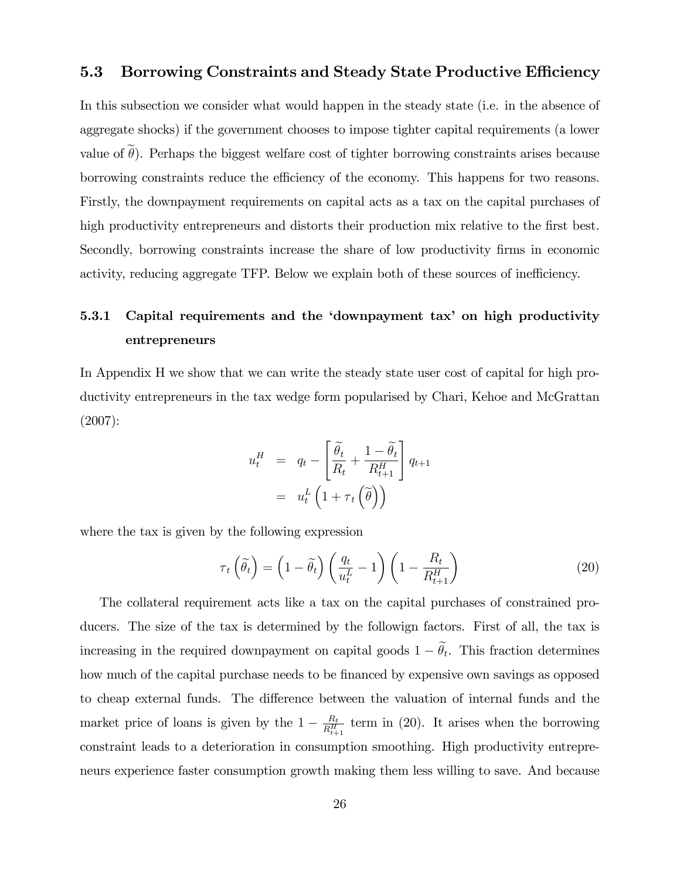## 5.3 Borrowing Constraints and Steady State Productive Efficiency

In this subsection we consider what would happen in the steady state (i.e. in the absence of aggregate shocks) if the government chooses to impose tighter capital requirements (a lower value of $\widetilde{\theta}$). Perhaps the biggest welfare cost of tighter borrowing constraints arises because borrowing constraints reduce the efficiency of the economy. This happens for two reasons. Firstly, the downpayment requirements on capital acts as a tax on the capital purchases of high productivity entrepreneurs and distorts their production mix relative to the first best. Secondly, borrowing constraints increase the share of low productivity firms in economic activity, reducing aggregate TFP. Below we explain both of these sources of inefficiency.

### 5.3.1 Capital requirements and the 'downpayment tax' on high productivity entrepreneurs

In Appendix H we show that we can write the steady state user cost of capital for high productivity entrepreneurs in the tax wedge form popularised by Chari, Kehoe and McGrattan (2007):

$$
\begin{aligned}
u_t^H &= q_t - \left[\frac{\widetilde{\theta}_t}{R_t} + \frac{1-\widetilde{\theta}_t}{R_{t+1}^H}\right] q_{t+1} \\
&= u_t^L \left(1 + \tau_t\left(\widetilde{\theta}\right)\right)
\end{aligned}
$$

where the tax is given by the following expression

$$
\tau_t\left(\widetilde{\theta}_t\right) = \left(1-\widetilde{\theta}_t\right)\left(\frac{q_t}{u_t^L} - 1\right)\left(1 - \frac{R_t}{R_{t+1}^H}\right) \tag{20}
$$

The collateral requirement acts like a tax on the capital purchases of constrained producers. The size of the tax is determined by the followign factors. First of all, the tax is increasing in the required downpayment on capital goods $1-\widetilde{\theta}_t$. This fraction determines how much of the capital purchase needs to be financed by expensive own savings as opposed to cheap external funds. The difference between the valuation of internal funds and the market price of loans is given by the $1 - \frac{R_t}{R_{t+1}^H}$ term in (20). It arises when the borrowing constraint leads to a deterioration in consumption smoothing. High productivity entrepreneurs experience faster consumption growth making them less willing to save. And because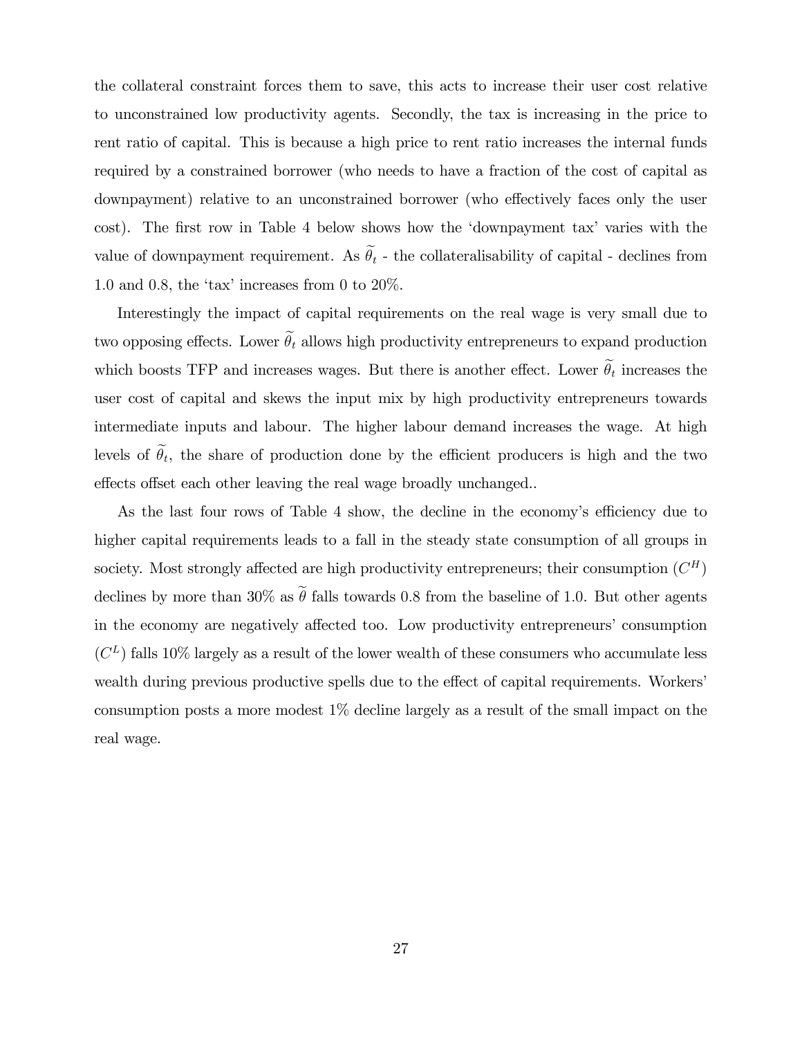the collateral constraint forces them to save, this acts to increase their user cost relative to unconstrained low productivity agents. Secondly, the tax is increasing in the price to rent ratio of capital. This is because a high price to rent ratio increases the internal funds required by a constrained borrower (who needs to have a fraction of the cost of capital as downpayment) relative to an unconstrained borrower (who effectively faces only the user cost). The first row in Table 4 below shows how the 'downpayment tax' varies with the value of downpayment requirement. As $\widetilde{\theta}_t$ - the collateralisability of capital - declines from 1.0 and 0.8, the 'tax' increases from 0 to 20%.

Interestingly the impact of capital requirements on the real wage is very small due to two opposing effects. Lower $\widetilde{\theta}_t$ allows high productivity entrepreneurs to expand production which boosts TFP and increases wages. But there is another effect. Lower $\widetilde{\theta}_t$ increases the user cost of capital and skews the input mix by high productivity entrepreneurs towards intermediate inputs and labour. The higher labour demand increases the wage. At high levels of $\widetilde{\theta}_t$, the share of production done by the efficient producers is high and the two effects offset each other leaving the real wage broadly unchanged..

As the last four rows of Table 4 show, the decline in the economy's efficiency due to higher capital requirements leads to a fall in the steady state consumption of all groups in society. Most strongly affected are high productivity entrepreneurs; their consumption ($C^H$) declines by more than 30% as $\widetilde{\theta}$ falls towards 0.8 from the baseline of 1.0. But other agents in the economy are negatively affected too. Low productivity entrepreneurs' consumption ($C^L$) falls 10% largely as a result of the lower wealth of these consumers who accumulate less wealth during previous productive spells due to the effect of capital requirements. Workers' consumption posts a more modest 1% decline largely as a result of the small impact on the real wage.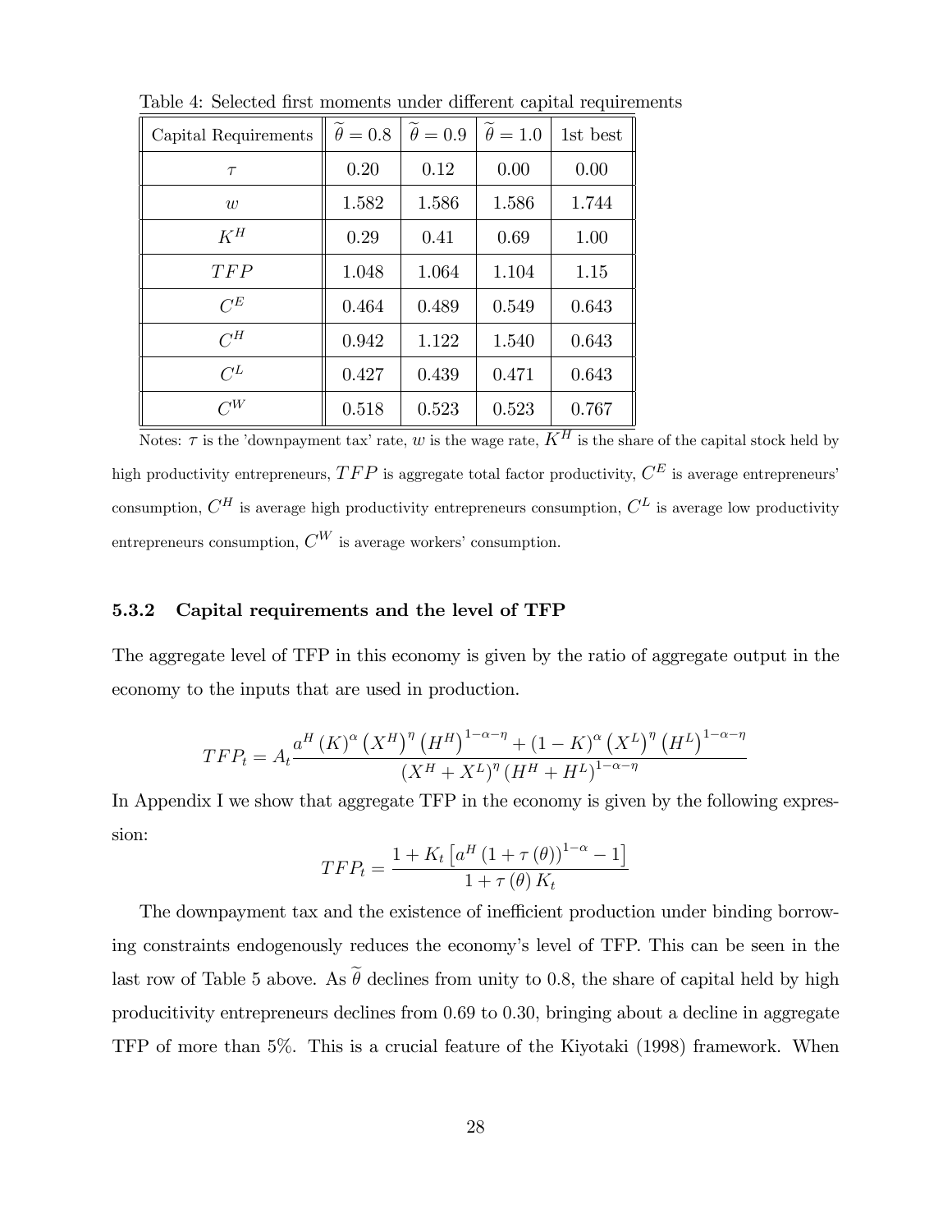Table 4: Selected first moments under different capital requirements

| Capital Requirements | $\widetilde{\theta} = 0.8$ | $\widetilde{\theta} = 0.9$ | $\widetilde{\theta} = 1.0$ | 1st best |
|---|---|---|---|---|
| $\tau$ | 0.20 | 0.12 | 0.00 | 0.00 |
| $w$ | 1.582 | 1.586 | 1.586 | 1.744 |
| $K^H$ | 0.29 | 0.41 | 0.69 | 1.00 |
| $TFP$ | 1.048 | 1.064 | 1.104 | 1.15 |
| $C^E$ | 0.464 | 0.489 | 0.549 | 0.643 |
| $C^H$ | 0.942 | 1.122 | 1.540 | 0.643 |
| $C^L$ | 0.427 | 0.439 | 0.471 | 0.643 |
| $C^W$ | 0.518 | 0.523 | 0.523 | 0.767 |

Notes: $\tau$ is the 'downpayment tax' rate, $w$ is the wage rate, $K^H$ is the share of the capital stock held by high productivity entrepreneurs, $TFP$ is aggregate total factor productivity, $C^E$ is average entrepreneurs' consumption, $C^H$ is average high productivity entrepreneurs consumption, $C^L$ is average low productivity entrepreneurs consumption, $C^W$ is average workers' consumption.

### 5.3.2 Capital requirements and the level of TFP

The aggregate level of TFP in this economy is given by the ratio of aggregate output in the economy to the inputs that are used in production.

$$TFP_t = A_t \frac{a^H (K)^\alpha \left(X^H\right)^\eta \left(H^H\right)^{1-\alpha-\eta} + (1-K)^\alpha \left(X^L\right)^\eta \left(H^L\right)^{1-\alpha-\eta}}{\left(X^H + X^L\right)^\eta \left(H^H + H^L\right)^{1-\alpha-\eta}}$$

In Appendix I we show that aggregate TFP in the economy is given by the following expression:

$$TFP_t = \frac{1 + K_t \left[a^H \left(1 + \tau(\theta)\right)^{1-\alpha} - 1\right]}{1 + \tau(\theta) K_t}$$

The downpayment tax and the existence of inefficient production under binding borrowing constraints endogenously reduces the economy's level of TFP. This can be seen in the last row of Table 5 above. As $\widetilde{\theta}$ declines from unity to 0.8, the share of capital held by high producitivity entrepreneurs declines from 0.69 to 0.30, bringing about a decline in aggregate TFP of more than 5%. This is a crucial feature of the Kiyotaki (1998) framework. When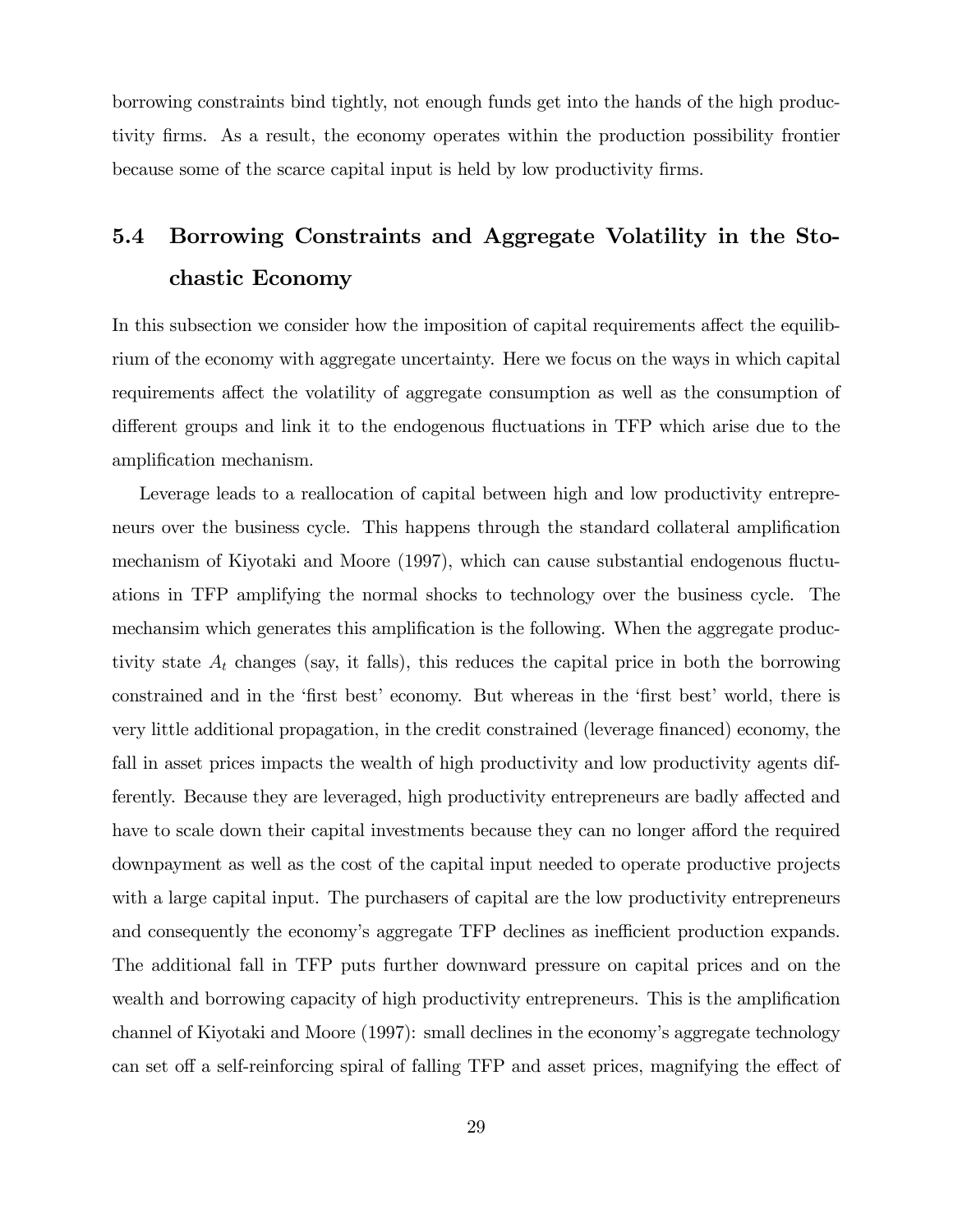borrowing constraints bind tightly, not enough funds get into the hands of the high productivity firms. As a result, the economy operates within the production possibility frontier because some of the scarce capital input is held by low productivity firms.

## 5.4 Borrowing Constraints and Aggregate Volatility in the Stochastic Economy

In this subsection we consider how the imposition of capital requirements affect the equilibrium of the economy with aggregate uncertainty. Here we focus on the ways in which capital requirements affect the volatility of aggregate consumption as well as the consumption of different groups and link it to the endogenous fluctuations in TFP which arise due to the amplification mechanism.

Leverage leads to a reallocation of capital between high and low productivity entrepreneurs over the business cycle. This happens through the standard collateral amplification mechanism of Kiyotaki and Moore (1997), which can cause substantial endogenous fluctuations in TFP amplifying the normal shocks to technology over the business cycle. The mechansim which generates this amplification is the following. When the aggregate productivity state $A_t$ changes (say, it falls), this reduces the capital price in both the borrowing constrained and in the 'first best' economy. But whereas in the 'first best' world, there is very little additional propagation, in the credit constrained (leverage financed) economy, the fall in asset prices impacts the wealth of high productivity and low productivity agents differently. Because they are leveraged, high productivity entrepreneurs are badly affected and have to scale down their capital investments because they can no longer afford the required downpayment as well as the cost of the capital input needed to operate productive projects with a large capital input. The purchasers of capital are the low productivity entrepreneurs and consequently the economy's aggregate TFP declines as inefficient production expands. The additional fall in TFP puts further downward pressure on capital prices and on the wealth and borrowing capacity of high productivity entrepreneurs. This is the amplification channel of Kiyotaki and Moore (1997): small declines in the economy's aggregate technology can set off a self-reinforcing spiral of falling TFP and asset prices, magnifying the effect of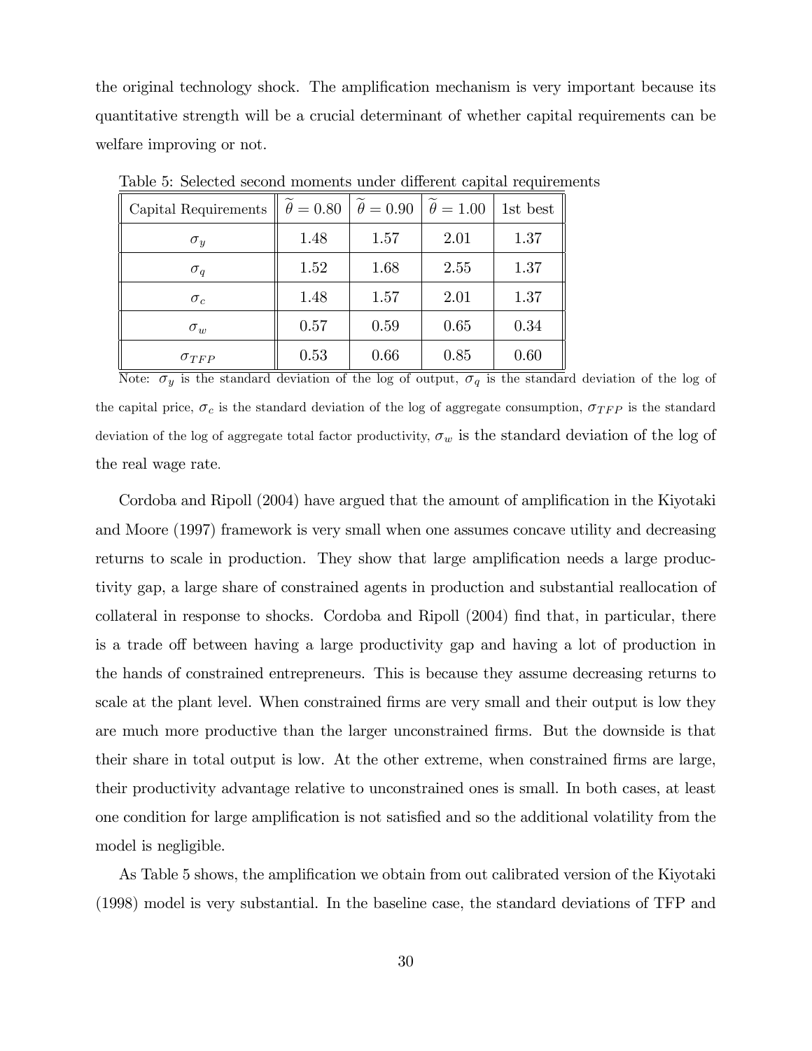the original technology shock. The amplification mechanism is very important because its quantitative strength will be a crucial determinant of whether capital requirements can be welfare improving or not.

Table 5: Selected second moments under different capital requirements

| Capital Requirements | $\widetilde{\theta} = 0.80$ | $\widetilde{\theta} = 0.90$ | $\widetilde{\theta} = 1.00$ | 1st best |
|---|---|---|---|---|
| $\sigma_y$ | 1.48 | 1.57 | 2.01 | 1.37 |
| $\sigma_q$ | 1.52 | 1.68 | 2.55 | 1.37 |
| $\sigma_c$ | 1.48 | 1.57 | 2.01 | 1.37 |
| $\sigma_w$ | 0.57 | 0.59 | 0.65 | 0.34 |
| $\sigma_{TFP}$ | 0.53 | 0.66 | 0.85 | 0.60 |

Note: $\sigma_y$ is the standard deviation of the log of output, $\sigma_q$ is the standard deviation of the log of the capital price, $\sigma_c$ is the standard deviation of the log of aggregate consumption, $\sigma_{TFP}$ is the standard deviation of the log of aggregate total factor productivity, $\sigma_w$ is the standard deviation of the log of the real wage rate.

Cordoba and Ripoll (2004) have argued that the amount of amplification in the Kiyotaki and Moore (1997) framework is very small when one assumes concave utility and decreasing returns to scale in production. They show that large amplification needs a large productivity gap, a large share of constrained agents in production and substantial reallocation of collateral in response to shocks. Cordoba and Ripoll (2004) find that, in particular, there is a trade off between having a large productivity gap and having a lot of production in the hands of constrained entrepreneurs. This is because they assume decreasing returns to scale at the plant level. When constrained firms are very small and their output is low they are much more productive than the larger unconstrained firms. But the downside is that their share in total output is low. At the other extreme, when constrained firms are large, their productivity advantage relative to unconstrained ones is small. In both cases, at least one condition for large amplification is not satisfied and so the additional volatility from the model is negligible.

As Table 5 shows, the amplification we obtain from out calibrated version of the Kiyotaki (1998) model is very substantial. In the baseline case, the standard deviations of TFP and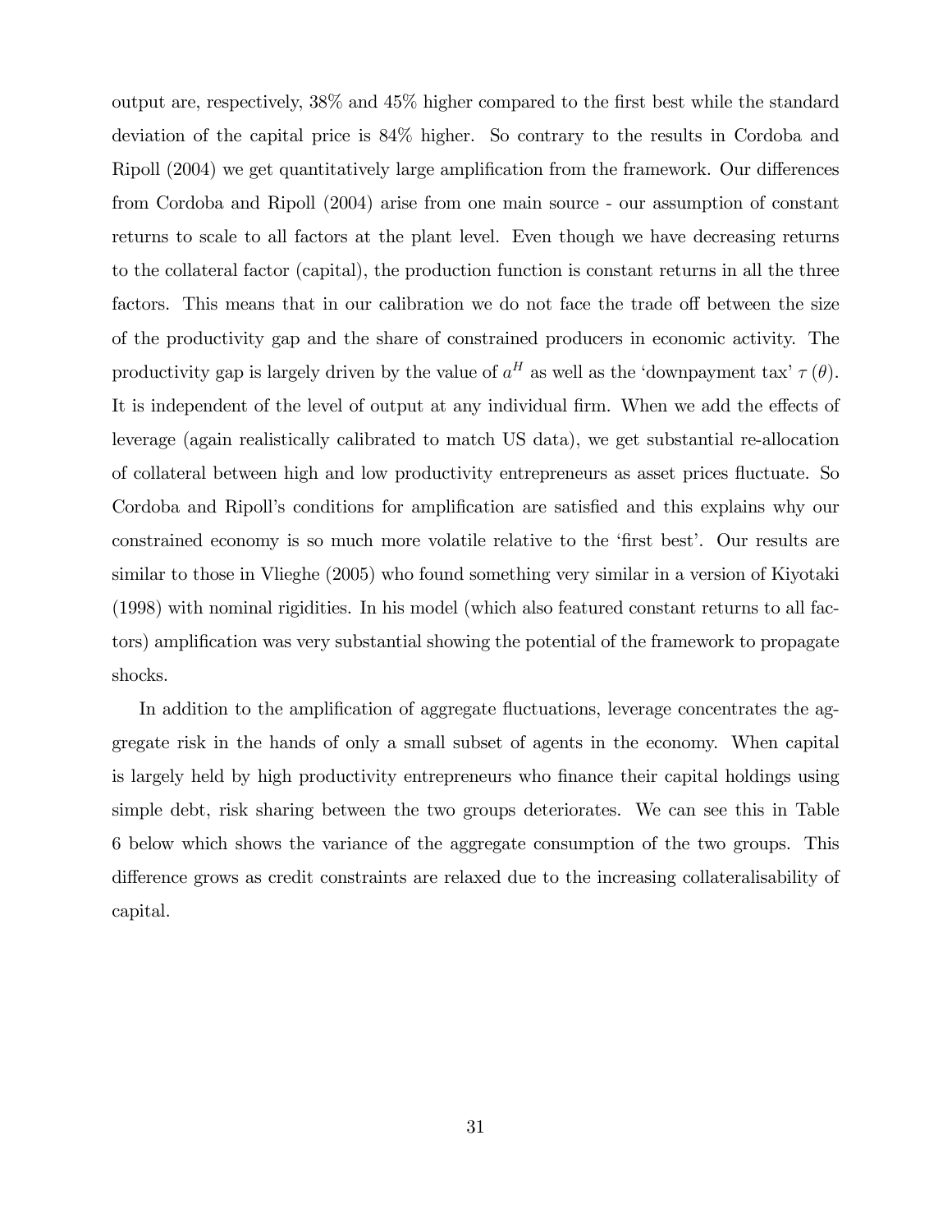output are, respectively, 38% and 45% higher compared to the first best while the standard deviation of the capital price is 84% higher. So contrary to the results in Cordoba and Ripoll (2004) we get quantitatively large amplification from the framework. Our differences from Cordoba and Ripoll (2004) arise from one main source - our assumption of constant returns to scale to all factors at the plant level. Even though we have decreasing returns to the collateral factor (capital), the production function is constant returns in all the three factors. This means that in our calibration we do not face the trade off between the size of the productivity gap and the share of constrained producers in economic activity. The productivity gap is largely driven by the value of $a^H$ as well as the 'downpayment tax' $\tau(\theta)$. It is independent of the level of output at any individual firm. When we add the effects of leverage (again realistically calibrated to match US data), we get substantial re-allocation of collateral between high and low productivity entrepreneurs as asset prices fluctuate. So Cordoba and Ripoll's conditions for amplification are satisfied and this explains why our constrained economy is so much more volatile relative to the 'first best'. Our results are similar to those in Vlieghe (2005) who found something very similar in a version of Kiyotaki (1998) with nominal rigidities. In his model (which also featured constant returns to all factors) amplification was very substantial showing the potential of the framework to propagate shocks.

In addition to the amplification of aggregate fluctuations, leverage concentrates the aggregate risk in the hands of only a small subset of agents in the economy. When capital is largely held by high productivity entrepreneurs who finance their capital holdings using simple debt, risk sharing between the two groups deteriorates. We can see this in Table 6 below which shows the variance of the aggregate consumption of the two groups. This difference grows as credit constraints are relaxed due to the increasing collateralisability of capital.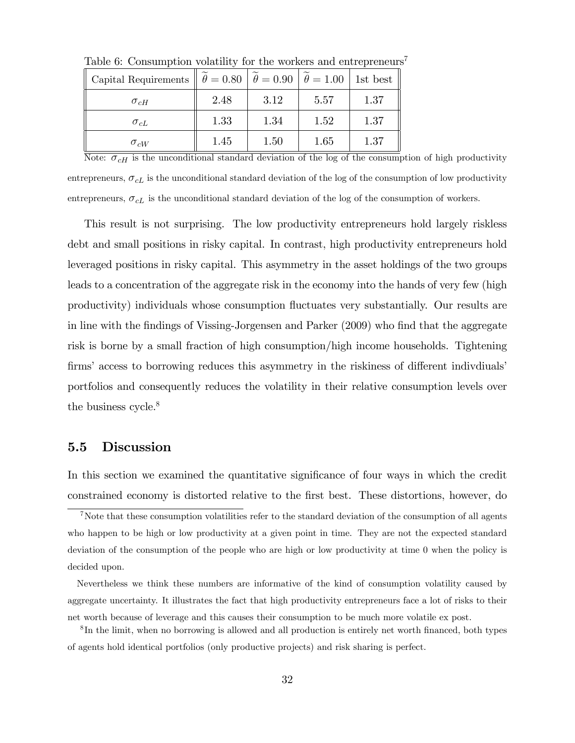Table 6: Consumption volatility for the workers and entrepreneurs[7]

| Capital Requirements | $\widetilde{\theta} = 0.80$ | $\widetilde{\theta} = 0.90$ | $\widetilde{\theta} = 1.00$ | 1st best |
|---|---|---|---|---|
| $\sigma_{cH}$ | 2.48 | 3.12 | 5.57 | 1.37 |
| $\sigma_{cL}$ | 1.33 | 1.34 | 1.52 | 1.37 |
| $\sigma_{cW}$ | 1.45 | 1.50 | 1.65 | 1.37 |

Note: $\sigma_{cH}$ is the unconditional standard deviation of the log of the consumption of high productivity entrepreneurs, $\sigma_{cL}$ is the unconditional standard deviation of the log of the consumption of low productivity entrepreneurs, $\sigma_{cL}$ is the unconditional standard deviation of the log of the consumption of workers.

This result is not surprising. The low productivity entrepreneurs hold largely riskless debt and small positions in risky capital. In contrast, high productivity entrepreneurs hold leveraged positions in risky capital. This asymmetry in the asset holdings of the two groups leads to a concentration of the aggregate risk in the economy into the hands of very few (high productivity) individuals whose consumption fluctuates very substantially. Our results are in line with the findings of Vissing-Jorgensen and Parker (2009) who find that the aggregate risk is borne by a small fraction of high consumption/high income households. Tightening firms' access to borrowing reduces this asymmetry in the riskiness of different indivdiuals' portfolios and consequently reduces the volatility in their relative consumption levels over the business cycle.[8]

### 5.5 Discussion

In this section we examined the quantitative significance of four ways in which the credit constrained economy is distorted relative to the first best. These distortions, however, do

[7] Note that these consumption volatilities refer to the standard deviation of the consumption of all agents who happen to be high or low productivity at a given point in time. They are not the expected standard deviation of the consumption of the people who are high or low productivity at time 0 when the policy is decided upon.

Nevertheless we think these numbers are informative of the kind of consumption volatility caused by aggregate uncertainty. It illustrates the fact that high productivity entrepreneurs face a lot of risks to their net worth because of leverage and this causes their consumption to be much more volatile ex post.

[8] In the limit, when no borrowing is allowed and all production is entirely net worth financed, both types of agents hold identical portfolios (only productive projects) and risk sharing is perfect.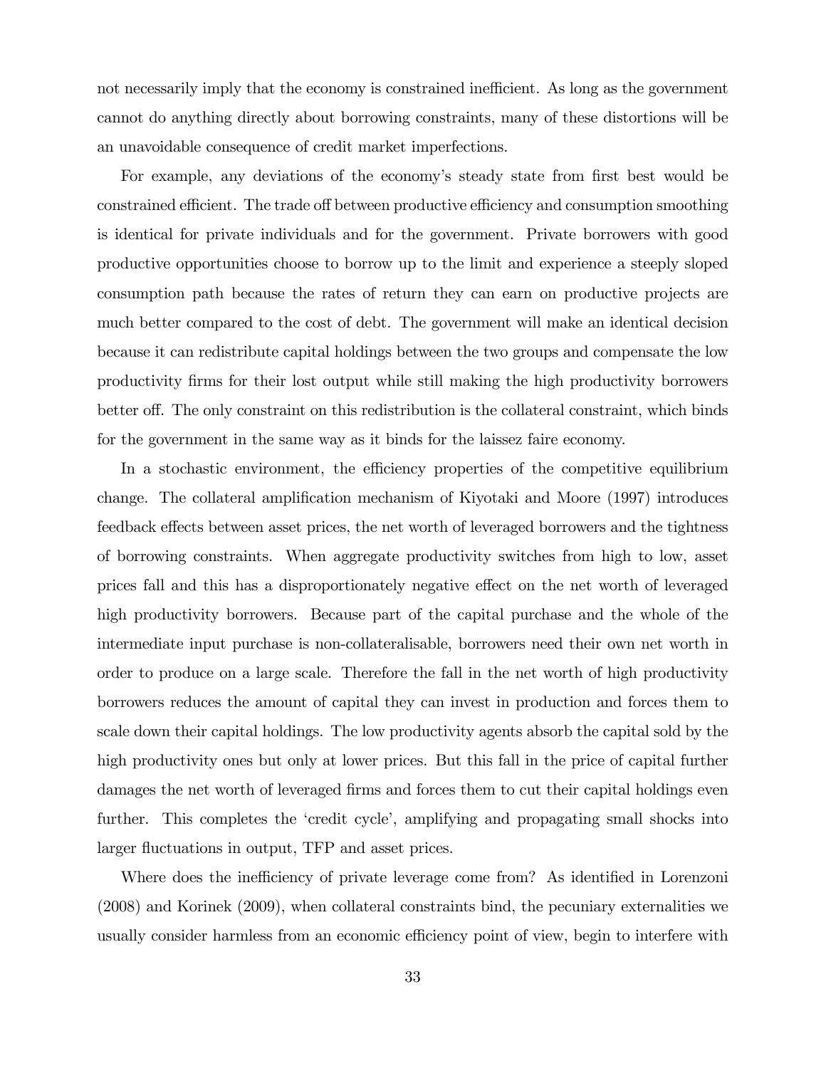not necessarily imply that the economy is constrained inefficient. As long as the government cannot do anything directly about borrowing constraints, many of these distortions will be an unavoidable consequence of credit market imperfections.

For example, any deviations of the economy's steady state from first best would be constrained efficient. The trade off between productive efficiency and consumption smoothing is identical for private individuals and for the government. Private borrowers with good productive opportunities choose to borrow up to the limit and experience a steeply sloped consumption path because the rates of return they can earn on productive projects are much better compared to the cost of debt. The government will make an identical decision because it can redistribute capital holdings between the two groups and compensate the low productivity firms for their lost output while still making the high productivity borrowers better off. The only constraint on this redistribution is the collateral constraint, which binds for the government in the same way as it binds for the laissez faire economy.

In a stochastic environment, the efficiency properties of the competitive equilibrium change. The collateral amplification mechanism of Kiyotaki and Moore (1997) introduces feedback effects between asset prices, the net worth of leveraged borrowers and the tightness of borrowing constraints. When aggregate productivity switches from high to low, asset prices fall and this has a disproportionately negative effect on the net worth of leveraged high productivity borrowers. Because part of the capital purchase and the whole of the intermediate input purchase is non-collateralisable, borrowers need their own net worth in order to produce on a large scale. Therefore the fall in the net worth of high productivity borrowers reduces the amount of capital they can invest in production and forces them to scale down their capital holdings. The low productivity agents absorb the capital sold by the high productivity ones but only at lower prices. But this fall in the price of capital further damages the net worth of leveraged firms and forces them to cut their capital holdings even further. This completes the 'credit cycle', amplifying and propagating small shocks into larger fluctuations in output, TFP and asset prices.

Where does the inefficiency of private leverage come from? As identified in Lorenzoni (2008) and Korinek (2009), when collateral constraints bind, the pecuniary externalities we usually consider harmless from an economic efficiency point of view, begin to interfere with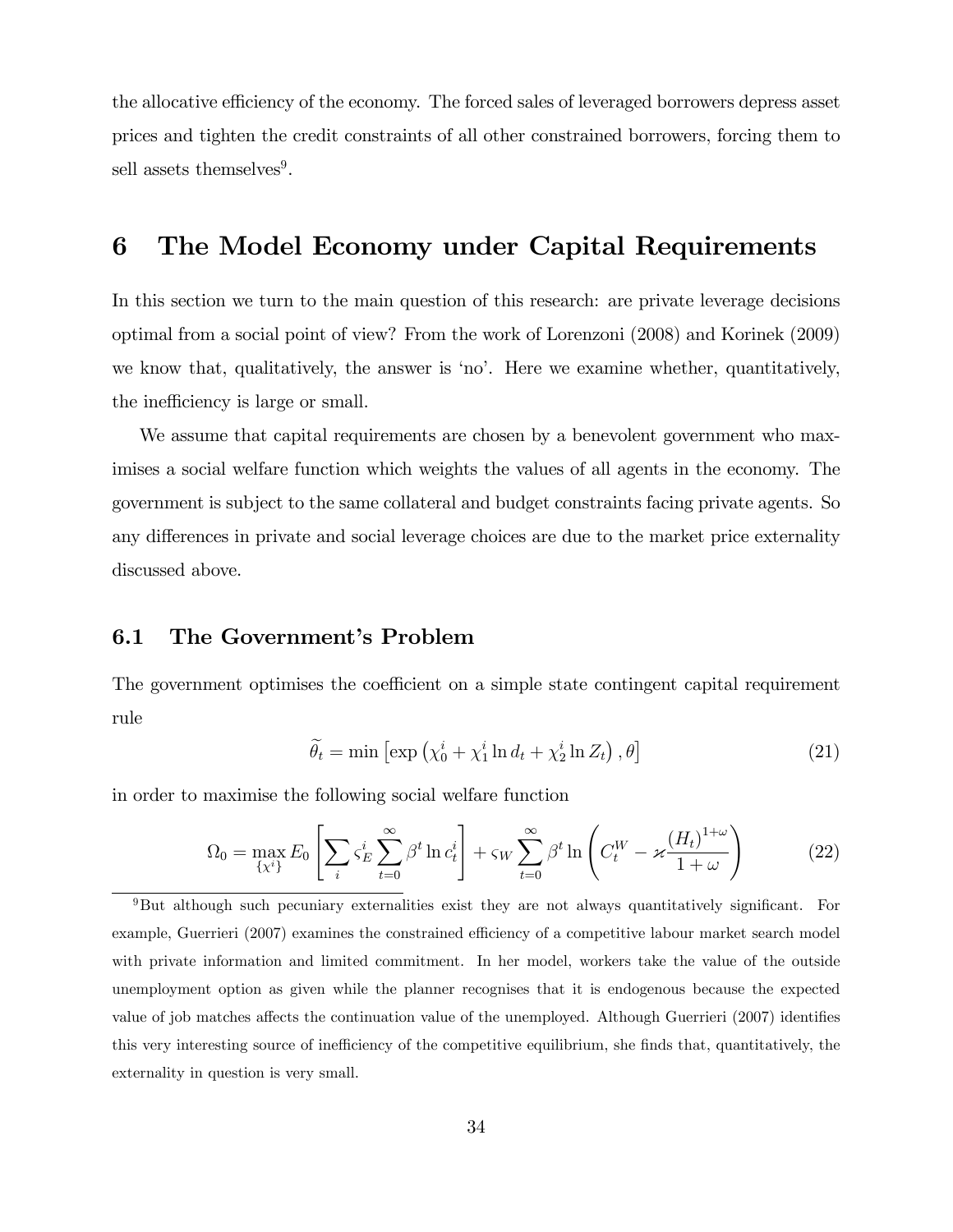the allocative efficiency of the economy. The forced sales of leveraged borrowers depress asset prices and tighten the credit constraints of all other constrained borrowers, forcing them to sell assets themselves[9].

# 6 The Model Economy under Capital Requirements

In this section we turn to the main question of this research: are private leverage decisions optimal from a social point of view? From the work of Lorenzoni (2008) and Korinek (2009) we know that, qualitatively, the answer is 'no'. Here we examine whether, quantitatively, the inefficiency is large or small.

We assume that capital requirements are chosen by a benevolent government who maximises a social welfare function which weights the values of all agents in the economy. The government is subject to the same collateral and budget constraints facing private agents. So any differences in private and social leverage choices are due to the market price externality discussed above.

## 6.1 The Government's Problem

The government optimises the coefficient on a simple state contingent capital requirement rule

$$\widetilde{\theta}_t = \min\left[\exp\left(\chi_0^i + \chi_1^i \ln d_t + \chi_2^i \ln Z_t\right), \theta\right] \tag{21}$$

in order to maximise the following social welfare function

$$\Omega_0 = \max_{\{\chi^i\}} E_0\left[\sum_i \varsigma_E^i \sum_{t=0}^{\infty} \beta^t \ln c_t^i\right] + \varsigma_W \sum_{t=0}^{\infty} \beta^t \ln\left(C_t^W - \varkappa \frac{(H_t)^{1+\omega}}{1+\omega}\right) \tag{22}$$

[9] But although such pecuniary externalities exist they are not always quantitatively significant. For example, Guerrieri (2007) examines the constrained efficiency of a competitive labour market search model with private information and limited commitment. In her model, workers take the value of the outside unemployment option as given while the planner recognises that it is endogenous because the expected value of job matches affects the continuation value of the unemployed. Although Guerrieri (2007) identifies this very interesting source of inefficiency of the competitive equilibrium, she finds that, quantitatively, the externality in question is very small.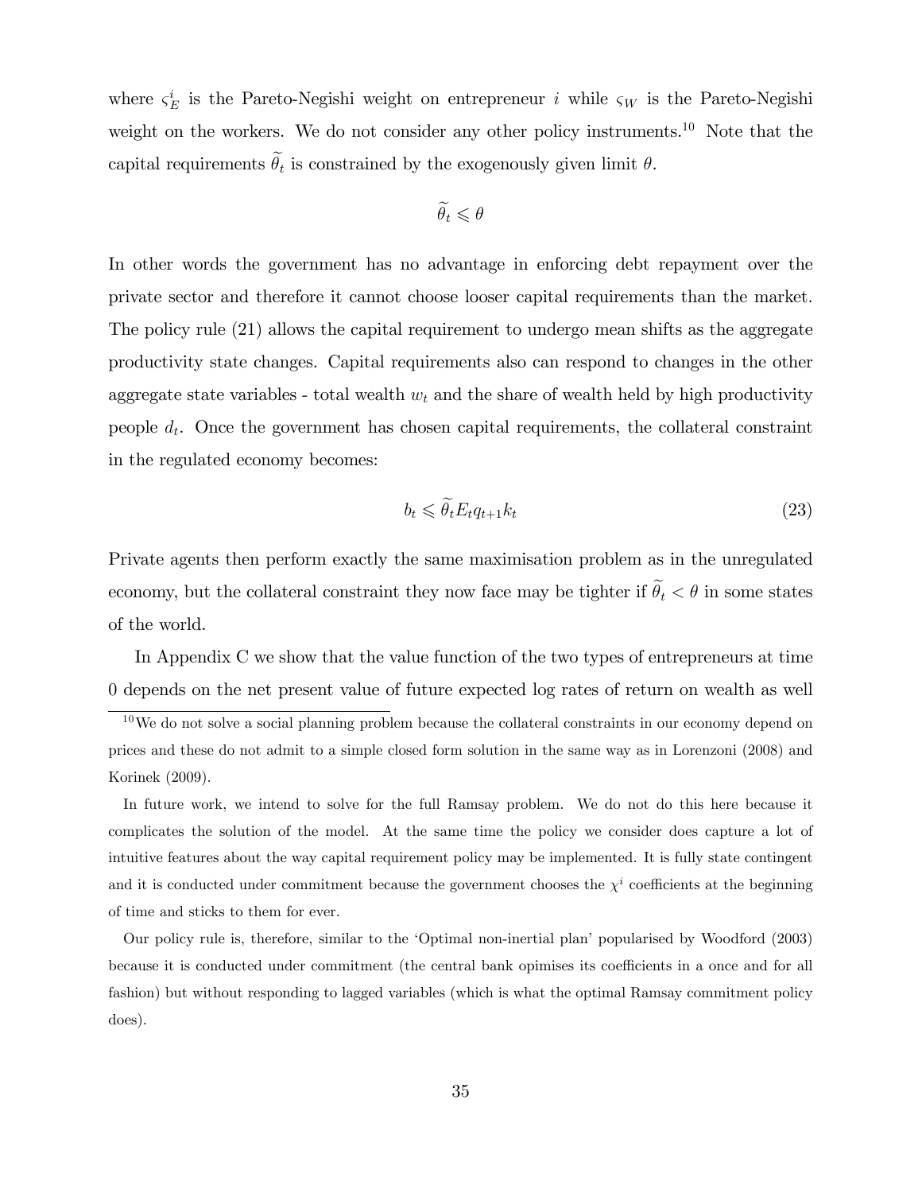where $\varsigma_E^i$ is the Pareto-Negishi weight on entrepreneur $i$ while $\varsigma_W$ is the Pareto-Negishi weight on the workers. We do not consider any other policy instruments.[10] Note that the capital requirements $\widetilde{\theta}_t$ is constrained by the exogenously given limit $\theta$.

$$\widetilde{\theta}_t \leqslant \theta$$

In other words the government has no advantage in enforcing debt repayment over the private sector and therefore it cannot choose looser capital requirements than the market. The policy rule (21) allows the capital requirement to undergo mean shifts as the aggregate productivity state changes. Capital requirements also can respond to changes in the other aggregate state variables - total wealth $w_t$ and the share of wealth held by high productivity people $d_t$. Once the government has chosen capital requirements, the collateral constraint in the regulated economy becomes:

$$b_t \leqslant \widetilde{\theta}_t E_t q_{t+1} k_t \tag{23}$$

Private agents then perform exactly the same maximisation problem as in the unregulated economy, but the collateral constraint they now face may be tighter if $\widetilde{\theta}_t < \theta$ in some states of the world.

In Appendix C we show that the value function of the two types of entrepreneurs at time 0 depends on the net present value of future expected log rates of return on wealth as well

[10] We do not solve a social planning problem because the collateral constraints in our economy depend on prices and these do not admit to a simple closed form solution in the same way as in Lorenzoni (2008) and Korinek (2009).

In future work, we intend to solve for the full Ramsay problem. We do not do this here because it complicates the solution of the model. At the same time the policy we consider does capture a lot of intuitive features about the way capital requirement policy may be implemented. It is fully state contingent and it is conducted under commitment because the government chooses the $\chi^i$ coefficients at the beginning of time and sticks to them for ever.

Our policy rule is, therefore, similar to the 'Optimal non-inertial plan' popularised by Woodford (2003) because it is conducted under commitment (the central bank opimises its coefficients in a once and for all fashion) but without responding to lagged variables (which is what the optimal Ramsay commitment policy does).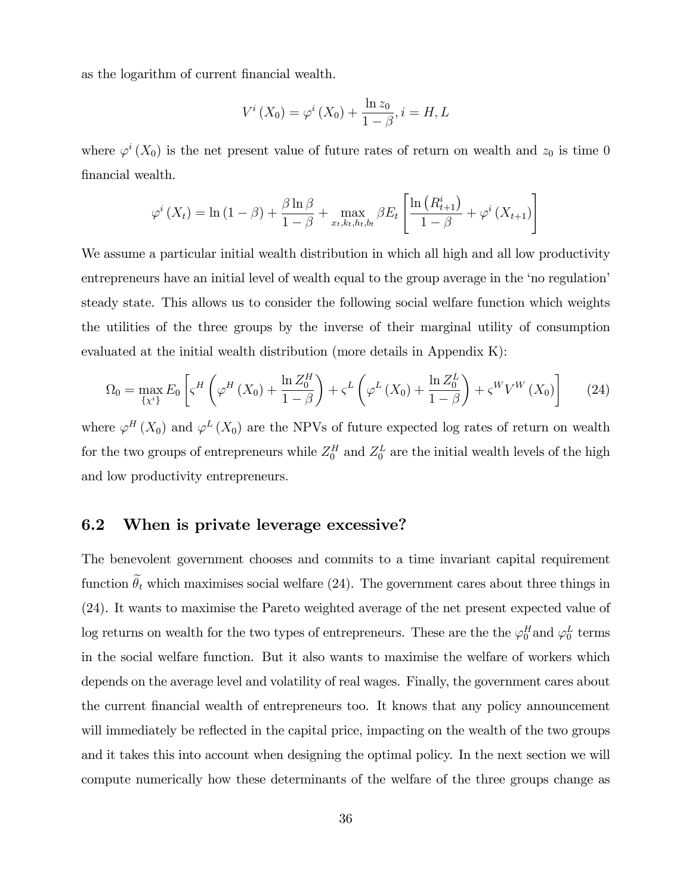as the logarithm of current financial wealth.

$$V^i(X_0) = \varphi^i(X_0) + \frac{\ln z_0}{1-\beta}, i = H, L$$

where $\varphi^i(X_0)$ is the net present value of future rates of return on wealth and $z_0$ is time 0 financial wealth.

$$\varphi^i(X_t) = \ln(1-\beta) + \frac{\beta \ln \beta}{1-\beta} + \max_{x_t, k_t, h_t, b_t} \beta E_t \left[ \frac{\ln(R^i_{t+1})}{1-\beta} + \varphi^i(X_{t+1}) \right]$$

We assume a particular initial wealth distribution in which all high and all low productivity entrepreneurs have an initial level of wealth equal to the group average in the 'no regulation' steady state. This allows us to consider the following social welfare function which weights the utilities of the three groups by the inverse of their marginal utility of consumption evaluated at the initial wealth distribution (more details in Appendix K):

$$\Omega_0 = \max_{\{\chi^i\}} E_0 \left[ \varsigma^H \left( \varphi^H(X_0) + \frac{\ln Z^H_0}{1-\beta} \right) + \varsigma^L \left( \varphi^L(X_0) + \frac{\ln Z^L_0}{1-\beta} \right) + \varsigma^W V^W(X_0) \right] \quad (24)$$

where $\varphi^H(X_0)$ and $\varphi^L(X_0)$ are the NPVs of future expected log rates of return on wealth for the two groups of entrepreneurs while $Z^H_0$ and $Z^L_0$ are the initial wealth levels of the high and low productivity entrepreneurs.

## 6.2 When is private leverage excessive?

The benevolent government chooses and commits to a time invariant capital requirement function $\widetilde{\theta}_t$ which maximises social welfare (24). The government cares about three things in (24). It wants to maximise the Pareto weighted average of the net present expected value of log returns on wealth for the two types of entrepreneurs. These are the the $\varphi^H_0$and $\varphi^L_0$ terms in the social welfare function. But it also wants to maximise the welfare of workers which depends on the average level and volatility of real wages. Finally, the government cares about the current financial wealth of entrepreneurs too. It knows that any policy announcement will immediately be reflected in the capital price, impacting on the wealth of the two groups and it takes this into account when designing the optimal policy. In the next section we will compute numerically how these determinants of the welfare of the three groups change as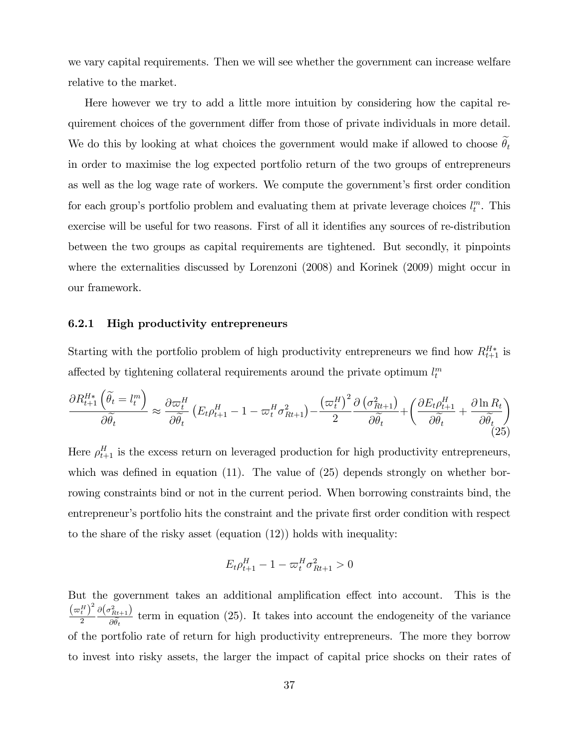we vary capital requirements. Then we will see whether the government can increase welfare relative to the market.

Here however we try to add a little more intuition by considering how the capital requirement choices of the government differ from those of private individuals in more detail. We do this by looking at what choices the government would make if allowed to choose $\widetilde{\theta}_t$ in order to maximise the log expected portfolio return of the two groups of entrepreneurs as well as the log wage rate of workers. We compute the government's first order condition for each group's portfolio problem and evaluating them at private leverage choices $l_t^m$. This exercise will be useful for two reasons. First of all it identifies any sources of re-distribution between the two groups as capital requirements are tightened. But secondly, it pinpoints where the externalities discussed by Lorenzoni (2008) and Korinek (2009) might occur in our framework.

### 6.2.1 High productivity entrepreneurs

Starting with the portfolio problem of high productivity entrepreneurs we find how $R_{t+1}^{H*}$ is affected by tightening collateral requirements around the private optimum $l_t^m$

$$\frac{\partial R_{t+1}^{H*}\left(\widetilde{\theta}_t = l_t^m\right)}{\partial \widetilde{\theta}_t} \approx \frac{\partial \varpi_t^H}{\partial \widetilde{\theta}_t}\left(E_t \rho_{t+1}^H - 1 - \varpi_t^H \sigma_{Rt+1}^2\right) - \frac{\left(\varpi_t^H\right)^2}{2}\frac{\partial\left(\sigma_{Rt+1}^2\right)}{\partial \widetilde{\theta}_t} + \left(\frac{\partial E_t \rho_{t+1}^H}{\partial \widetilde{\theta}_t} + \frac{\partial \ln R_t}{\partial \widetilde{\theta}_t}\right) \tag{25}$$

Here $\rho_{t+1}^H$ is the excess return on leveraged production for high productivity entrepreneurs, which was defined in equation (11). The value of (25) depends strongly on whether borrowing constraints bind or not in the current period. When borrowing constraints bind, the entrepreneur's portfolio hits the constraint and the private first order condition with respect to the share of the risky asset (equation (12)) holds with inequality:

$$E_t \rho_{t+1}^H - 1 - \varpi_t^H \sigma_{Rt+1}^2 > 0$$

But the government takes an additional amplification effect into account. This is the $\frac{\left(\varpi_t^H\right)^2}{2}\frac{\partial\left(\sigma_{Rt+1}^2\right)}{\partial \widetilde{\theta}_t}$ term in equation (25). It takes into account the endogeneity of the variance of the portfolio rate of return for high productivity entrepreneurs. The more they borrow to invest into risky assets, the larger the impact of capital price shocks on their rates of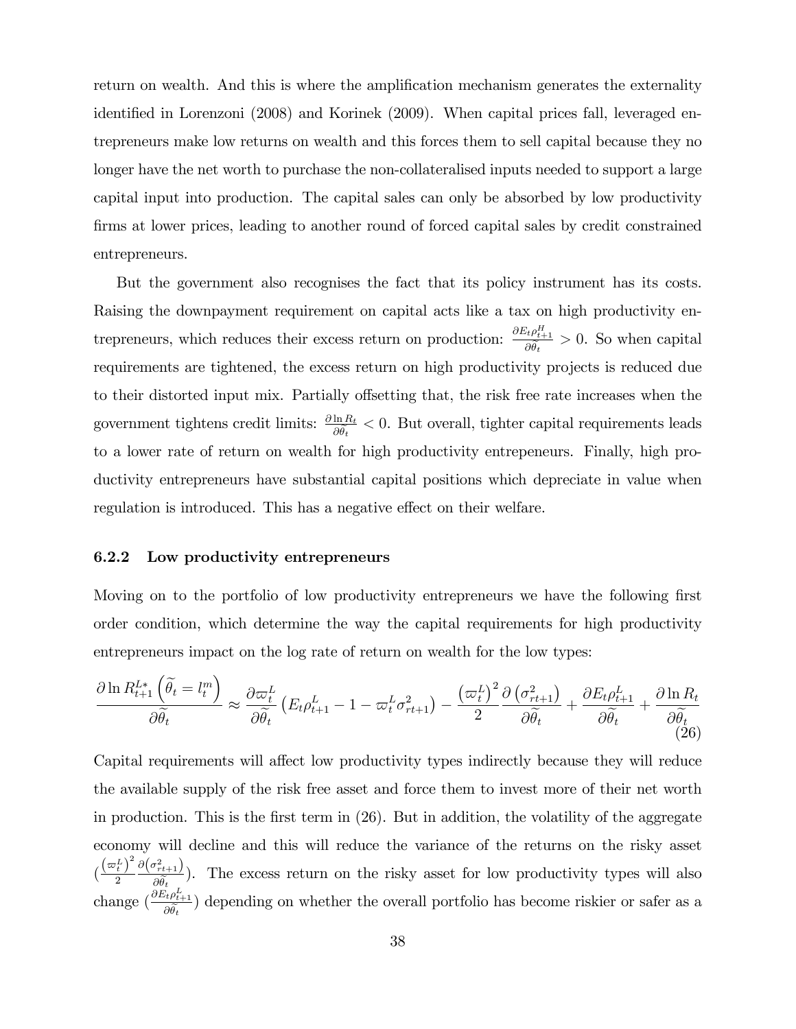return on wealth. And this is where the amplification mechanism generates the externality identified in Lorenzoni (2008) and Korinek (2009). When capital prices fall, leveraged entrepreneurs make low returns on wealth and this forces them to sell capital because they no longer have the net worth to purchase the non-collateralised inputs needed to support a large capital input into production. The capital sales can only be absorbed by low productivity firms at lower prices, leading to another round of forced capital sales by credit constrained entrepreneurs.

But the government also recognises the fact that its policy instrument has its costs. Raising the downpayment requirement on capital acts like a tax on high productivity entrepreneurs, which reduces their excess return on production: $\frac{\partial E_t \rho^H_{t+1}}{\partial \widetilde{\theta}_t} > 0$. So when capital requirements are tightened, the excess return on high productivity projects is reduced due to their distorted input mix. Partially offsetting that, the risk free rate increases when the government tightens credit limits: $\frac{\partial \ln R_t}{\partial \widetilde{\theta}_t} < 0$. But overall, tighter capital requirements leads to a lower rate of return on wealth for high productivity entrepeneurs. Finally, high productivity entrepreneurs have substantial capital positions which depreciate in value when regulation is introduced. This has a negative effect on their welfare.

### 6.2.2 Low productivity entrepreneurs

Moving on to the portfolio of low productivity entrepreneurs we have the following first order condition, which determine the way the capital requirements for high productivity entrepreneurs impact on the log rate of return on wealth for the low types:

$$\frac{\partial \ln R^{L*}_{t+1}\left(\widetilde{\theta}_t = l^m_t\right)}{\partial \widetilde{\theta}_t} \approx \frac{\partial \varpi^L_t}{\partial \widetilde{\theta}_t}\left(E_t \rho^L_{t+1} - 1 - \varpi^L_t \sigma^2_{rt+1}\right) - \frac{\left(\varpi^L_t\right)^2}{2}\frac{\partial\left(\sigma^2_{rt+1}\right)}{\partial \widetilde{\theta}_t} + \frac{\partial E_t \rho^L_{t+1}}{\partial \widetilde{\theta}_t} + \frac{\partial \ln R_t}{\partial \widetilde{\theta}_t} \tag{26}$$

Capital requirements will affect low productivity types indirectly because they will reduce the available supply of the risk free asset and force them to invest more of their net worth in production. This is the first term in (26). But in addition, the volatility of the aggregate economy will decline and this will reduce the variance of the returns on the risky asset ($\frac{\left(\varpi^L_t\right)^2}{2}\frac{\partial\left(\sigma^2_{rt+1}\right)}{\partial \widetilde{\theta}_t}$). The excess return on the risky asset for low productivity types will also change ($\frac{\partial E_t \rho^L_{t+1}}{\partial \widetilde{\theta}_t}$) depending on whether the overall portfolio has become riskier or safer as a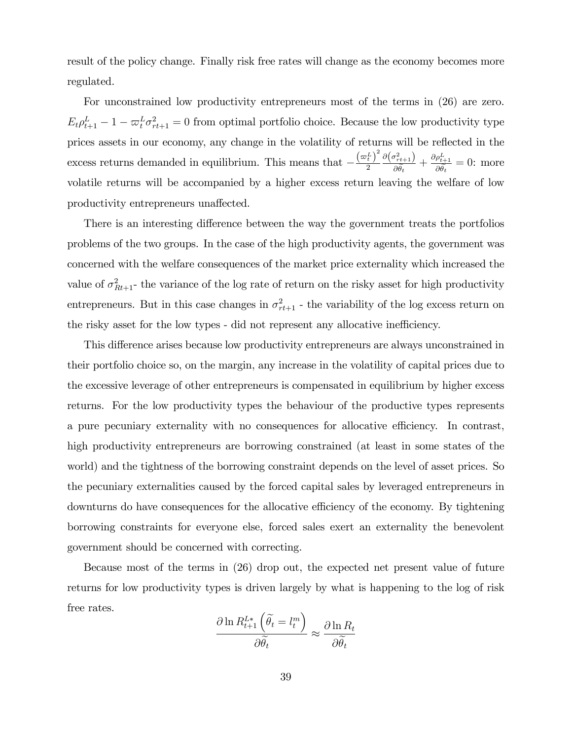result of the policy change. Finally risk free rates will change as the economy becomes more regulated.

For unconstrained low productivity entrepreneurs most of the terms in (26) are zero. $E_t\rho^L_{t+1} - 1 - \varpi^L_t \sigma^2_{rt+1} = 0$ from optimal portfolio choice. Because the low productivity type prices assets in our economy, any change in the volatility of returns will be reflected in the excess returns demanded in equilibrium. This means that $-\frac{\left(\varpi^L_t\right)^2}{2}\frac{\partial\left(\sigma^2_{rt+1}\right)}{\partial\widetilde{\theta}_t} + \frac{\partial\rho^L_{t+1}}{\partial\widetilde{\theta}_t} = 0$: more volatile returns will be accompanied by a higher excess return leaving the welfare of low productivity entrepreneurs unaffected.

There is an interesting difference between the way the government treats the portfolios problems of the two groups. In the case of the high productivity agents, the government was concerned with the welfare consequences of the market price externality which increased the value of $\sigma^2_{Rt+1}$- the variance of the log rate of return on the risky asset for high productivity entrepreneurs. But in this case changes in $\sigma^2_{rt+1}$ - the variability of the log excess return on the risky asset for the low types - did not represent any allocative inefficiency.

This difference arises because low productivity entrepreneurs are always unconstrained in their portfolio choice so, on the margin, any increase in the volatility of capital prices due to the excessive leverage of other entrepreneurs is compensated in equilibrium by higher excess returns. For the low productivity types the behaviour of the productive types represents a pure pecuniary externality with no consequences for allocative efficiency. In contrast, high productivity entrepreneurs are borrowing constrained (at least in some states of the world) and the tightness of the borrowing constraint depends on the level of asset prices. So the pecuniary externalities caused by the forced capital sales by leveraged entrepreneurs in downturns do have consequences for the allocative efficiency of the economy. By tightening borrowing constraints for everyone else, forced sales exert an externality the benevolent government should be concerned with correcting.

Because most of the terms in (26) drop out, the expected net present value of future returns for low productivity types is driven largely by what is happening to the log of risk free rates.

$$\frac{\partial \ln R^{L*}_{t+1}\left(\widetilde{\theta}_t = l^m_t\right)}{\partial\widetilde{\theta}_t} \approx \frac{\partial \ln R_t}{\partial\widetilde{\theta}_t}$$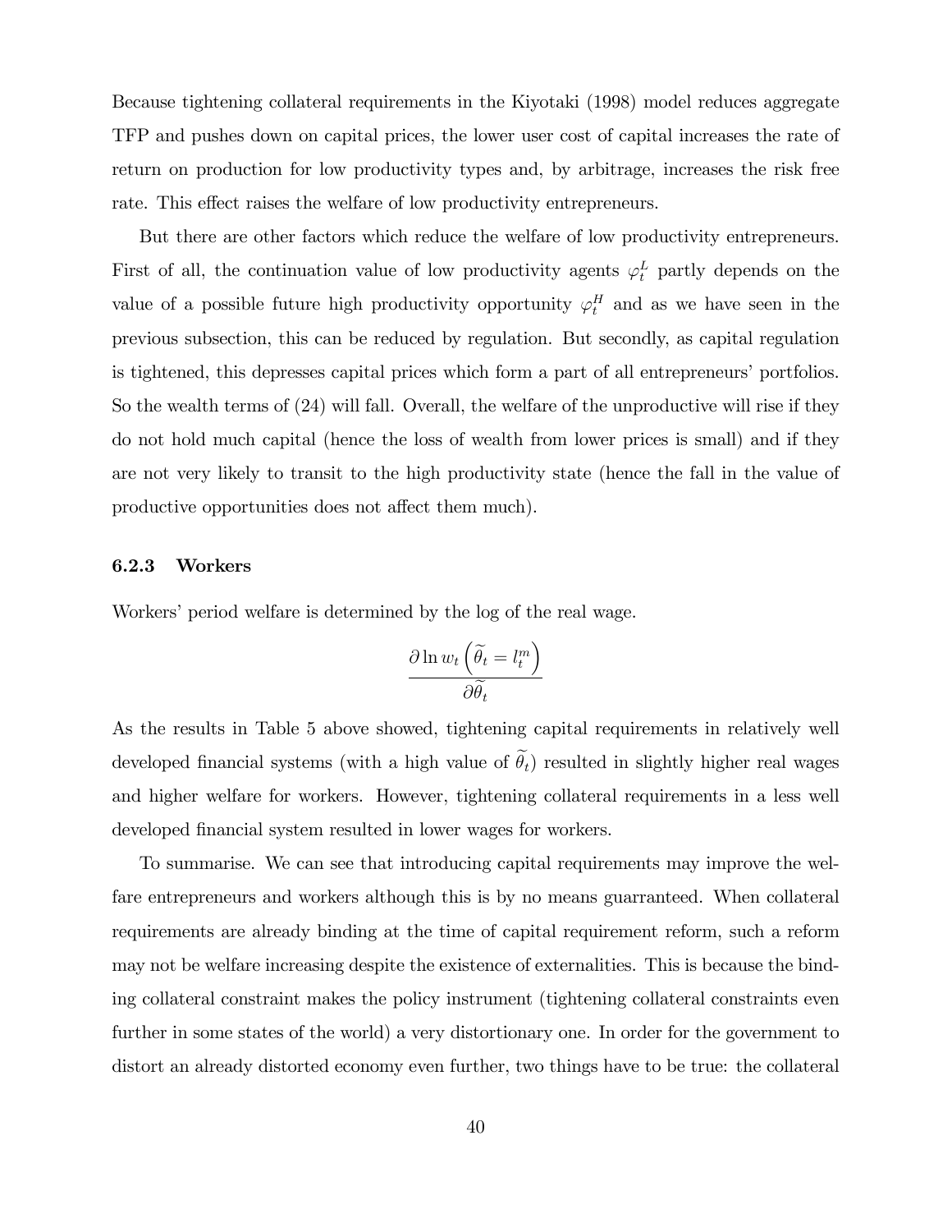Because tightening collateral requirements in the Kiyotaki (1998) model reduces aggregate TFP and pushes down on capital prices, the lower user cost of capital increases the rate of return on production for low productivity types and, by arbitrage, increases the risk free rate. This effect raises the welfare of low productivity entrepreneurs.

But there are other factors which reduce the welfare of low productivity entrepreneurs. First of all, the continuation value of low productivity agents $\varphi_t^L$ partly depends on the value of a possible future high productivity opportunity $\varphi_t^H$ and as we have seen in the previous subsection, this can be reduced by regulation. But secondly, as capital regulation is tightened, this depresses capital prices which form a part of all entrepreneurs' portfolios. So the wealth terms of (24) will fall. Overall, the welfare of the unproductive will rise if they do not hold much capital (hence the loss of wealth from lower prices is small) and if they are not very likely to transit to the high productivity state (hence the fall in the value of productive opportunities does not affect them much).

### 6.2.3 Workers

Workers' period welfare is determined by the log of the real wage.

$$\frac{\partial \ln w_t \left(\widetilde{\theta}_t = l_t^m\right)}{\partial \widetilde{\theta}_t}$$

As the results in Table 5 above showed, tightening capital requirements in relatively well developed financial systems (with a high value of $\widetilde{\theta}_t$) resulted in slightly higher real wages and higher welfare for workers. However, tightening collateral requirements in a less well developed financial system resulted in lower wages for workers.

To summarise. We can see that introducing capital requirements may improve the welfare entrepreneurs and workers although this is by no means guarranteed. When collateral requirements are already binding at the time of capital requirement reform, such a reform may not be welfare increasing despite the existence of externalities. This is because the binding collateral constraint makes the policy instrument (tightening collateral constraints even further in some states of the world) a very distortionary one. In order for the government to distort an already distorted economy even further, two things have to be true: the collateral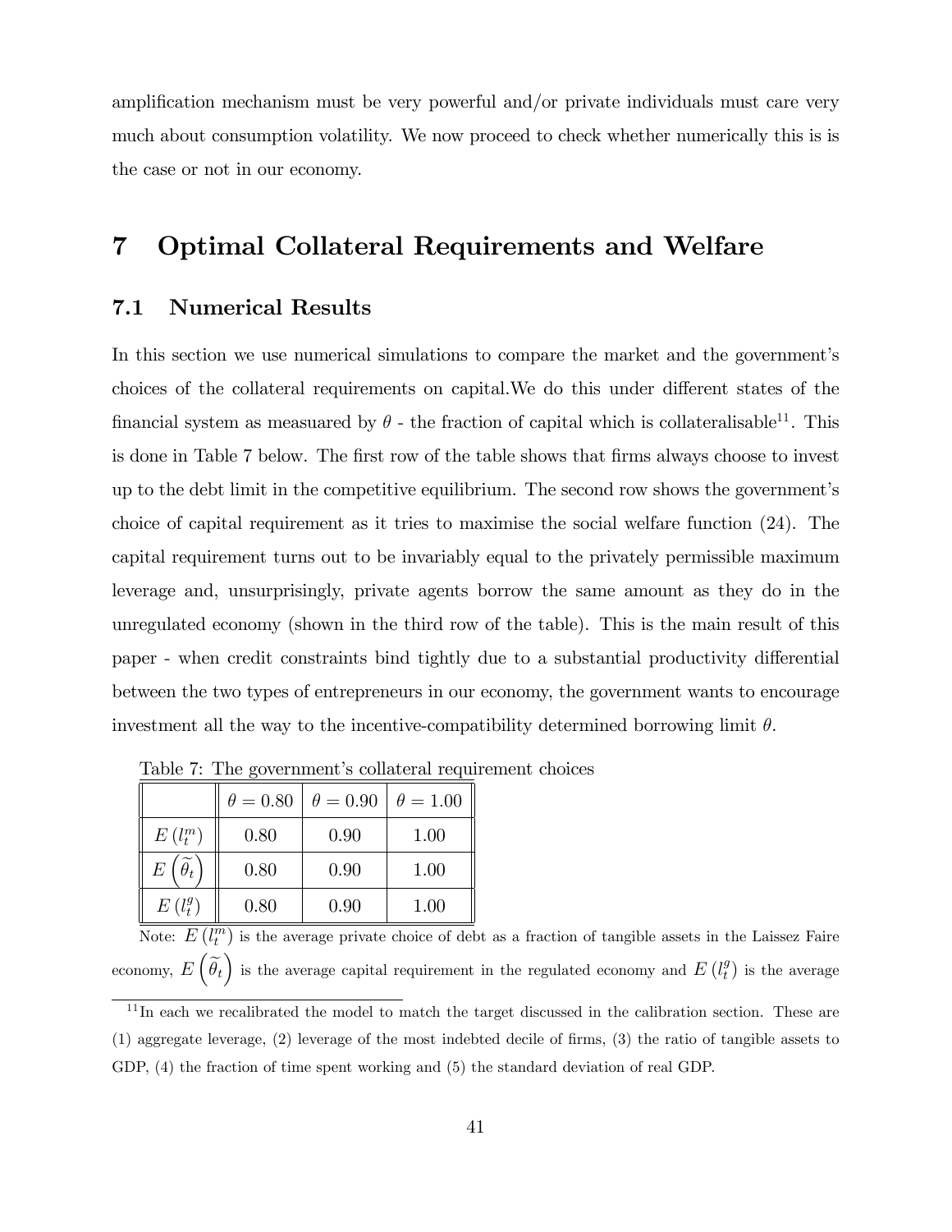amplification mechanism must be very powerful and/or private individuals must care very much about consumption volatility. We now proceed to check whether numerically this is is the case or not in our economy.

# 7 Optimal Collateral Requirements and Welfare

## 7.1 Numerical Results

In this section we use numerical simulations to compare the market and the government's choices of the collateral requirements on capital.We do this under different states of the financial system as measured by $\theta$ - the fraction of capital which is collateralisable[11]. This is done in Table 7 below. The first row of the table shows that firms always choose to invest up to the debt limit in the competitive equilibrium. The second row shows the government's choice of capital requirement as it tries to maximise the social welfare function (24). The capital requirement turns out to be invariably equal to the privately permissible maximum leverage and, unsurprisingly, private agents borrow the same amount as they do in the unregulated economy (shown in the third row of the table). This is the main result of this paper - when credit constraints bind tightly due to a substantial productivity differential between the two types of entrepreneurs in our economy, the government wants to encourage investment all the way to the incentive-compatibility determined borrowing limit $\theta$.

Table 7: The government's collateral requirement choices

| | $\theta = 0.80$ | $\theta = 0.90$ | $\theta = 1.00$ |
|---|---|---|---|
| $E\left(l_t^m\right)$ | 0.80 | 0.90 | 1.00 |
| $E\left(\widetilde{\theta}_t\right)$ | 0.80 | 0.90 | 1.00 |
| $E\left(l_t^g\right)$ | 0.80 | 0.90 | 1.00 |

Note: $E\left(l_t^m\right)$ is the average private choice of debt as a fraction of tangible assets in the Laissez Faire economy, $E\left(\widetilde{\theta}_t\right)$ is the average capital requirement in the regulated economy and $E\left(l_t^g\right)$ is the average

[11] In each we recalibrated the model to match the target discussed in the calibration section. These are (1) aggregate leverage, (2) leverage of the most indebted decile of firms, (3) the ratio of tangible assets to GDP, (4) the fraction of time spent working and (5) the standard deviation of real GDP.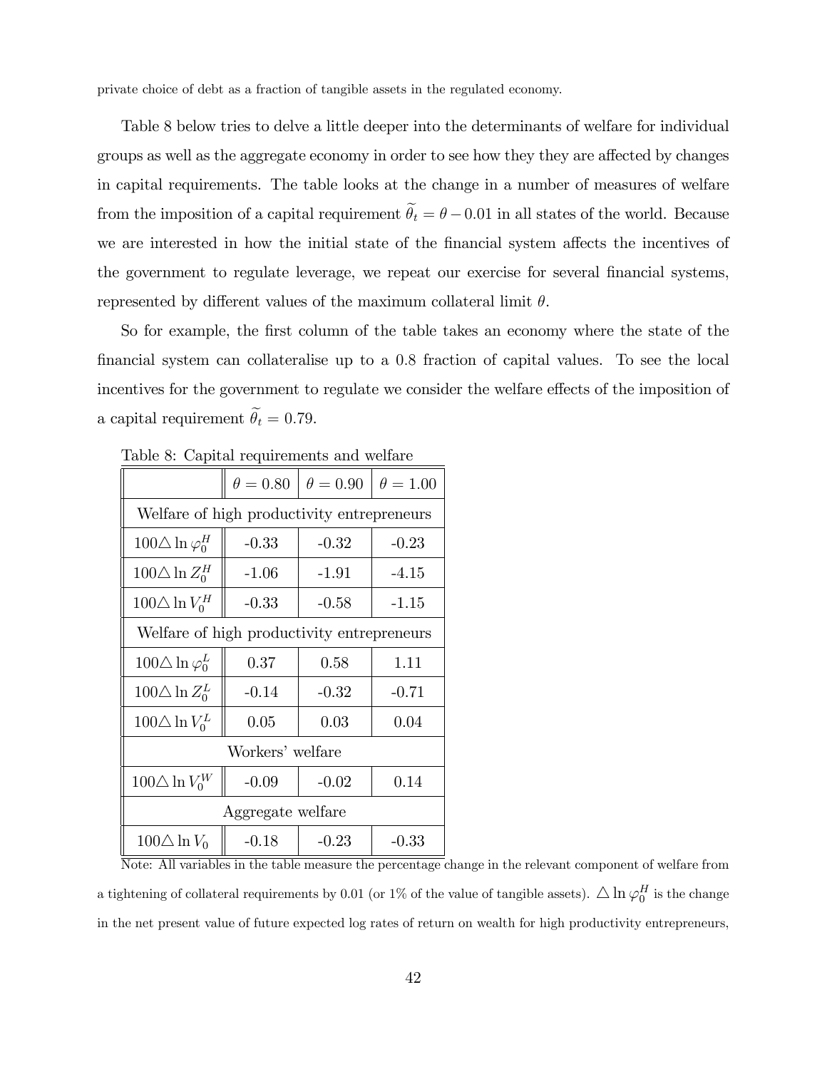private choice of debt as a fraction of tangible assets in the regulated economy.

Table 8 below tries to delve a little deeper into the determinants of welfare for individual groups as well as the aggregate economy in order to see how they they are affected by changes in capital requirements. The table looks at the change in a number of measures of welfare from the imposition of a capital requirement $\widetilde{\theta}_t = \theta - 0.01$ in all states of the world. Because we are interested in how the initial state of the financial system affects the incentives of the government to regulate leverage, we repeat our exercise for several financial systems, represented by different values of the maximum collateral limit $\theta$.

So for example, the first column of the table takes an economy where the state of the financial system can collateralise up to a 0.8 fraction of capital values. To see the local incentives for the government to regulate we consider the welfare effects of the imposition of a capital requirement $\widetilde{\theta}_t = 0.79$.

Table 8: Capital requirements and welfare

| | $\theta = 0.80$ | $\theta = 0.90$ | $\theta = 1.00$ |
|---|---|---|---|
| Welfare of high productivity entrepreneurs | | | |
| $100\triangle \ln \varphi_0^H$ | -0.33 | -0.32 | -0.23 |
| $100\triangle \ln Z_0^H$ | -1.06 | -1.91 | -4.15 |
| $100\triangle \ln V_0^H$ | -0.33 | -0.58 | -1.15 |
| Welfare of high productivity entrepreneurs | | | |
| $100\triangle \ln \varphi_0^L$ | 0.37 | 0.58 | 1.11 |
| $100\triangle \ln Z_0^L$ | -0.14 | -0.32 | -0.71 |
| $100\triangle \ln V_0^L$ | 0.05 | 0.03 | 0.04 |
| Workers' welfare | | | |
| $100\triangle \ln V_0^W$ | -0.09 | -0.02 | 0.14 |
| Aggregate welfare | | | |
| $100\triangle \ln V_0$ | -0.18 | -0.23 | -0.33 |

Note: All variables in the table measure the percentage change in the relevant component of welfare from a tightening of collateral requirements by 0.01 (or 1% of the value of tangible assets). $\triangle \ln \varphi_0^H$ is the change in the net present value of future expected log rates of return on wealth for high productivity entrepreneurs,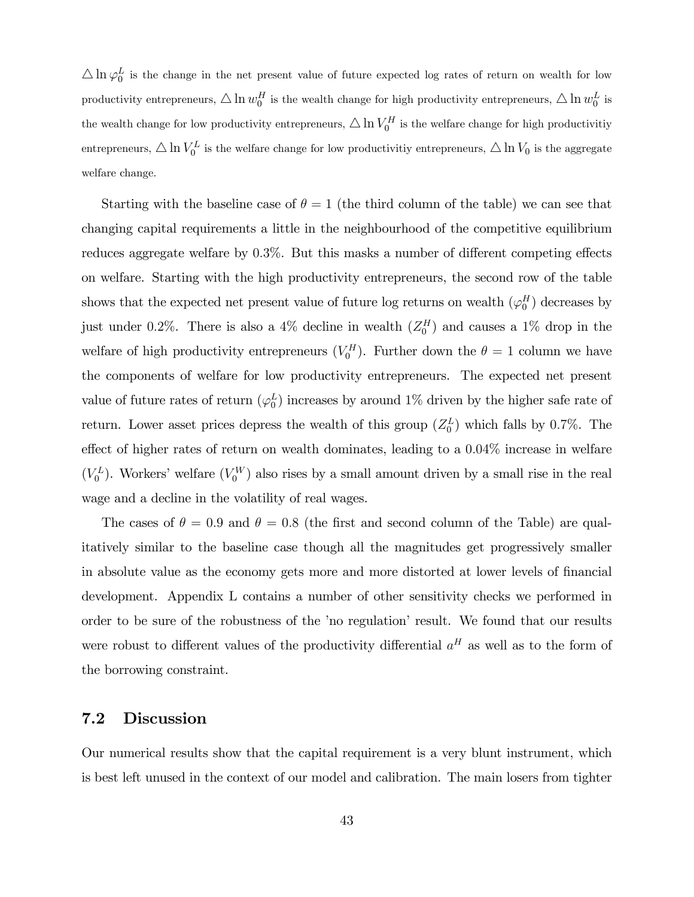$\triangle \ln \varphi_0^L$ is the change in the net present value of future expected log rates of return on wealth for low productivity entrepreneurs, $\triangle \ln w_0^H$ is the wealth change for high productivity entrepreneurs, $\triangle \ln w_0^L$ is the wealth change for low productivity entrepreneurs, $\triangle \ln V_0^H$ is the welfare change for high productivitiy entrepreneurs, $\triangle \ln V_0^L$ is the welfare change for low productivitiy entrepreneurs, $\triangle \ln V_0$ is the aggregate welfare change.

Starting with the baseline case of $\theta = 1$ (the third column of the table) we can see that changing capital requirements a little in the neighbourhood of the competitive equilibrium reduces aggregate welfare by 0.3%. But this masks a number of different competing effects on welfare. Starting with the high productivity entrepreneurs, the second row of the table shows that the expected net present value of future log returns on wealth ($\varphi_0^H$) decreases by just under 0.2%. There is also a 4% decline in wealth ($Z_0^H$) and causes a 1% drop in the welfare of high productivity entrepreneurs ($V_0^H$). Further down the $\theta = 1$ column we have the components of welfare for low productivity entrepreneurs. The expected net present value of future rates of return ($\varphi_0^L$) increases by around 1% driven by the higher safe rate of return. Lower asset prices depress the wealth of this group ($Z_0^L$) which falls by 0.7%. The effect of higher rates of return on wealth dominates, leading to a 0.04% increase in welfare ($V_0^L$). Workers' welfare ($V_0^W$) also rises by a small amount driven by a small rise in the real wage and a decline in the volatility of real wages.

The cases of $\theta = 0.9$ and $\theta = 0.8$ (the first and second column of the Table) are qualitatively similar to the baseline case though all the magnitudes get progressively smaller in absolute value as the economy gets more and more distorted at lower levels of financial development. Appendix L contains a number of other sensitivity checks we performed in order to be sure of the robustness of the 'no regulation' result. We found that our results were robust to different values of the productivity differential $a^H$ as well as to the form of the borrowing constraint.

## 7.2 Discussion

Our numerical results show that the capital requirement is a very blunt instrument, which is best left unused in the context of our model and calibration. The main losers from tighter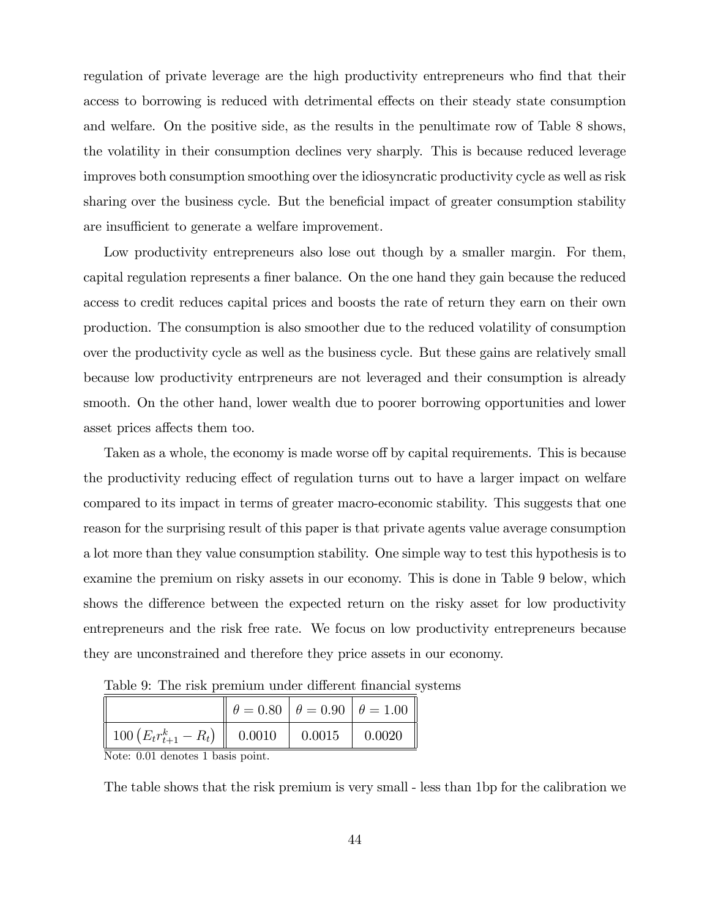regulation of private leverage are the high productivity entrepreneurs who find that their access to borrowing is reduced with detrimental effects on their steady state consumption and welfare. On the positive side, as the results in the penultimate row of Table 8 shows, the volatility in their consumption declines very sharply. This is because reduced leverage improves both consumption smoothing over the idiosyncratic productivity cycle as well as risk sharing over the business cycle. But the beneficial impact of greater consumption stability are insufficient to generate a welfare improvement.

Low productivity entrepreneurs also lose out though by a smaller margin. For them, capital regulation represents a finer balance. On the one hand they gain because the reduced access to credit reduces capital prices and boosts the rate of return they earn on their own production. The consumption is also smoother due to the reduced volatility of consumption over the productivity cycle as well as the business cycle. But these gains are relatively small because low productivity entrpreneurs are not leveraged and their consumption is already smooth. On the other hand, lower wealth due to poorer borrowing opportunities and lower asset prices affects them too.

Taken as a whole, the economy is made worse off by capital requirements. This is because the productivity reducing effect of regulation turns out to have a larger impact on welfare compared to its impact in terms of greater macro-economic stability. This suggests that one reason for the surprising result of this paper is that private agents value average consumption a lot more than they value consumption stability. One simple way to test this hypothesis is to examine the premium on risky assets in our economy. This is done in Table 9 below, which shows the difference between the expected return on the risky asset for low productivity entrepreneurs and the risk free rate. We focus on low productivity entrepreneurs because they are unconstrained and therefore they price assets in our economy.

Table 9: The risk premium under different financial systems

| | $\theta = 0.80$ | $\theta = 0.90$ | $\theta = 1.00$ |
|---|---|---|---|
| $100\left(E_t r_{t+1}^k - R_t\right)$ | 0.0010 | 0.0015 | 0.0020 |

Note: 0.01 denotes 1 basis point.

The table shows that the risk premium is very small - less than 1bp for the calibration we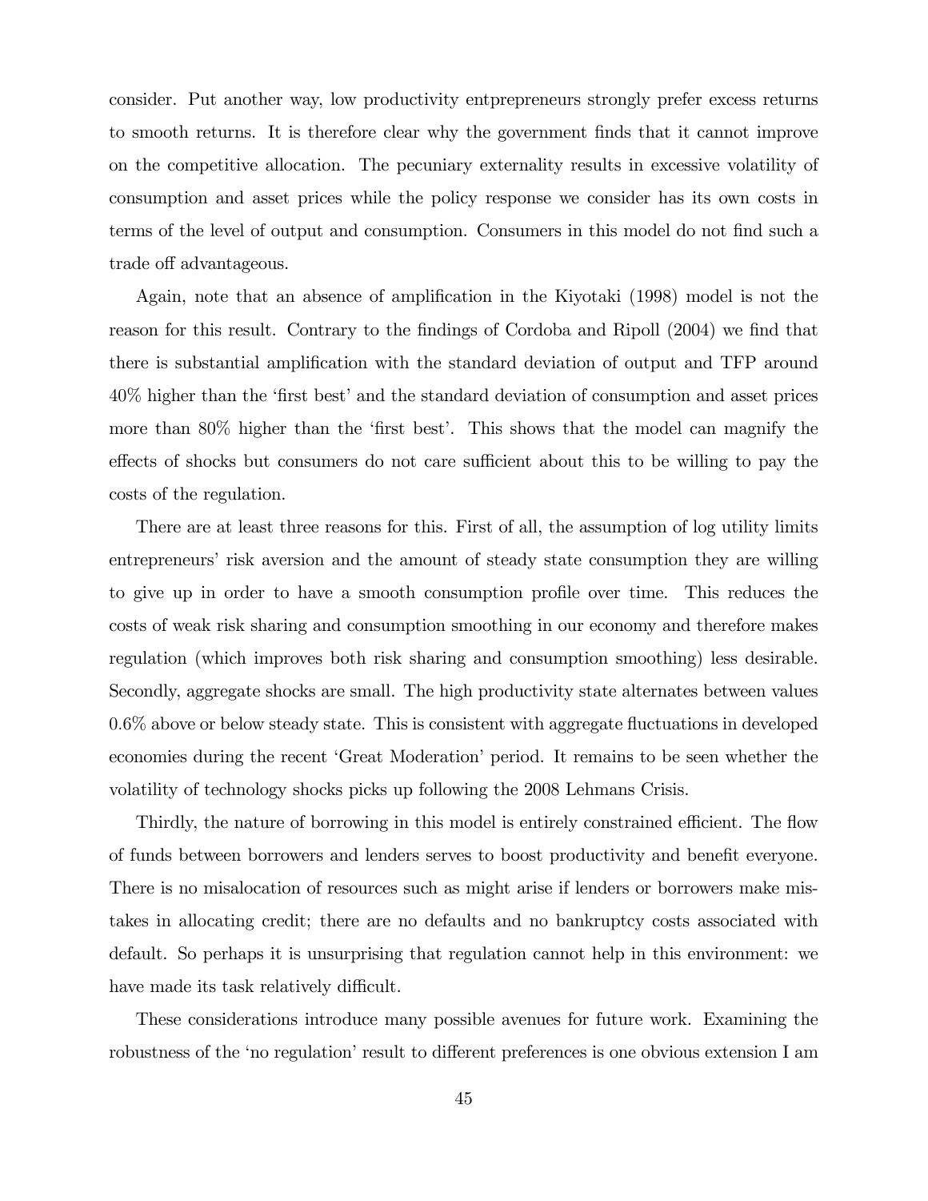consider. Put another way, low productivity entpnepreneurs strongly prefer excess returns to smooth returns. It is therefore clear why the government finds that it cannot improve on the competitive allocation. The pecuniary externality results in excessive volatility of consumption and asset prices while the policy response we consider has its own costs in terms of the level of output and consumption. Consumers in this model do not find such a trade off advantageous.

Again, note that an absence of amplification in the Kiyotaki (1998) model is not the reason for this result. Contrary to the findings of Cordoba and Ripoll (2004) we find that there is substantial amplification with the standard deviation of output and TFP around 40% higher than the 'first best' and the standard deviation of consumption and asset prices more than 80% higher than the 'first best'. This shows that the model can magnify the effects of shocks but consumers do not care sufficient about this to be willing to pay the costs of the regulation.

There are at least three reasons for this. First of all, the assumption of log utility limits entrepreneurs' risk aversion and the amount of steady state consumption they are willing to give up in order to have a smooth consumption profile over time. This reduces the costs of weak risk sharing and consumption smoothing in our economy and therefore makes regulation (which improves both risk sharing and consumption smoothing) less desirable. Secondly, aggregate shocks are small. The high productivity state alternates between values 0.6% above or below steady state. This is consistent with aggregate fluctuations in developed economies during the recent 'Great Moderation' period. It remains to be seen whether the volatility of technology shocks picks up following the 2008 Lehmans Crisis.

Thirdly, the nature of borrowing in this model is entirely constrained efficient. The flow of funds between borrowers and lenders serves to boost productivity and benefit everyone. There is no misalocation of resources such as might arise if lenders or borrowers make mistakes in allocating credit; there are no defaults and no bankruptcy costs associated with default. So perhaps it is unsurprising that regulation cannot help in this environment: we have made its task relatively difficult.

These considerations introduce many possible avenues for future work. Examining the robustness of the 'no regulation' result to different preferences is one obvious extension I am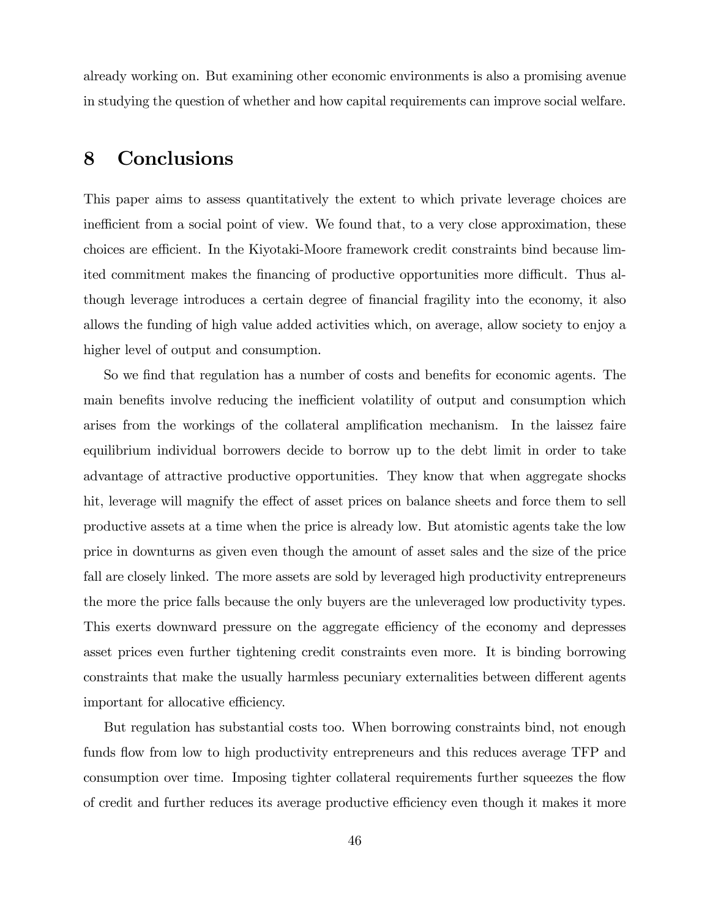already working on. But examining other economic environments is also a promising avenue in studying the question of whether and how capital requirements can improve social welfare.

## 8 Conclusions

This paper aims to assess quantitatively the extent to which private leverage choices are inefficient from a social point of view. We found that, to a very close approximation, these choices are efficient. In the Kiyotaki-Moore framework credit constraints bind because limited commitment makes the financing of productive opportunities more difficult. Thus although leverage introduces a certain degree of financial fragility into the economy, it also allows the funding of high value added activities which, on average, allow society to enjoy a higher level of output and consumption.

So we find that regulation has a number of costs and benefits for economic agents. The main benefits involve reducing the inefficient volatility of output and consumption which arises from the workings of the collateral amplification mechanism. In the laissez faire equilibrium individual borrowers decide to borrow up to the debt limit in order to take advantage of attractive productive opportunities. They know that when aggregate shocks hit, leverage will magnify the effect of asset prices on balance sheets and force them to sell productive assets at a time when the price is already low. But atomistic agents take the low price in downturns as given even though the amount of asset sales and the size of the price fall are closely linked. The more assets are sold by leveraged high productivity entrepreneurs the more the price falls because the only buyers are the unleveraged low productivity types. This exerts downward pressure on the aggregate efficiency of the economy and depresses asset prices even further tightening credit constraints even more. It is binding borrowing constraints that make the usually harmless pecuniary externalities between different agents important for allocative efficiency.

But regulation has substantial costs too. When borrowing constraints bind, not enough funds flow from low to high productivity entrepreneurs and this reduces average TFP and consumption over time. Imposing tighter collateral requirements further squeezes the flow of credit and further reduces its average productive efficiency even though it makes it more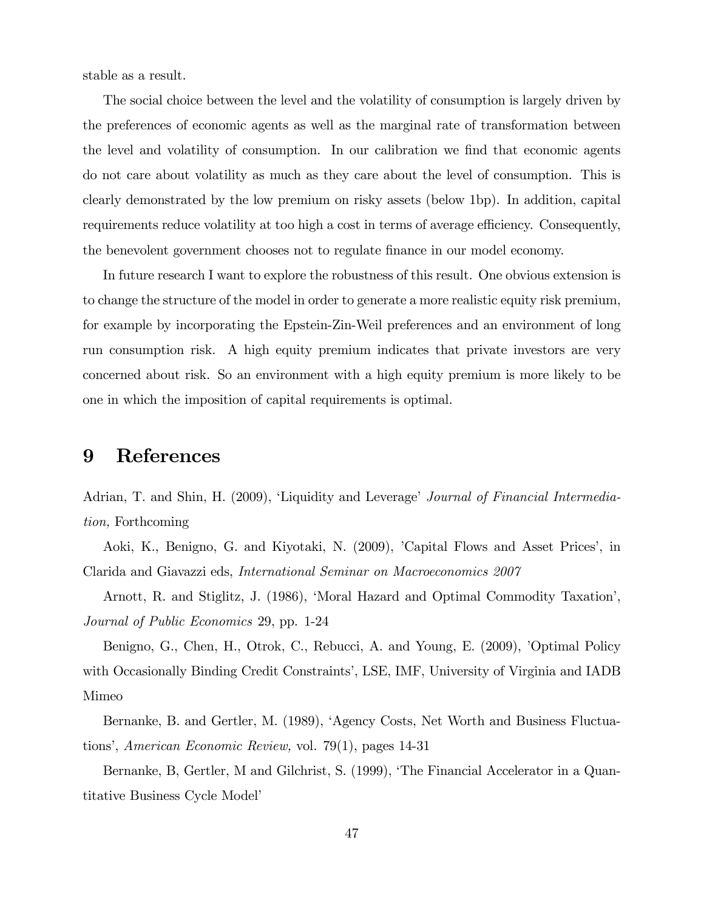stable as a result.

The social choice between the level and the volatility of consumption is largely driven by the preferences of economic agents as well as the marginal rate of transformation between the level and volatility of consumption. In our calibration we find that economic agents do not care about volatility as much as they care about the level of consumption. This is clearly demonstrated by the low premium on risky assets (below 1bp). In addition, capital requirements reduce volatility at too high a cost in terms of average efficiency. Consequently, the benevolent government chooses not to regulate finance in our model economy.

In future research I want to explore the robustness of this result. One obvious extension is to change the structure of the model in order to generate a more realistic equity risk premium, for example by incorporating the Epstein-Zin-Weil preferences and an environment of long run consumption risk. A high equity premium indicates that private investors are very concerned about risk. So an environment with a high equity premium is more likely to be one in which the imposition of capital requirements is optimal.

# 9 References

Adrian, T. and Shin, H. (2009), 'Liquidity and Leverage' *Journal of Financial Intermediation,* Forthcoming

Aoki, K., Benigno, G. and Kiyotaki, N. (2009), 'Capital Flows and Asset Prices', in Clarida and Giavazzi eds, *International Seminar on Macroeconomics 2007*

Arnott, R. and Stiglitz, J. (1986), 'Moral Hazard and Optimal Commodity Taxation', *Journal of Public Economics* 29, pp. 1-24

Benigno, G., Chen, H., Otrok, C., Rebucci, A. and Young, E. (2009), 'Optimal Policy with Occasionally Binding Credit Constraints', LSE, IMF, University of Virginia and IADB Mimeo

Bernanke, B. and Gertler, M. (1989), 'Agency Costs, Net Worth and Business Fluctuations', *American Economic Review,* vol. 79(1), pages 14-31

Bernanke, B, Gertler, M and Gilchrist, S. (1999), 'The Financial Accelerator in a Quantitative Business Cycle Model'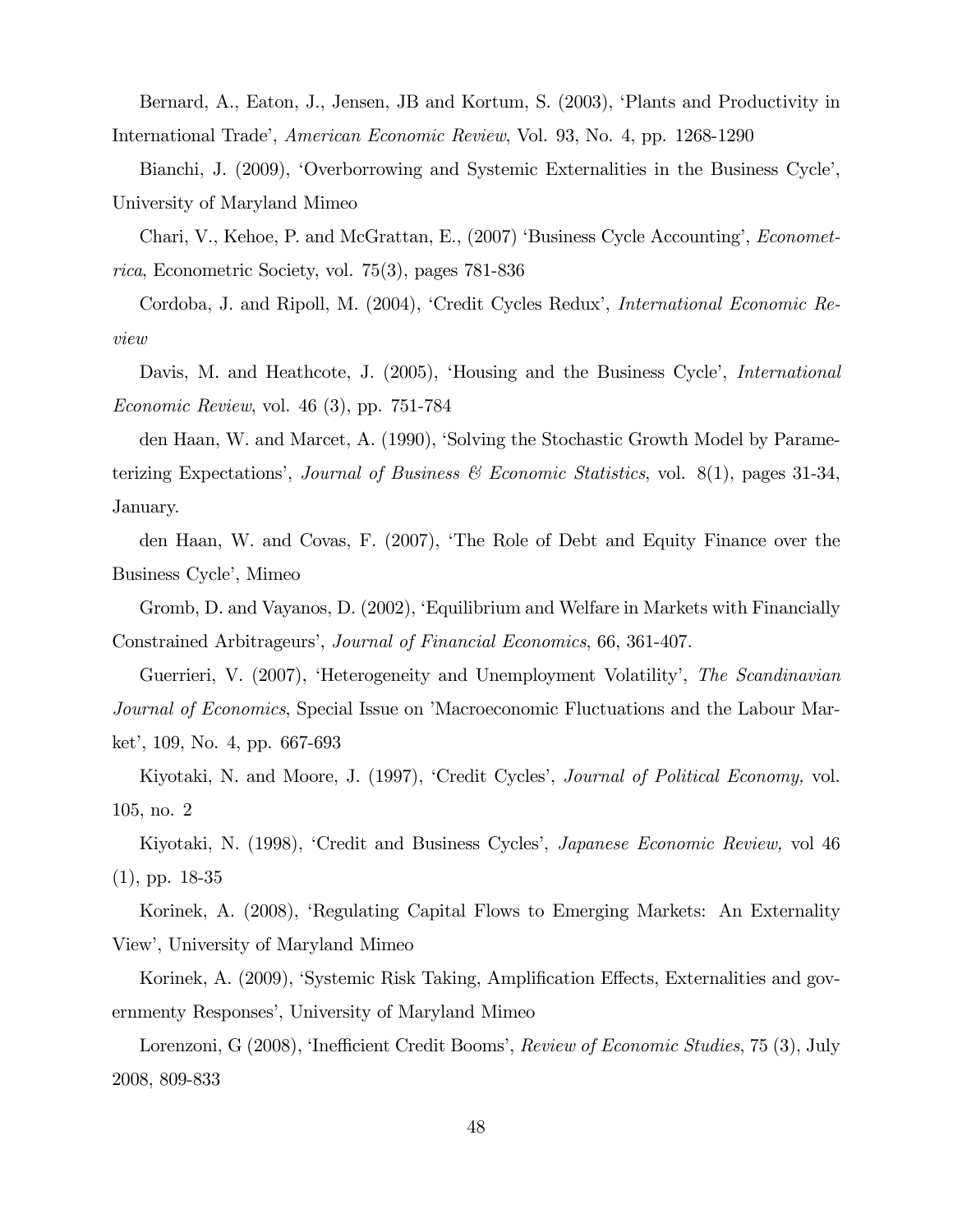Bernard, A., Eaton, J., Jensen, JB and Kortum, S. (2003), 'Plants and Productivity in International Trade', *American Economic Review*, Vol. 93, No. 4, pp. 1268-1290

Bianchi, J. (2009), 'Overborrowing and Systemic Externalities in the Business Cycle', University of Maryland Mimeo

Chari, V., Kehoe, P. and McGrattan, E., (2007) 'Business Cycle Accounting', *Econometrica*, Econometric Society, vol. 75(3), pages 781-836

Cordoba, J. and Ripoll, M. (2004), 'Credit Cycles Redux', *International Economic Review*

Davis, M. and Heathcote, J. (2005), 'Housing and the Business Cycle', *International Economic Review*, vol. 46 (3), pp. 751-784

den Haan, W. and Marcet, A. (1990), 'Solving the Stochastic Growth Model by Parameterizing Expectations', *Journal of Business & Economic Statistics*, vol. 8(1), pages 31-34, January.

den Haan, W. and Covas, F. (2007), 'The Role of Debt and Equity Finance over the Business Cycle', Mimeo

Gromb, D. and Vayanos, D. (2002), 'Equilibrium and Welfare in Markets with Financially Constrained Arbitrageurs', *Journal of Financial Economics*, 66, 361-407.

Guerrieri, V. (2007), 'Heterogeneity and Unemployment Volatility', *The Scandinavian Journal of Economics*, Special Issue on 'Macroeconomic Fluctuations and the Labour Market', 109, No. 4, pp. 667-693

Kiyotaki, N. and Moore, J. (1997), 'Credit Cycles', *Journal of Political Economy,* vol. 105, no. 2

Kiyotaki, N. (1998), 'Credit and Business Cycles', *Japanese Economic Review,* vol 46 (1), pp. 18-35

Korinek, A. (2008), 'Regulating Capital Flows to Emerging Markets: An Externality View', University of Maryland Mimeo

Korinek, A. (2009), 'Systemic Risk Taking, Amplification Effects, Externalities and governmenty Responses', University of Maryland Mimeo

Lorenzoni, G (2008), 'Inefficient Credit Booms', *Review of Economic Studies*, 75 (3), July 2008, 809-833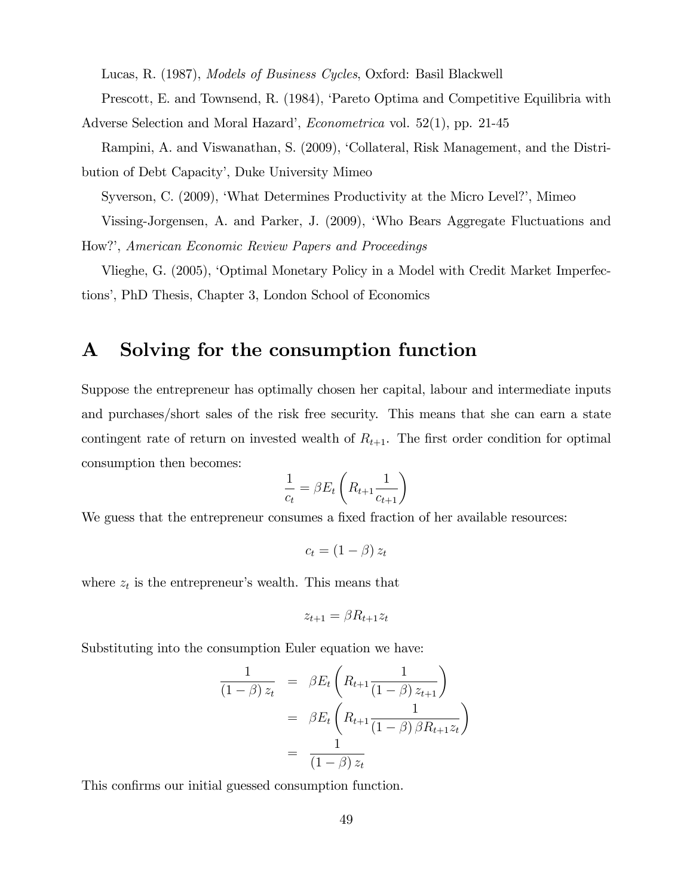Lucas, R. (1987), *Models of Business Cycles*, Oxford: Basil Blackwell

Prescott, E. and Townsend, R. (1984), 'Pareto Optima and Competitive Equilibria with Adverse Selection and Moral Hazard', *Econometrica* vol. 52(1), pp. 21-45

Rampini, A. and Viswanathan, S. (2009), 'Collateral, Risk Management, and the Distribution of Debt Capacity', Duke University Mimeo

Syverson, C. (2009), 'What Determines Productivity at the Micro Level?', Mimeo

Vissing-Jorgensen, A. and Parker, J. (2009), 'Who Bears Aggregate Fluctuations and How?', *American Economic Review Papers and Proceedings*

Vlieghe, G. (2005), 'Optimal Monetary Policy in a Model with Credit Market Imperfections', PhD Thesis, Chapter 3, London School of Economics

# A Solving for the consumption function

Suppose the entrepreneur has optimally chosen her capital, labour and intermediate inputs and purchases/short sales of the risk free security. This means that she can earn a state contingent rate of return on invested wealth of $R_{t+1}$. The first order condition for optimal consumption then becomes:

$$\frac{1}{c_t} = \beta E_t \left( R_{t+1} \frac{1}{c_{t+1}} \right)$$

We guess that the entrepreneur consumes a fixed fraction of her available resources:

$$c_t = (1 - \beta) z_t$$

where $z_t$ is the entrepreneur's wealth. This means that

$$z_{t+1} = \beta R_{t+1} z_t$$

Substituting into the consumption Euler equation we have:

$$\begin{aligned} \frac{1}{(1-\beta) z_t} &= \beta E_t \left( R_{t+1} \frac{1}{(1-\beta) z_{t+1}} \right) \\ &= \beta E_t \left( R_{t+1} \frac{1}{(1-\beta) \beta R_{t+1} z_t} \right) \\ &= \frac{1}{(1-\beta) z_t} \end{aligned}$$

This confirms our initial guessed consumption function.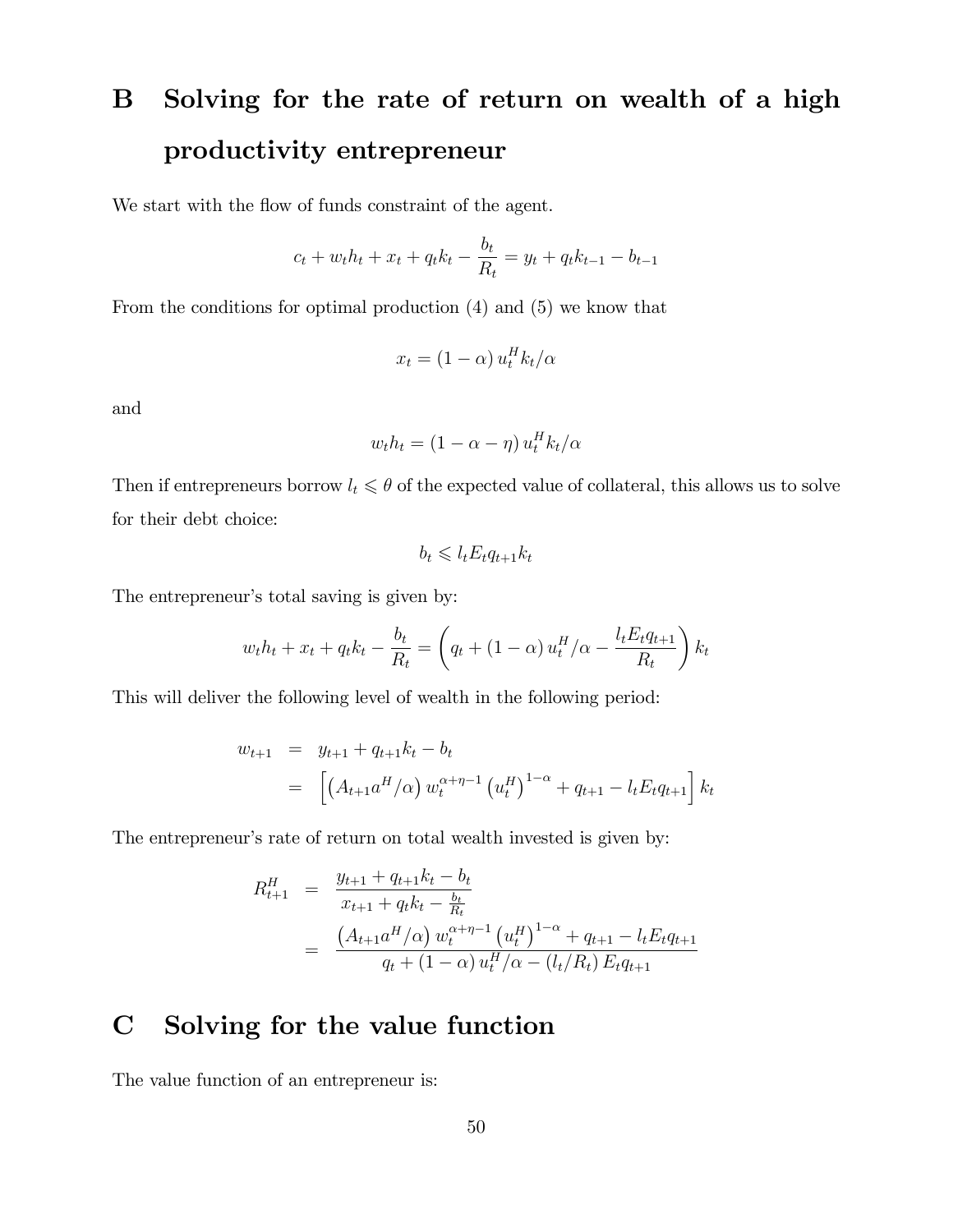# B Solving for the rate of return on wealth of a high productivity entrepreneur

We start with the flow of funds constraint of the agent.

$$c_t + w_t h_t + x_t + q_t k_t - \frac{b_t}{R_t} = y_t + q_t k_{t-1} - b_{t-1}$$

From the conditions for optimal production (4) and (5) we know that

$$x_t = (1-\alpha)\, u_t^H k_t / \alpha$$

and

$$w_t h_t = (1-\alpha-\eta)\, u_t^H k_t / \alpha$$

Then if entrepreneurs borrow $l_t \leqslant \theta$ of the expected value of collateral, this allows us to solve for their debt choice:

$$b_t \leqslant l_t E_t q_{t+1} k_t$$

The entrepreneur's total saving is given by:

$$w_t h_t + x_t + q_t k_t - \frac{b_t}{R_t} = \left( q_t + (1-\alpha)\, u_t^H / \alpha - \frac{l_t E_t q_{t+1}}{R_t} \right) k_t$$

This will deliver the following level of wealth in the following period:

$$\begin{aligned}
w_{t+1} &= y_{t+1} + q_{t+1} k_t - b_t \\
&= \left[ \left( A_{t+1} a^H / \alpha \right) w_t^{\alpha+\eta-1} \left( u_t^H \right)^{1-\alpha} + q_{t+1} - l_t E_t q_{t+1} \right] k_t
\end{aligned}$$

The entrepreneur's rate of return on total wealth invested is given by:

$$\begin{aligned}
R_{t+1}^H &= \frac{y_{t+1} + q_{t+1} k_t - b_t}{x_{t+1} + q_t k_t - \frac{b_t}{R_t}} \\
&= \frac{\left( A_{t+1} a^H / \alpha \right) w_t^{\alpha+\eta-1} \left( u_t^H \right)^{1-\alpha} + q_{t+1} - l_t E_t q_{t+1}}{q_t + (1-\alpha)\, u_t^H / \alpha - (l_t / R_t)\, E_t q_{t+1}}
\end{aligned}$$

# C Solving for the value function

The value function of an entrepreneur is: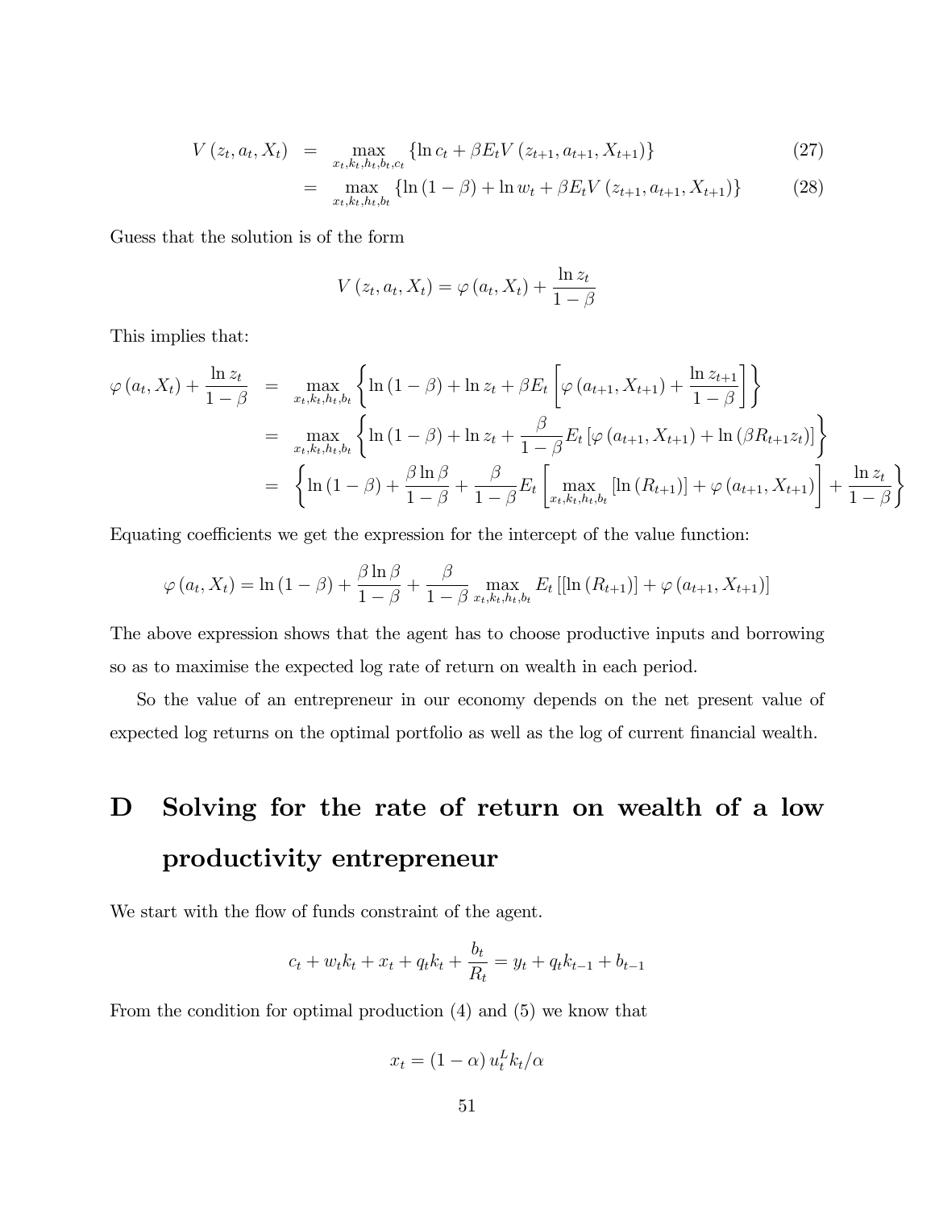$$
\begin{aligned}
V\left(z_t, a_t, X_t\right) &= \max_{x_t, k_t, h_t, b_t, c_t} \left\{ \ln c_t + \beta E_t V\left(z_{t+1}, a_{t+1}, X_{t+1}\right) \right\} &\quad (27) \\
&= \max_{x_t, k_t, h_t, b_t} \left\{ \ln\left(1-\beta\right) + \ln w_t + \beta E_t V\left(z_{t+1}, a_{t+1}, X_{t+1}\right) \right\} &\quad (28)
\end{aligned}
$$

Guess that the solution is of the form

$$
V\left(z_t, a_t, X_t\right) = \varphi\left(a_t, X_t\right) + \frac{\ln z_t}{1-\beta}
$$

This implies that:

$$
\begin{aligned}
\varphi\left(a_t, X_t\right) + \frac{\ln z_t}{1-\beta} &= \max_{x_t, k_t, h_t, b_t} \left\{ \ln\left(1-\beta\right) + \ln z_t + \beta E_t \left[ \varphi\left(a_{t+1}, X_{t+1}\right) + \frac{\ln z_{t+1}}{1-\beta} \right] \right\} \\
&= \max_{x_t, k_t, h_t, b_t} \left\{ \ln\left(1-\beta\right) + \ln z_t + \frac{\beta}{1-\beta} E_t \left[ \varphi\left(a_{t+1}, X_{t+1}\right) + \ln\left(\beta R_{t+1} z_t\right) \right] \right\} \\
&= \left\{ \ln\left(1-\beta\right) + \frac{\beta \ln \beta}{1-\beta} + \frac{\beta}{1-\beta} E_t \left[ \max_{x_t, k_t, h_t, b_t} \left[ \ln\left(R_{t+1}\right) \right] + \varphi\left(a_{t+1}, X_{t+1}\right) \right] + \frac{\ln z_t}{1-\beta} \right\}
\end{aligned}
$$

Equating coefficients we get the expression for the intercept of the value function:

$$
\varphi\left(a_t, X_t\right) = \ln\left(1-\beta\right) + \frac{\beta \ln \beta}{1-\beta} + \frac{\beta}{1-\beta} \max_{x_t, k_t, h_t, b_t} E_t \left[ \left[ \ln\left(R_{t+1}\right) \right] + \varphi\left(a_{t+1}, X_{t+1}\right) \right]
$$

The above expression shows that the agent has to choose productive inputs and borrowing so as to maximise the expected log rate of return on wealth in each period.

So the value of an entrepreneur in our economy depends on the net present value of expected log returns on the optimal portfolio as well as the log of current financial wealth.

# D Solving for the rate of return on wealth of a low productivity entrepreneur

We start with the flow of funds constraint of the agent.

$$
c_t + w_t k_t + x_t + q_t k_t + \frac{b_t}{R_t} = y_t + q_t k_{t-1} + b_{t-1}
$$

From the condition for optimal production (4) and (5) we know that

$$
x_t = \left(1-\alpha\right) u_t^L k_t / \alpha
$$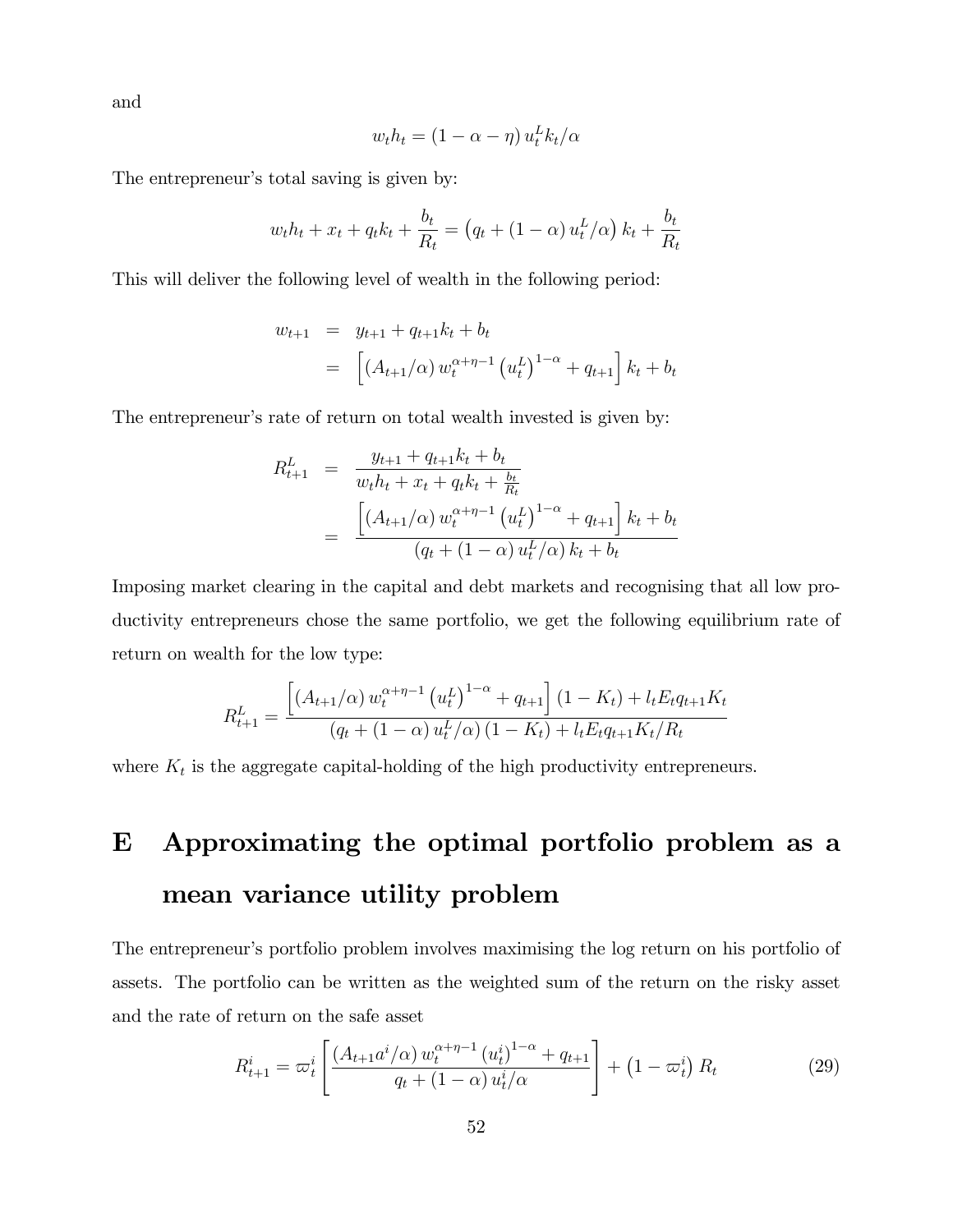and

$$w_t h_t = (1 - \alpha - \eta) u_t^L k_t / \alpha$$

The entrepreneur's total saving is given by:

$$w_t h_t + x_t + q_t k_t + \frac{b_t}{R_t} = \left(q_t + (1 - \alpha) u_t^L / \alpha\right) k_t + \frac{b_t}{R_t}$$

This will deliver the following level of wealth in the following period:

$$\begin{aligned} w_{t+1} &= y_{t+1} + q_{t+1} k_t + b_t \\ &= \left[ (A_{t+1}/\alpha) w_t^{\alpha+\eta-1} \left(u_t^L\right)^{1-\alpha} + q_{t+1} \right] k_t + b_t \end{aligned}$$

The entrepreneur's rate of return on total wealth invested is given by:

$$\begin{aligned} R_{t+1}^L &= \frac{y_{t+1} + q_{t+1} k_t + b_t}{w_t h_t + x_t + q_t k_t + \frac{b_t}{R_t}} \\ &= \frac{\left[ (A_{t+1}/\alpha) w_t^{\alpha+\eta-1} \left(u_t^L\right)^{1-\alpha} + q_{t+1} \right] k_t + b_t}{\left(q_t + (1 - \alpha) u_t^L / \alpha\right) k_t + b_t} \end{aligned}$$

Imposing market clearing in the capital and debt markets and recognising that all low productivity entrepreneurs chose the same portfolio, we get the following equilibrium rate of return on wealth for the low type:

$$R_{t+1}^L = \frac{\left[ (A_{t+1}/\alpha) w_t^{\alpha+\eta-1} \left(u_t^L\right)^{1-\alpha} + q_{t+1} \right] (1 - K_t) + l_t E_t q_{t+1} K_t}{\left(q_t + (1 - \alpha) u_t^L / \alpha\right) (1 - K_t) + l_t E_t q_{t+1} K_t / R_t}$$

where $K_t$ is the aggregate capital-holding of the high productivity entrepreneurs.

# E Approximating the optimal portfolio problem as a mean variance utility problem

The entrepreneur's portfolio problem involves maximising the log return on his portfolio of assets. The portfolio can be written as the weighted sum of the return on the risky asset and the rate of return on the safe asset

$$R_{t+1}^i = \varpi_t^i \left[ \frac{(A_{t+1} a^i / \alpha) w_t^{\alpha+\eta-1} \left(u_t^i\right)^{1-\alpha} + q_{t+1}}{q_t + (1 - \alpha) u_t^i / \alpha} \right] + \left(1 - \varpi_t^i\right) R_t \tag{29}$$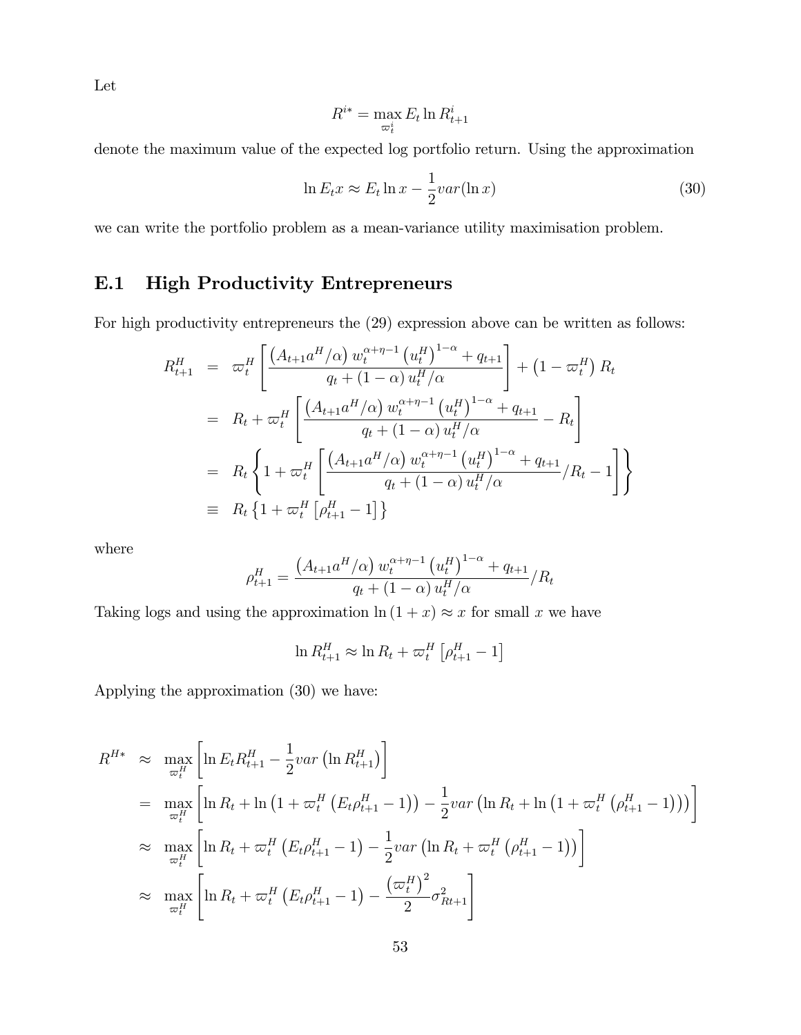Let

$$R^{i*} = \max_{\varpi_t^i} E_t \ln R_{t+1}^i$$

denote the maximum value of the expected log portfolio return. Using the approximation

$$\ln E_t x \approx E_t \ln x - \frac{1}{2} var(\ln x) \tag{30}$$

we can write the portfolio problem as a mean-variance utility maximisation problem.

## E.1 High Productivity Entrepreneurs

For high productivity entrepreneurs the (29) expression above can be written as follows:

$$\begin{aligned}
R_{t+1}^H &= \varpi_t^H \left[ \frac{\left(A_{t+1} a^H / \alpha\right) w_t^{\alpha+\eta-1} \left(u_t^H\right)^{1-\alpha} + q_{t+1}}{q_t + (1-\alpha) u_t^H / \alpha} \right] + \left(1 - \varpi_t^H\right) R_t \\
&= R_t + \varpi_t^H \left[ \frac{\left(A_{t+1} a^H / \alpha\right) w_t^{\alpha+\eta-1} \left(u_t^H\right)^{1-\alpha} + q_{t+1}}{q_t + (1-\alpha) u_t^H / \alpha} - R_t \right] \\
&= R_t \left\{ 1 + \varpi_t^H \left[ \frac{\left(A_{t+1} a^H / \alpha\right) w_t^{\alpha+\eta-1} \left(u_t^H\right)^{1-\alpha} + q_{t+1}}{q_t + (1-\alpha) u_t^H / \alpha} / R_t - 1 \right] \right\} \\
&\equiv R_t \left\{ 1 + \varpi_t^H \left[ \rho_{t+1}^H - 1 \right] \right\}
\end{aligned}$$

where

$$\rho_{t+1}^H = \frac{\left(A_{t+1} a^H / \alpha\right) w_t^{\alpha+\eta-1} \left(u_t^H\right)^{1-\alpha} + q_{t+1}}{q_t + (1-\alpha) u_t^H / \alpha} / R_t$$

Taking logs and using the approximation $\ln(1+x) \approx x$ for small $x$ we have

$$\ln R_{t+1}^H \approx \ln R_t + \varpi_t^H \left[ \rho_{t+1}^H - 1 \right]$$

Applying the approximation (30) we have:

$$\begin{aligned}
R^{H*} &\approx \max_{\varpi_t^H} \left[ \ln E_t R_{t+1}^H - \frac{1}{2} var\left(\ln R_{t+1}^H\right) \right] \\
&= \max_{\varpi_t^H} \left[ \ln R_t + \ln\left(1 + \varpi_t^H \left(E_t \rho_{t+1}^H - 1\right)\right) - \frac{1}{2} var\left(\ln R_t + \ln\left(1 + \varpi_t^H \left(\rho_{t+1}^H - 1\right)\right)\right) \right] \\
&\approx \max_{\varpi_t^H} \left[ \ln R_t + \varpi_t^H \left(E_t \rho_{t+1}^H - 1\right) - \frac{1}{2} var\left(\ln R_t + \varpi_t^H \left(\rho_{t+1}^H - 1\right)\right) \right] \\
&\approx \max_{\varpi_t^H} \left[ \ln R_t + \varpi_t^H \left(E_t \rho_{t+1}^H - 1\right) - \frac{\left(\varpi_t^H\right)^2}{2} \sigma_{Rt+1}^2 \right]
\end{aligned}$$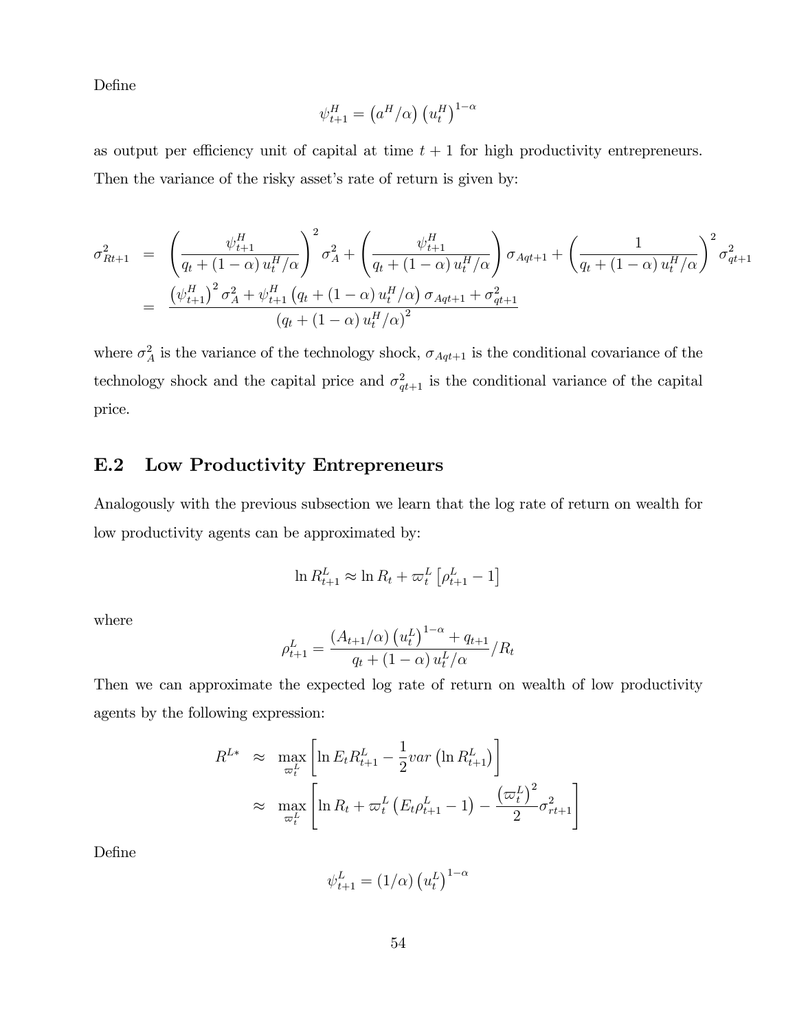Define

$$\psi_{t+1}^{H} = \left(a^{H}/\alpha\right)\left(u_t^{H}\right)^{1-\alpha}$$

as output per efficiency unit of capital at time $t+1$ for high productivity entrepreneurs. Then the variance of the risky asset's rate of return is given by:

$$\begin{aligned}
\sigma_{Rt+1}^{2} &= \left(\frac{\psi_{t+1}^{H}}{q_t + (1-\alpha)\,u_t^{H}/\alpha}\right)^{2}\sigma_A^{2} + \left(\frac{\psi_{t+1}^{H}}{q_t + (1-\alpha)\,u_t^{H}/\alpha}\right)\sigma_{Aqt+1} + \left(\frac{1}{q_t + (1-\alpha)\,u_t^{H}/\alpha}\right)^{2}\sigma_{qt+1}^{2} \\
&= \frac{\left(\psi_{t+1}^{H}\right)^{2}\sigma_A^{2} + \psi_{t+1}^{H}\left(q_t + (1-\alpha)\,u_t^{H}/\alpha\right)\sigma_{Aqt+1} + \sigma_{qt+1}^{2}}{\left(q_t + (1-\alpha)\,u_t^{H}/\alpha\right)^{2}}
\end{aligned}$$

where $\sigma_A^2$ is the variance of the technology shock, $\sigma_{Aqt+1}$ is the conditional covariance of the technology shock and the capital price and $\sigma_{qt+1}^2$ is the conditional variance of the capital price.

## E.2 Low Productivity Entrepreneurs

Analogously with the previous subsection we learn that the log rate of return on wealth for low productivity agents can be approximated by:

$$\ln R_{t+1}^{L} \approx \ln R_t + \varpi_t^{L}\left[\rho_{t+1}^{L} - 1\right]$$

where

$$\rho_{t+1}^{L} = \frac{\left(A_{t+1}/\alpha\right)\left(u_t^{L}\right)^{1-\alpha} + q_{t+1}}{q_t + (1-\alpha)\,u_t^{L}/\alpha}/R_t$$

Then we can approximate the expected log rate of return on wealth of low productivity agents by the following expression:

$$\begin{aligned}
R^{L*} &\approx \max_{\varpi_t^{L}}\left[\ln E_t R_{t+1}^{L} - \frac{1}{2}var\left(\ln R_{t+1}^{L}\right)\right] \\
&\approx \max_{\varpi_t^{L}}\left[\ln R_t + \varpi_t^{L}\left(E_t\rho_{t+1}^{L} - 1\right) - \frac{\left(\varpi_t^{L}\right)^{2}}{2}\sigma_{rt+1}^{2}\right]
\end{aligned}$$

Define

$$\psi_{t+1}^{L} = (1/\alpha)\left(u_t^{L}\right)^{1-\alpha}$$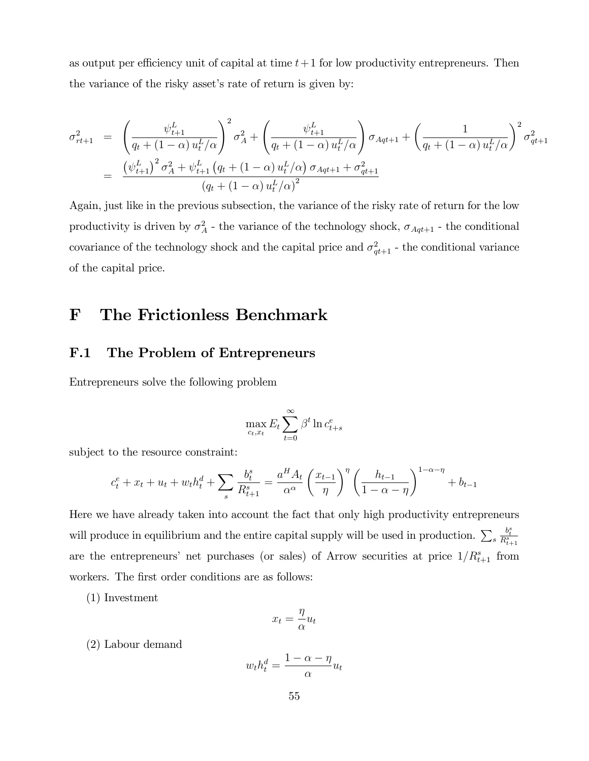as output per efficiency unit of capital at time $t+1$ for low productivity entrepreneurs. Then the variance of the risky asset's rate of return is given by:

$$
\begin{aligned}
\sigma_{rt+1}^2 &= \left(\frac{\psi_{t+1}^L}{q_t + (1-\alpha)\,u_t^L/\alpha}\right)^2 \sigma_A^2 + \left(\frac{\psi_{t+1}^L}{q_t + (1-\alpha)\,u_t^L/\alpha}\right) \sigma_{Aqt+1} + \left(\frac{1}{q_t + (1-\alpha)\,u_t^L/\alpha}\right)^2 \sigma_{qt+1}^2 \\
&= \frac{\left(\psi_{t+1}^L\right)^2 \sigma_A^2 + \psi_{t+1}^L \left(q_t + (1-\alpha)\,u_t^L/\alpha\right) \sigma_{Aqt+1} + \sigma_{qt+1}^2}{\left(q_t + (1-\alpha)\,u_t^L/\alpha\right)^2}
\end{aligned}
$$

Again, just like in the previous subsection, the variance of the risky rate of return for the low productivity is driven by $\sigma_A^2$ - the variance of the technology shock, $\sigma_{Aqt+1}$ - the conditional covariance of the technology shock and the capital price and $\sigma_{qt+1}^2$ - the conditional variance of the capital price.

# F The Frictionless Benchmark

## F.1 The Problem of Entrepreneurs

Entrepreneurs solve the following problem

$$
\max_{c_t, x_t} E_t \sum_{t=0}^{\infty} \beta^t \ln c_{t+s}^e
$$

subject to the resource constraint:

$$
c_t^e + x_t + u_t + w_t h_t^d + \sum_s \frac{b_t^s}{R_{t+1}^s} = \frac{a^H A_t}{\alpha^\alpha} \left(\frac{x_{t-1}}{\eta}\right)^\eta \left(\frac{h_{t-1}}{1-\alpha-\eta}\right)^{1-\alpha-\eta} + b_{t-1}
$$

Here we have already taken into account the fact that only high productivity entrepreneurs will produce in equilibrium and the entire capital supply will be used in production. $\sum_s \frac{b_t^s}{R_{t+1}^s}$ are the entrepreneurs' net purchases (or sales) of Arrow securities at price $1/R_{t+1}^s$ from workers. The first order conditions are as follows:

(1) Investment

$$
x_t = \frac{\eta}{\alpha} u_t
$$

(2) Labour demand

$$
w_t h_t^d = \frac{1-\alpha-\eta}{\alpha} u_t
$$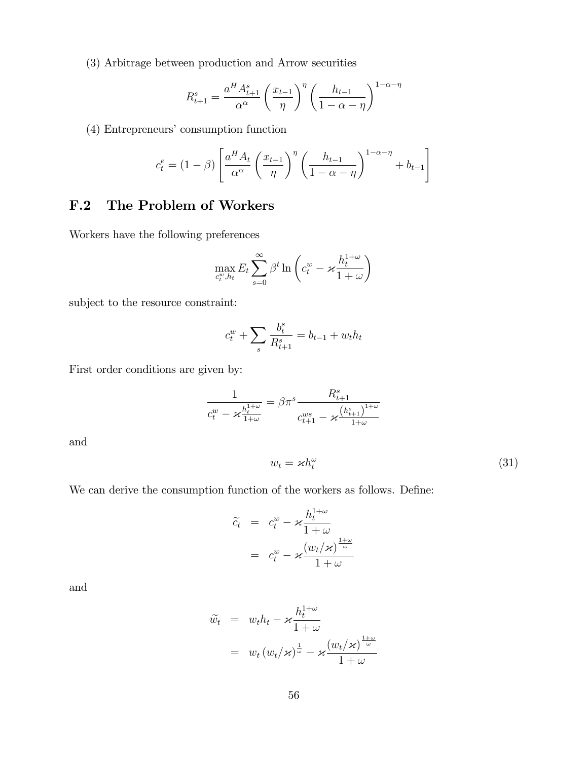(3) Arbitrage between production and Arrow securities

$$R_{t+1}^{s} = \frac{a^{H} A_{t+1}^{s}}{\alpha^{\alpha}} \left( \frac{x_{t-1}}{\eta} \right)^{\eta} \left( \frac{h_{t-1}}{1-\alpha-\eta} \right)^{1-\alpha-\eta}$$

(4) Entrepreneurs' consumption function

$$c_{t}^{e} = (1-\beta) \left[ \frac{a^{H} A_{t}}{\alpha^{\alpha}} \left( \frac{x_{t-1}}{\eta} \right)^{\eta} \left( \frac{h_{t-1}}{1-\alpha-\eta} \right)^{1-\alpha-\eta} + b_{t-1} \right]$$

## F.2 The Problem of Workers

Workers have the following preferences

$$\max_{c_t^w, h_t} E_t \sum_{s=0}^{\infty} \beta^t \ln \left( c_t^w - \varkappa \frac{h_t^{1+\omega}}{1+\omega} \right)$$

subject to the resource constraint:

$$c_t^w + \sum_s \frac{b_t^s}{R_{t+1}^s} = b_{t-1} + w_t h_t$$

First order conditions are given by:

$$\frac{1}{c_t^w - \varkappa \frac{h_t^{1+\omega}}{1+\omega}} = \beta \pi^s \frac{R_{t+1}^s}{c_{t+1}^{ws} - \varkappa \frac{\left(h_{t+1}^s\right)^{1+\omega}}{1+\omega}}$$

and

$$w_t = \varkappa h_t^{\omega} \tag{31}$$

We can derive the consumption function of the workers as follows. Define:

$$\begin{aligned} \widetilde{c}_t &= c_t^w - \varkappa \frac{h_t^{1+\omega}}{1+\omega} \\ &= c_t^w - \varkappa \frac{\left(w_t/\varkappa\right)^{\frac{1+\omega}{\omega}}}{1+\omega} \end{aligned}$$

and

$$\begin{aligned} \widetilde{w}_t &= w_t h_t - \varkappa \frac{h_t^{1+\omega}}{1+\omega} \\ &= w_t \left(w_t/\varkappa\right)^{\frac{1}{\omega}} - \varkappa \frac{\left(w_t/\varkappa\right)^{\frac{1+\omega}{\omega}}}{1+\omega} \end{aligned}$$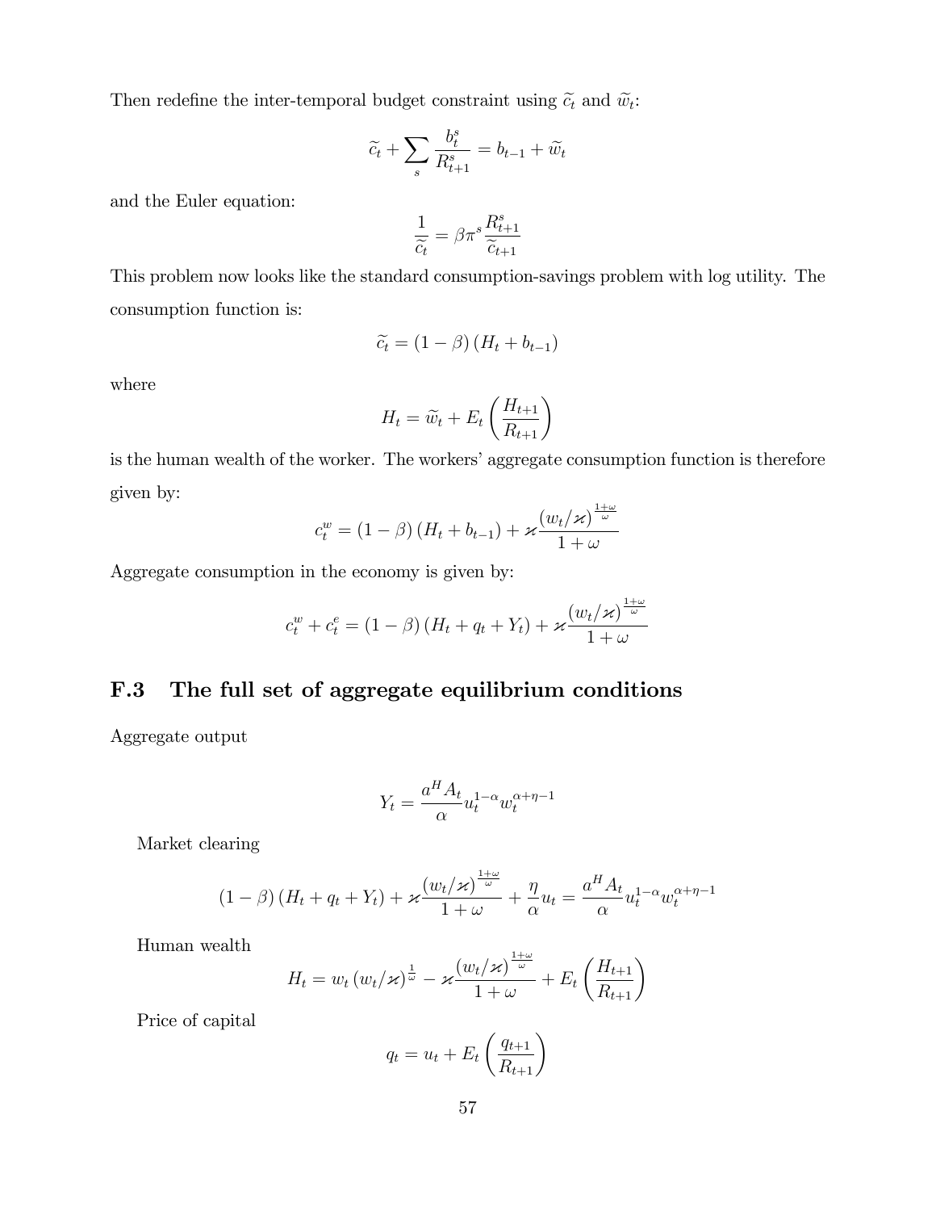Then redefine the inter-temporal budget constraint using $\widetilde{c}_t$ and $\widetilde{w}_t$:

$$\widetilde{c}_t + \sum_s \frac{b_t^s}{R_{t+1}^s} = b_{t-1} + \widetilde{w}_t$$

and the Euler equation:

$$\frac{1}{\widetilde{c}_t} = \beta \pi^s \frac{R_{t+1}^s}{\widetilde{c}_{t+1}}$$

This problem now looks like the standard consumption-savings problem with log utility. The consumption function is:

$$\widetilde{c}_t = (1-\beta)(H_t + b_{t-1})$$

where

$$H_t = \widetilde{w}_t + E_t\left(\frac{H_{t+1}}{R_{t+1}}\right)$$

is the human wealth of the worker. The workers' aggregate consumption function is therefore given by:

$$c_t^w = (1-\beta)(H_t + b_{t-1}) + \varkappa \frac{(w_t/\varkappa)^{\frac{1+\omega}{\omega}}}{1+\omega}$$

Aggregate consumption in the economy is given by:

$$c_t^w + c_t^e = (1-\beta)(H_t + q_t + Y_t) + \varkappa \frac{(w_t/\varkappa)^{\frac{1+\omega}{\omega}}}{1+\omega}$$

## F.3 The full set of aggregate equilibrium conditions

Aggregate output

$$Y_t = \frac{a^H A_t}{\alpha} u_t^{1-\alpha} w_t^{\alpha+\eta-1}$$

Market clearing

$$(1-\beta)(H_t + q_t + Y_t) + \varkappa \frac{(w_t/\varkappa)^{\frac{1+\omega}{\omega}}}{1+\omega} + \frac{\eta}{\alpha} u_t = \frac{a^H A_t}{\alpha} u_t^{1-\alpha} w_t^{\alpha+\eta-1}$$

Human wealth

$$H_t = w_t (w_t/\varkappa)^{\frac{1}{\omega}} - \varkappa \frac{(w_t/\varkappa)^{\frac{1+\omega}{\omega}}}{1+\omega} + E_t\left(\frac{H_{t+1}}{R_{t+1}}\right)$$

Price of capital

$$q_t = u_t + E_t\left(\frac{q_{t+1}}{R_{t+1}}\right)$$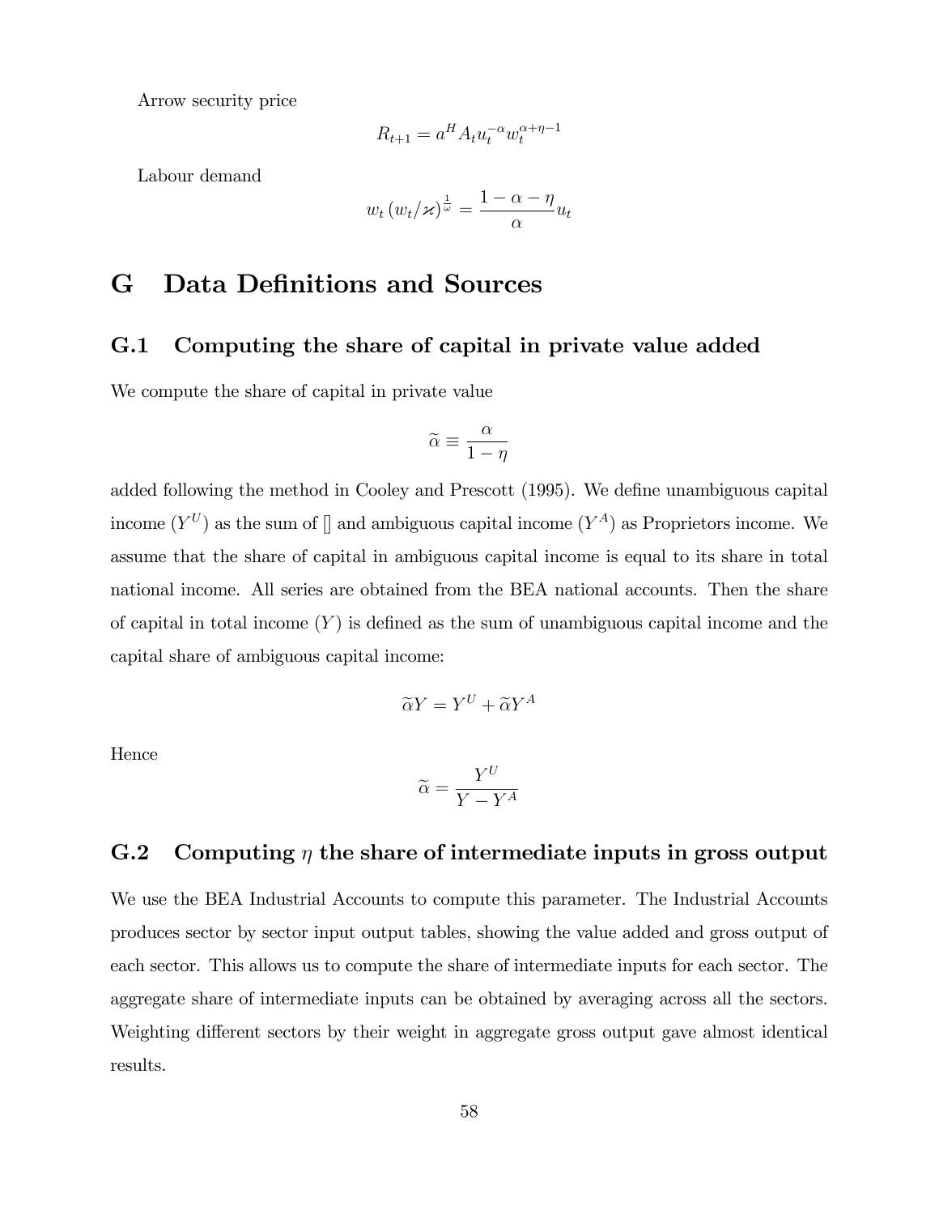Arrow security price

$$R_{t+1} = a^H A_t u_t^{-\alpha} w_t^{\alpha+\eta-1}$$

Labour demand

$$w_t \left(w_t/\varkappa\right)^{\frac{1}{\omega}} = \frac{1-\alpha-\eta}{\alpha} u_t$$

# G Data Definitions and Sources

## G.1 Computing the share of capital in private value added

We compute the share of capital in private value

$$\widetilde{\alpha} \equiv \frac{\alpha}{1-\eta}$$

added following the method in Cooley and Prescott (1995). We define unambiguous capital income ($Y^U$) as the sum of [] and ambiguous capital income ($Y^A$) as Proprietors income. We assume that the share of capital in ambiguous capital income is equal to its share in total national income. All series are obtained from the BEA national accounts. Then the share of capital in total income ($Y$) is defined as the sum of unambiguous capital income and the capital share of ambiguous capital income:

$$\widetilde{\alpha} Y = Y^U + \widetilde{\alpha} Y^A$$

Hence

$$\widetilde{\alpha} = \frac{Y^U}{Y - Y^A}$$

## G.2 Computing $\eta$ the share of intermediate inputs in gross output

We use the BEA Industrial Accounts to compute this parameter. The Industrial Accounts produces sector by sector input output tables, showing the value added and gross output of each sector. This allows us to compute the share of intermediate inputs for each sector. The aggregate share of intermediate inputs can be obtained by averaging across all the sectors. Weighting different sectors by their weight in aggregate gross output gave almost identical results.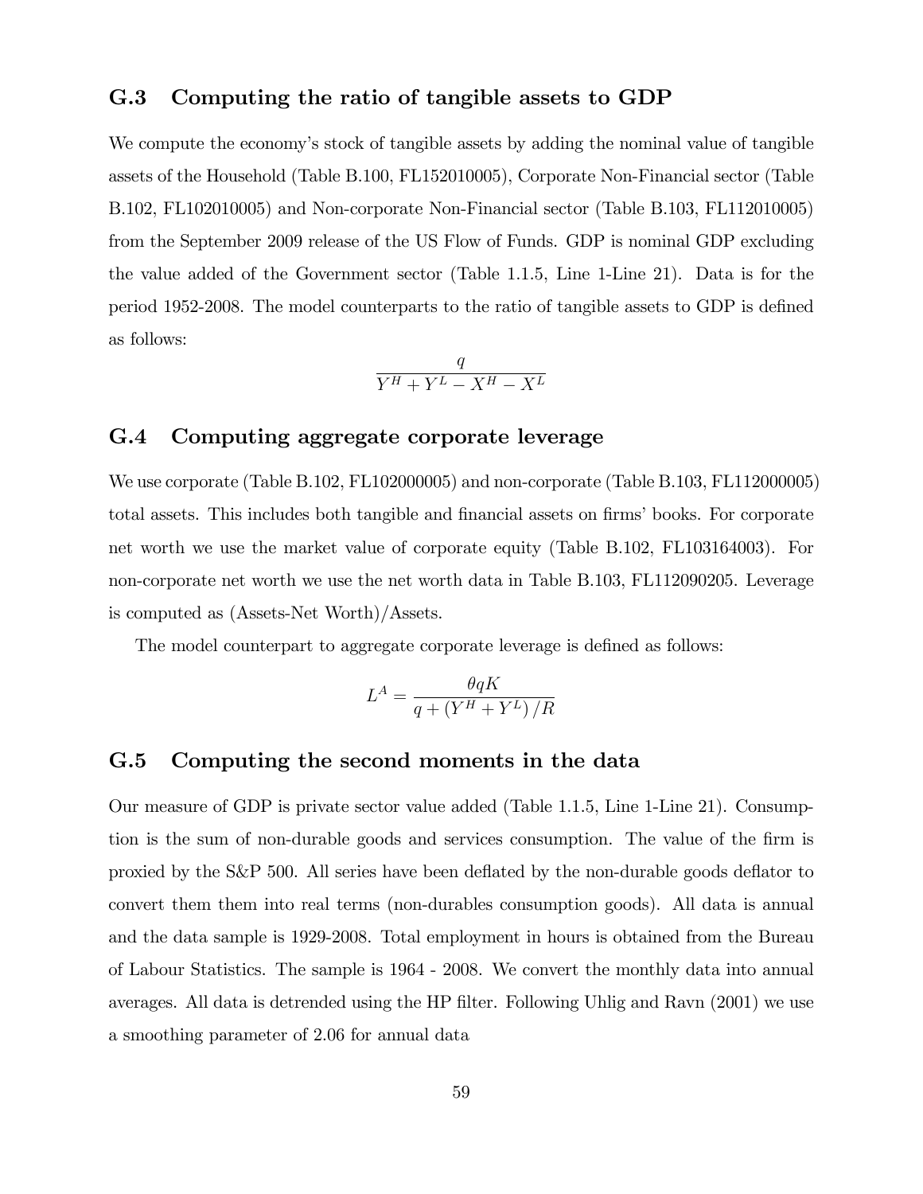## G.3 Computing the ratio of tangible assets to GDP

We compute the economy's stock of tangible assets by adding the nominal value of tangible assets of the Household (Table B.100, FL152010005), Corporate Non-Financial sector (Table B.102, FL102010005) and Non-corporate Non-Financial sector (Table B.103, FL112010005) from the September 2009 release of the US Flow of Funds. GDP is nominal GDP excluding the value added of the Government sector (Table 1.1.5, Line 1-Line 21). Data is for the period 1952-2008. The model counterparts to the ratio of tangible assets to GDP is defined as follows:

$$\frac{q}{Y^H + Y^L - X^H - X^L}$$

## G.4 Computing aggregate corporate leverage

We use corporate (Table B.102, FL102000005) and non-corporate (Table B.103, FL112000005) total assets. This includes both tangible and financial assets on firms' books. For corporate net worth we use the market value of corporate equity (Table B.102, FL103164003). For non-corporate net worth we use the net worth data in Table B.103, FL112090205. Leverage is computed as (Assets-Net Worth)/Assets.

The model counterpart to aggregate corporate leverage is defined as follows:

$$L^A = \frac{\theta q K}{q + \left(Y^H + Y^L\right)/R}$$

## G.5 Computing the second moments in the data

Our measure of GDP is private sector value added (Table 1.1.5, Line 1-Line 21). Consumption is the sum of non-durable goods and services consumption. The value of the firm is proxied by the S&P 500. All series have been deflated by the non-durable goods deflator to convert them them into real terms (non-durables consumption goods). All data is annual and the data sample is 1929-2008. Total employment in hours is obtained from the Bureau of Labour Statistics. The sample is 1964 - 2008. We convert the monthly data into annual averages. All data is detrended using the HP filter. Following Uhlig and Ravn (2001) we use a smoothing parameter of 2.06 for annual data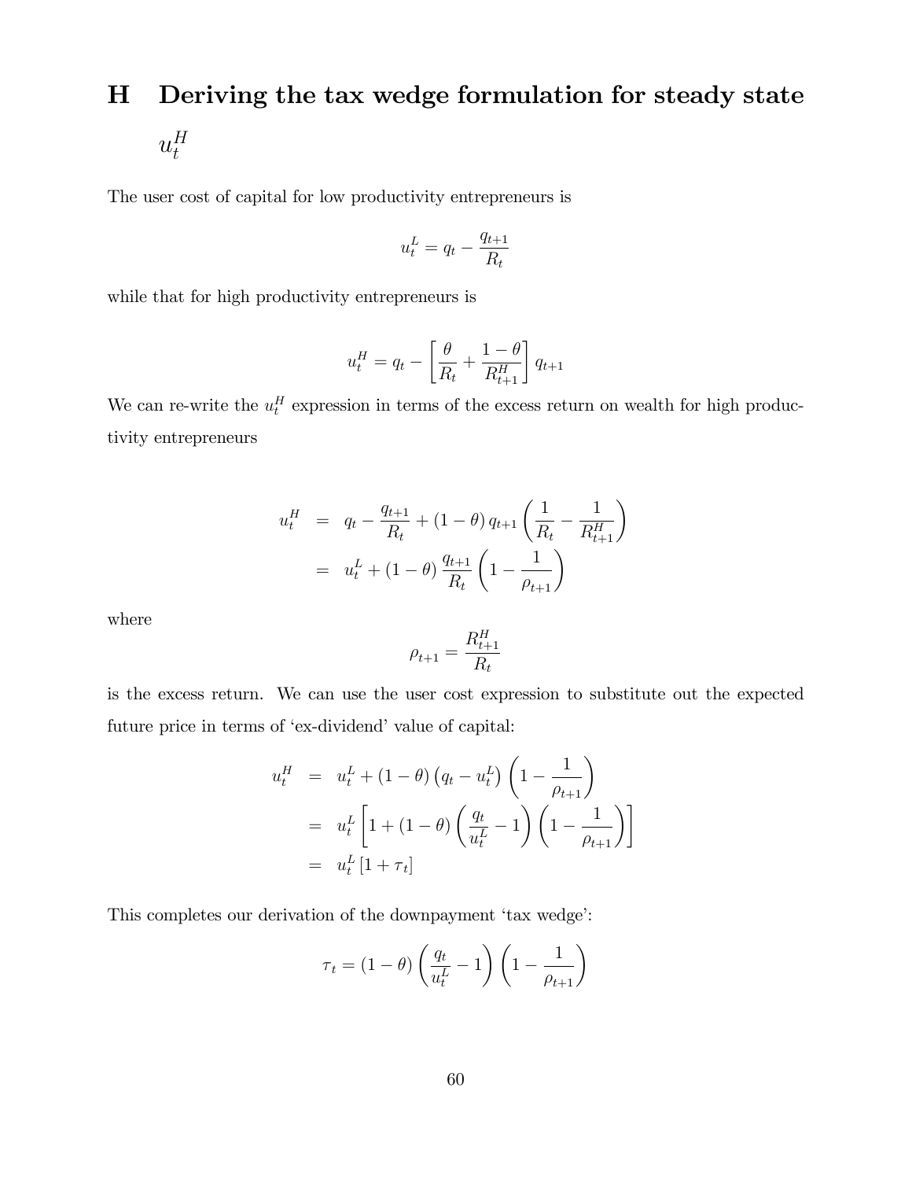# H Deriving the tax wedge formulation for steady state $u_t^H$

The user cost of capital for low productivity entrepreneurs is

$$u_t^L = q_t - \frac{q_{t+1}}{R_t}$$

while that for high productivity entrepreneurs is

$$u_t^H = q_t - \left[\frac{\theta}{R_t} + \frac{1-\theta}{R_{t+1}^H}\right] q_{t+1}$$

We can re-write the $u_t^H$ expression in terms of the excess return on wealth for high productivity entrepreneurs

$$\begin{aligned}
u_t^H &= q_t - \frac{q_{t+1}}{R_t} + (1-\theta)\, q_{t+1}\left(\frac{1}{R_t} - \frac{1}{R_{t+1}^H}\right) \\
&= u_t^L + (1-\theta)\frac{q_{t+1}}{R_t}\left(1 - \frac{1}{\rho_{t+1}}\right)
\end{aligned}$$

where

$$\rho_{t+1} = \frac{R_{t+1}^H}{R_t}$$

is the excess return. We can use the user cost expression to substitute out the expected future price in terms of 'ex-dividend' value of capital:

$$\begin{aligned}
u_t^H &= u_t^L + (1-\theta)\left(q_t - u_t^L\right)\left(1 - \frac{1}{\rho_{t+1}}\right) \\
&= u_t^L\left[1 + (1-\theta)\left(\frac{q_t}{u_t^L} - 1\right)\left(1 - \frac{1}{\rho_{t+1}}\right)\right] \\
&= u_t^L\left[1 + \tau_t\right]
\end{aligned}$$

This completes our derivation of the downpayment 'tax wedge':

$$\tau_t = (1-\theta)\left(\frac{q_t}{u_t^L} - 1\right)\left(1 - \frac{1}{\rho_{t+1}}\right)$$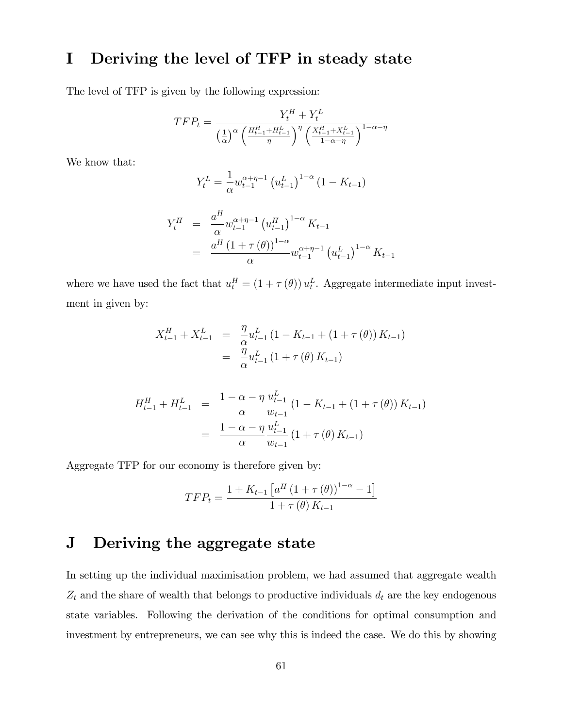# I Deriving the level of TFP in steady state

The level of TFP is given by the following expression:

$$TFP_t = \frac{Y_t^H + Y_t^L}{\left(\frac{1}{\alpha}\right)^{\alpha} \left(\frac{H_{t-1}^H + H_{t-1}^L}{\eta}\right)^{\eta} \left(\frac{X_{t-1}^H + X_{t-1}^L}{1-\alpha-\eta}\right)^{1-\alpha-\eta}}$$

We know that:

$$Y_t^L = \frac{1}{\alpha} w_{t-1}^{\alpha+\eta-1} \left(u_{t-1}^L\right)^{1-\alpha} (1 - K_{t-1})$$

$$\begin{aligned}
Y_t^H &= \frac{a^H}{\alpha} w_{t-1}^{\alpha+\eta-1} \left(u_{t-1}^H\right)^{1-\alpha} K_{t-1} \\
&= \frac{a^H \left(1+\tau(\theta)\right)^{1-\alpha}}{\alpha} w_{t-1}^{\alpha+\eta-1} \left(u_{t-1}^L\right)^{1-\alpha} K_{t-1}
\end{aligned}$$

where we have used the fact that $u_t^H = (1+\tau(\theta))\, u_t^L$. Aggregate intermediate input investment in given by:

$$\begin{aligned}
X_{t-1}^H + X_{t-1}^L &= \frac{\eta}{\alpha} u_{t-1}^L \left(1 - K_{t-1} + (1+\tau(\theta)) K_{t-1}\right) \\
&= \frac{\eta}{\alpha} u_{t-1}^L \left(1 + \tau(\theta) K_{t-1}\right)
\end{aligned}$$

$$\begin{aligned}
H_{t-1}^H + H_{t-1}^L &= \frac{1-\alpha-\eta}{\alpha} \frac{u_{t-1}^L}{w_{t-1}} \left(1 - K_{t-1} + (1+\tau(\theta)) K_{t-1}\right) \\
&= \frac{1-\alpha-\eta}{\alpha} \frac{u_{t-1}^L}{w_{t-1}} \left(1 + \tau(\theta) K_{t-1}\right)
\end{aligned}$$

Aggregate TFP for our economy is therefore given by:

$$TFP_t = \frac{1 + K_{t-1}\left[a^H \left(1+\tau(\theta)\right)^{1-\alpha} - 1\right]}{1 + \tau(\theta) K_{t-1}}$$

# J Deriving the aggregate state

In setting up the individual maximisation problem, we had assumed that aggregate wealth $Z_t$ and the share of wealth that belongs to productive individuals $d_t$ are the key endogenous state variables. Following the derivation of the conditions for optimal consumption and investment by entrepreneurs, we can see why this is indeed the case. We do this by showing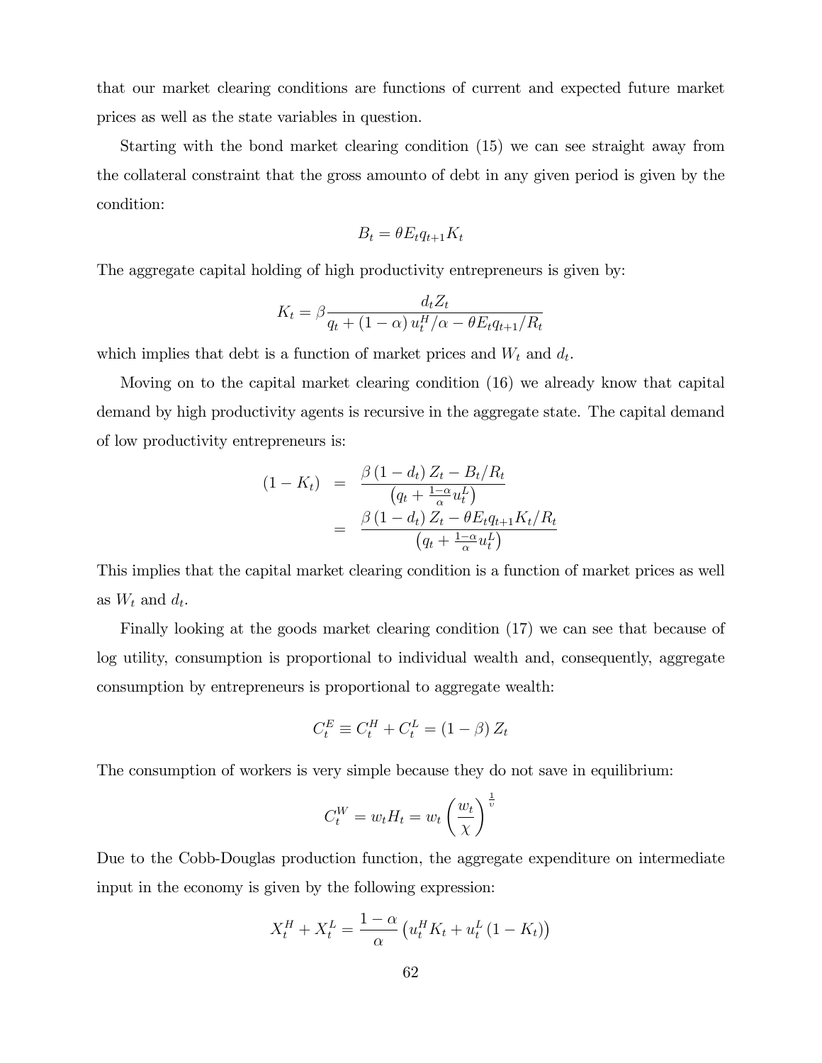that our market clearing conditions are functions of current and expected future market prices as well as the state variables in question.

Starting with the bond market clearing condition (15) we can see straight away from the collateral constraint that the gross amounto of debt in any given period is given by the condition:

$$B_t = \theta E_t q_{t+1} K_t$$

The aggregate capital holding of high productivity entrepreneurs is given by:

$$K_t = \beta \frac{d_t Z_t}{q_t + (1-\alpha) u_t^H / \alpha - \theta E_t q_{t+1} / R_t}$$

which implies that debt is a function of market prices and $W_t$ and $d_t$.

Moving on to the capital market clearing condition (16) we already know that capital demand by high productivity agents is recursive in the aggregate state. The capital demand of low productivity entrepreneurs is:

$$\begin{aligned}
(1 - K_t) &= \frac{\beta (1 - d_t) Z_t - B_t / R_t}{\left(q_t + \frac{1-\alpha}{\alpha} u_t^L\right)} \\
&= \frac{\beta (1 - d_t) Z_t - \theta E_t q_{t+1} K_t / R_t}{\left(q_t + \frac{1-\alpha}{\alpha} u_t^L\right)}
\end{aligned}$$

This implies that the capital market clearing condition is a function of market prices as well as $W_t$ and $d_t$.

Finally looking at the goods market clearing condition (17) we can see that because of log utility, consumption is proportional to individual wealth and, consequently, aggregate consumption by entrepreneurs is proportional to aggregate wealth:

$$C_t^E \equiv C_t^H + C_t^L = (1 - \beta) Z_t$$

The consumption of workers is very simple because they do not save in equilibrium:

$$C_t^W = w_t H_t = w_t \left(\frac{w_t}{\chi}\right)^{\frac{1}{\upsilon}}$$

Due to the Cobb-Douglas production function, the aggregate expenditure on intermediate input in the economy is given by the following expression:

$$X_t^H + X_t^L = \frac{1-\alpha}{\alpha} \left(u_t^H K_t + u_t^L (1 - K_t)\right)$$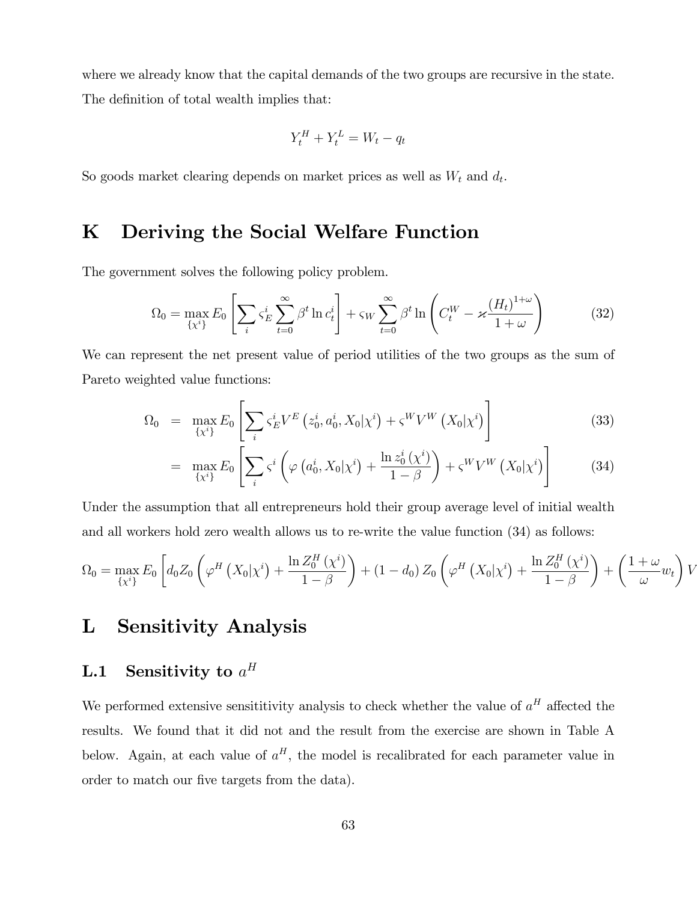where we already know that the capital demands of the two groups are recursive in the state. The definition of total wealth implies that:

$$
Y_t^H + Y_t^L = W_t - q_t
$$

So goods market clearing depends on market prices as well as $W_t$ and $d_t$.

# K Deriving the Social Welfare Function

The government solves the following policy problem.

$$
\Omega_0 = \max_{\{\chi^i\}} E_0 \left[ \sum_i \varsigma_E^i \sum_{t=0}^{\infty} \beta^t \ln c_t^i \right] + \varsigma_W \sum_{t=0}^{\infty} \beta^t \ln \left( C_t^W - \varkappa \frac{(H_t)^{1+\omega}}{1+\omega} \right) \tag{32}
$$

We can represent the net present value of period utilities of the two groups as the sum of Pareto weighted value functions:

$$
\begin{aligned}
\Omega_0 &= \max_{\{\chi^i\}} E_0 \left[ \sum_i \varsigma_E^i V^E \left( z_0^i, a_0^i, X_0 | \chi^i \right) + \varsigma^W V^W \left( X_0 | \chi^i \right) \right] && (33) \\
&= \max_{\{\chi^i\}} E_0 \left[ \sum_i \varsigma^i \left( \varphi \left( a_0^i, X_0 | \chi^i \right) + \frac{\ln z_0^i \left( \chi^i \right)}{1-\beta} \right) + \varsigma^W V^W \left( X_0 | \chi^i \right) \right] && (34)
\end{aligned}
$$

Under the assumption that all entrepreneurs hold their group average level of initial wealth and all workers hold zero wealth allows us to re-write the value function (34) as follows:

$$
\Omega_0 = \max_{\{\chi^i\}} E_0 \left[ d_0 Z_0 \left( \varphi^H \left( X_0 | \chi^i \right) + \frac{\ln Z_0^H \left( \chi^i \right)}{1-\beta} \right) + (1-d_0) Z_0 \left( \varphi^H \left( X_0 | \chi^i \right) + \frac{\ln Z_0^H \left( \chi^i \right)}{1-\beta} \right) + \left( \frac{1+\omega}{\omega} w_t \right) V
$$

# L Sensitivity Analysis

## L.1 Sensitivity to $a^H$

We performed extensive sensititivity analysis to check whether the value of $a^H$ affected the results. We found that it did not and the result from the exercise are shown in Table A below. Again, at each value of $a^H$, the model is recalibrated for each parameter value in order to match our five targets from the data).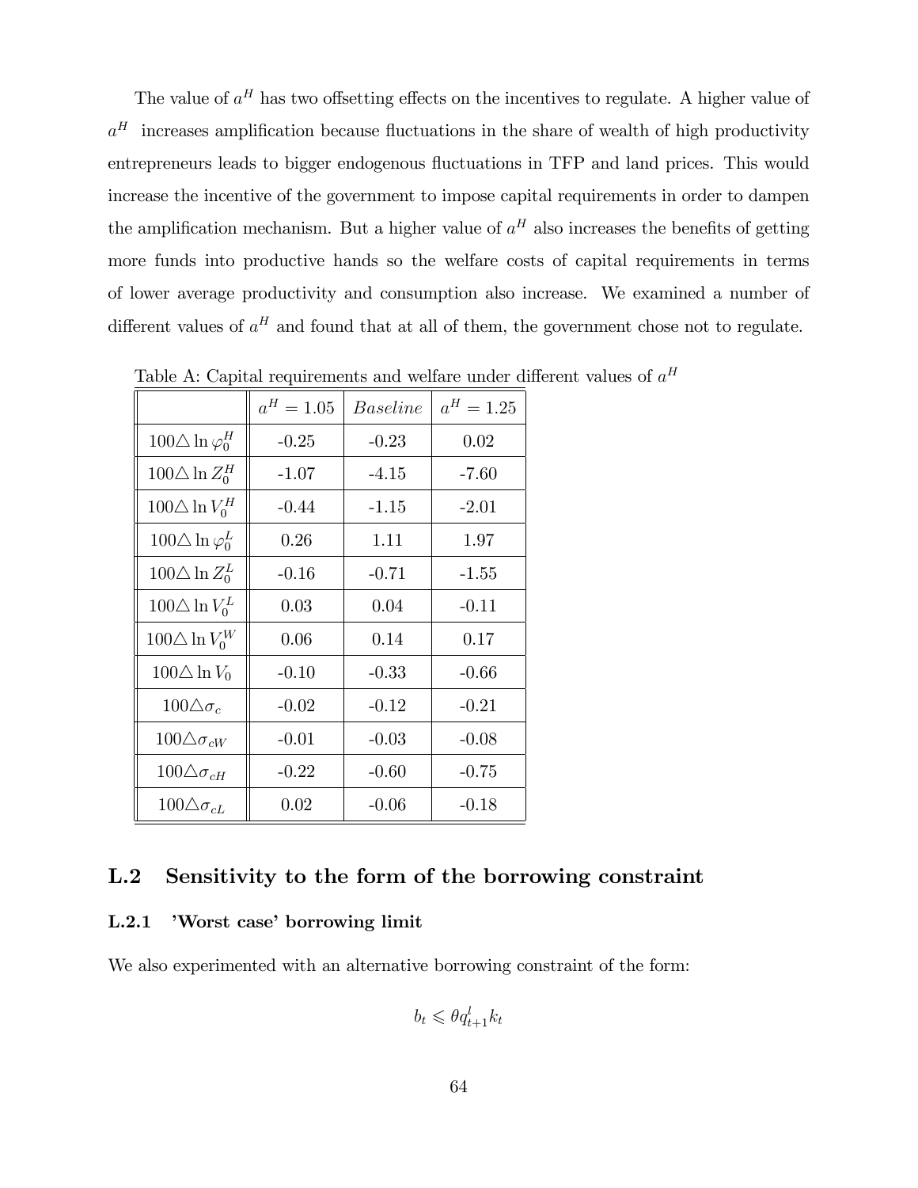The value of $a^H$ has two offsetting effects on the incentives to regulate. A higher value of $a^H$ increases amplification because fluctuations in the share of wealth of high productivity entrepreneurs leads to bigger endogenous fluctuations in TFP and land prices. This would increase the incentive of the government to impose capital requirements in order to dampen the amplification mechanism. But a higher value of $a^H$ also increases the benefits of getting more funds into productive hands so the welfare costs of capital requirements in terms of lower average productivity and consumption also increase. We examined a number of different values of $a^H$ and found that at all of them, the government chose not to regulate.

Table A: Capital requirements and welfare under different values of $a^H$

| | $a^H = 1.05$ | *Baseline* | $a^H = 1.25$ |
|---|---|---|---|
| $100\triangle \ln \varphi_0^H$ | -0.25 | -0.23 | 0.02 |
| $100\triangle \ln Z_0^H$ | -1.07 | -4.15 | -7.60 |
| $100\triangle \ln V_0^H$ | -0.44 | -1.15 | -2.01 |
| $100\triangle \ln \varphi_0^L$ | 0.26 | 1.11 | 1.97 |
| $100\triangle \ln Z_0^L$ | -0.16 | -0.71 | -1.55 |
| $100\triangle \ln V_0^L$ | 0.03 | 0.04 | -0.11 |
| $100\triangle \ln V_0^W$ | 0.06 | 0.14 | 0.17 |
| $100\triangle \ln V_0$ | -0.10 | -0.33 | -0.66 |
| $100\triangle \sigma_c$ | -0.02 | -0.12 | -0.21 |
| $100\triangle \sigma_{cW}$ | -0.01 | -0.03 | -0.08 |
| $100\triangle \sigma_{cH}$ | -0.22 | -0.60 | -0.75 |
| $100\triangle \sigma_{cL}$ | 0.02 | -0.06 | -0.18 |

## L.2 Sensitivity to the form of the borrowing constraint

### L.2.1 'Worst case' borrowing limit

We also experimented with an alternative borrowing constraint of the form:

$$b_t \leqslant \theta q_{t+1}^l k_t$$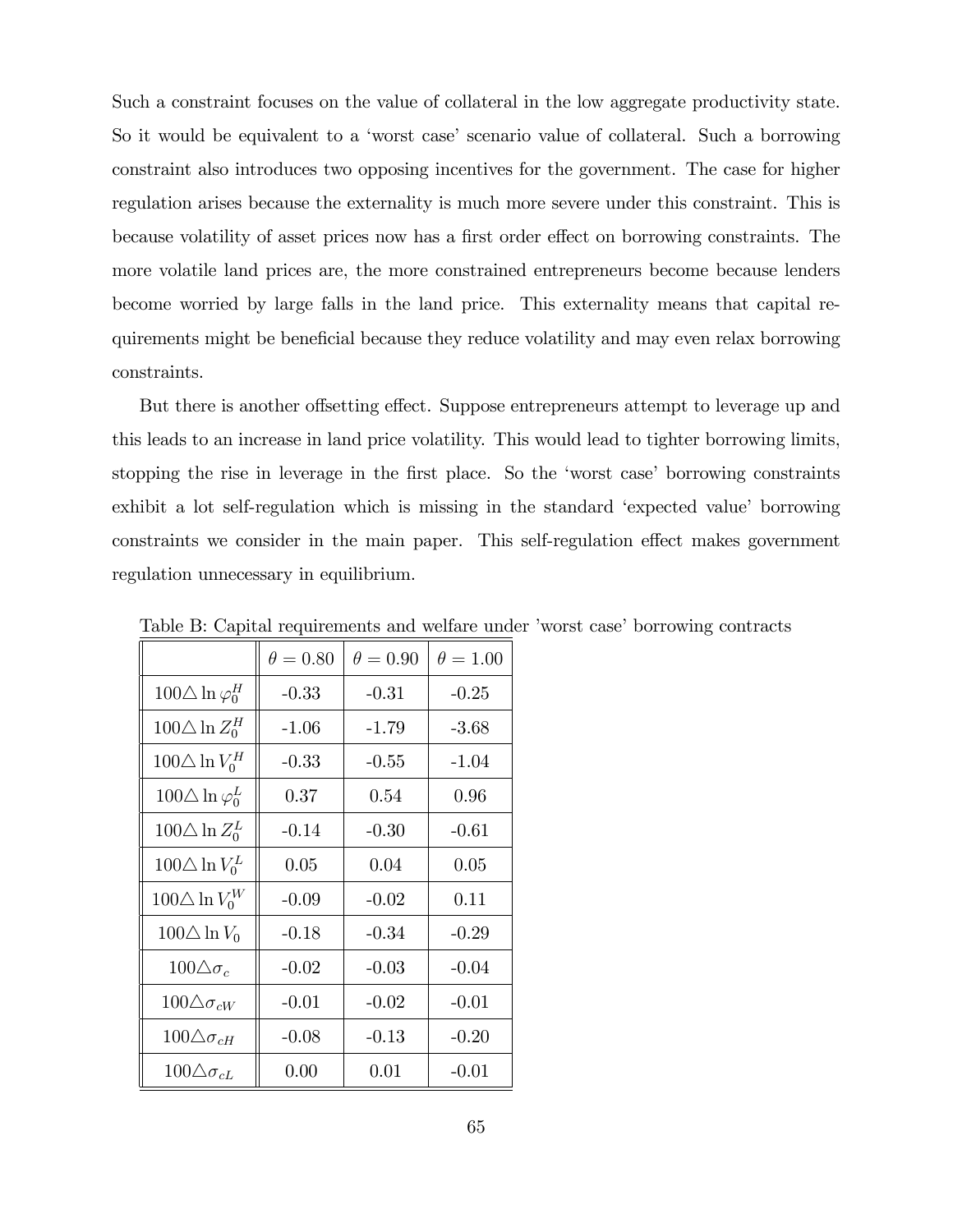Such a constraint focuses on the value of collateral in the low aggregate productivity state. So it would be equivalent to a 'worst case' scenario value of collateral. Such a borrowing constraint also introduces two opposing incentives for the government. The case for higher regulation arises because the externality is much more severe under this constraint. This is because volatility of asset prices now has a first order effect on borrowing constraints. The more volatile land prices are, the more constrained entrepreneurs become because lenders become worried by large falls in the land price. This externality means that capital requirements might be beneficial because they reduce volatility and may even relax borrowing constraints.

But there is another offsetting effect. Suppose entrepreneurs attempt to leverage up and this leads to an increase in land price volatility. This would lead to tighter borrowing limits, stopping the rise in leverage in the first place. So the 'worst case' borrowing constraints exhibit a lot self-regulation which is missing in the standard 'expected value' borrowing constraints we consider in the main paper. This self-regulation effect makes government regulation unnecessary in equilibrium.

Table B: Capital requirements and welfare under 'worst case' borrowing contracts

| | $\theta = 0.80$ | $\theta = 0.90$ | $\theta = 1.00$ |
|---|---|---|---|
| $100\triangle \ln \varphi_0^H$ | -0.33 | -0.31 | -0.25 |
| $100\triangle \ln Z_0^H$ | -1.06 | -1.79 | -3.68 |
| $100\triangle \ln V_0^H$ | -0.33 | -0.55 | -1.04 |
| $100\triangle \ln \varphi_0^L$ | 0.37 | 0.54 | 0.96 |
| $100\triangle \ln Z_0^L$ | -0.14 | -0.30 | -0.61 |
| $100\triangle \ln V_0^L$ | 0.05 | 0.04 | 0.05 |
| $100\triangle \ln V_0^W$ | -0.09 | -0.02 | 0.11 |
| $100\triangle \ln V_0$ | -0.18 | -0.34 | -0.29 |
| $100\triangle \sigma_c$ | -0.02 | -0.03 | -0.04 |
| $100\triangle \sigma_{cW}$ | -0.01 | -0.02 | -0.01 |
| $100\triangle \sigma_{cH}$ | -0.08 | -0.13 | -0.20 |
| $100\triangle \sigma_{cL}$ | 0.00 | 0.01 | -0.01 |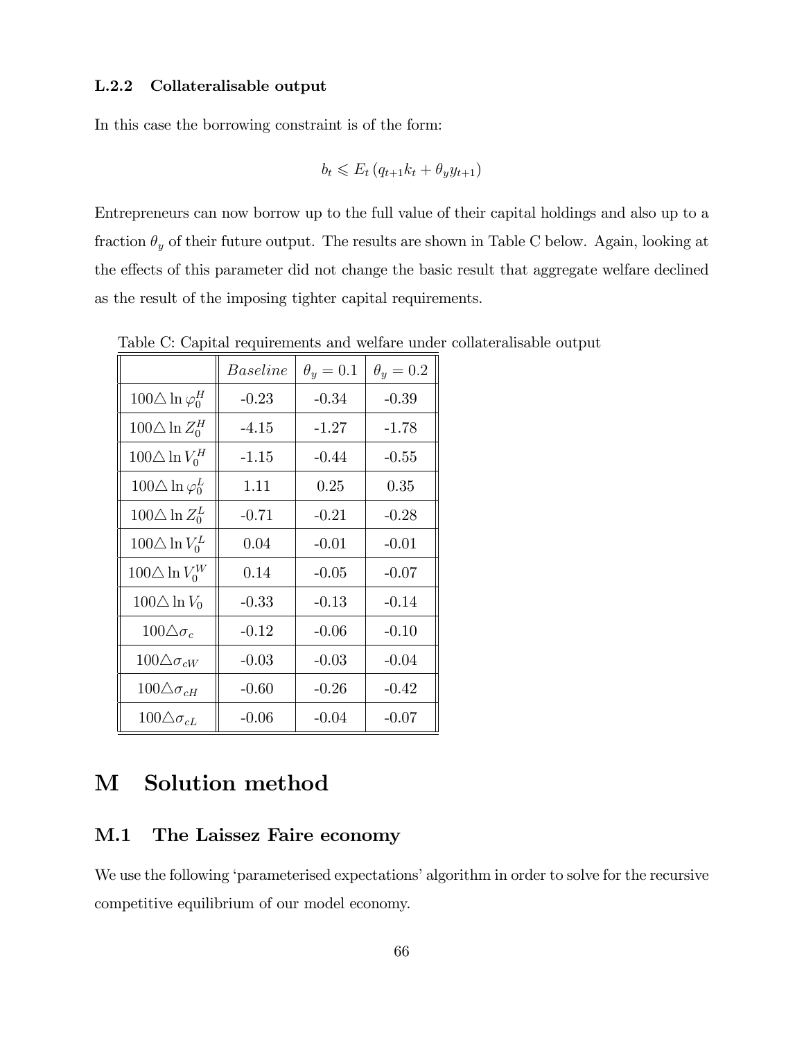### L.2.2 Collateralisable output

In this case the borrowing constraint is of the form:

$$b_t \leqslant E_t \left( q_{t+1} k_t + \theta_y y_{t+1} \right)$$

Entrepreneurs can now borrow up to the full value of their capital holdings and also up to a fraction $\theta_y$ of their future output. The results are shown in Table C below. Again, looking at the effects of this parameter did not change the basic result that aggregate welfare declined as the result of the imposing tighter capital requirements.

Table C: Capital requirements and welfare under collateralisable output

| | *Baseline* | $\theta_y = 0.1$ | $\theta_y = 0.2$ |
|---|---|---|---|
| $100\triangle \ln \varphi_0^H$ | -0.23 | -0.34 | -0.39 |
| $100\triangle \ln Z_0^H$ | -4.15 | -1.27 | -1.78 |
| $100\triangle \ln V_0^H$ | -1.15 | -0.44 | -0.55 |
| $100\triangle \ln \varphi_0^L$ | 1.11 | 0.25 | 0.35 |
| $100\triangle \ln Z_0^L$ | -0.71 | -0.21 | -0.28 |
| $100\triangle \ln V_0^L$ | 0.04 | -0.01 | -0.01 |
| $100\triangle \ln V_0^W$ | 0.14 | -0.05 | -0.07 |
| $100\triangle \ln V_0$ | -0.33 | -0.13 | -0.14 |
| $100\triangle \sigma_c$ | -0.12 | -0.06 | -0.10 |
| $100\triangle \sigma_{cW}$ | -0.03 | -0.03 | -0.04 |
| $100\triangle \sigma_{cH}$ | -0.60 | -0.26 | -0.42 |
| $100\triangle \sigma_{cL}$ | -0.06 | -0.04 | -0.07 |

# M Solution method

## M.1 The Laissez Faire economy

We use the following 'parameterised expectations' algorithm in order to solve for the recursive competitive equilibrium of our model economy.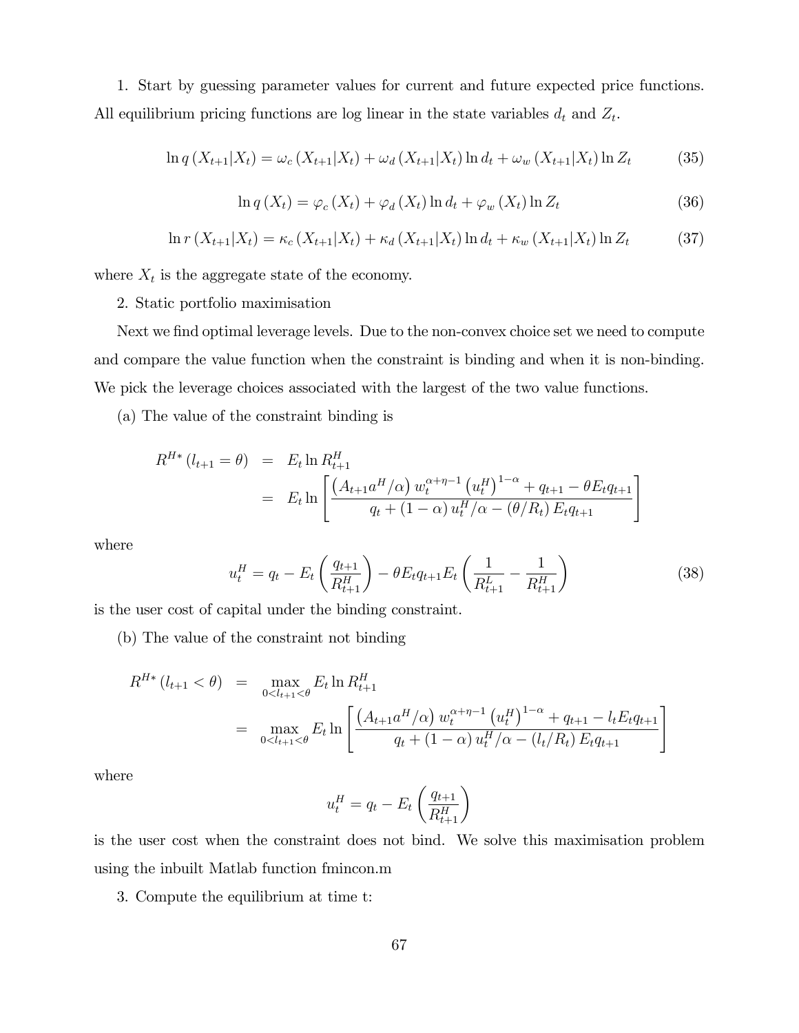1. Start by guessing parameter values for current and future expected price functions. All equilibrium pricing functions are log linear in the state variables $d_t$ and $Z_t$.

$$\ln q\left(X_{t+1}|X_t\right) = \omega_c\left(X_{t+1}|X_t\right) + \omega_d\left(X_{t+1}|X_t\right)\ln d_t + \omega_w\left(X_{t+1}|X_t\right)\ln Z_t \tag{35}$$

$$\ln q\left(X_t\right) = \varphi_c\left(X_t\right) + \varphi_d\left(X_t\right)\ln d_t + \varphi_w\left(X_t\right)\ln Z_t \tag{36}$$

$$\ln r\left(X_{t+1}|X_t\right) = \kappa_c\left(X_{t+1}|X_t\right) + \kappa_d\left(X_{t+1}|X_t\right)\ln d_t + \kappa_w\left(X_{t+1}|X_t\right)\ln Z_t \tag{37}$$

where $X_t$ is the aggregate state of the economy.

2. Static portfolio maximisation

Next we find optimal leverage levels. Due to the non-convex choice set we need to compute and compare the value function when the constraint is binding and when it is non-binding. We pick the leverage choices associated with the largest of the two value functions.

(a) The value of the constraint binding is

$$\begin{aligned} R^{H*}\left(l_{t+1} = \theta\right) &= E_t \ln R^H_{t+1} \\ &= E_t \ln\left[\frac{\left(A_{t+1}a^H/\alpha\right)w_t^{\alpha+\eta-1}\left(u_t^H\right)^{1-\alpha} + q_{t+1} - \theta E_t q_{t+1}}{q_t + (1-\alpha)\,u_t^H/\alpha - \left(\theta/R_t\right)E_t q_{t+1}}\right] \end{aligned}$$

where

$$u_t^H = q_t - E_t\left(\frac{q_{t+1}}{R^H_{t+1}}\right) - \theta E_t q_{t+1} E_t\left(\frac{1}{R^L_{t+1}} - \frac{1}{R^H_{t+1}}\right) \tag{38}$$

is the user cost of capital under the binding constraint.

(b) The value of the constraint not binding

$$\begin{aligned} R^{H*}\left(l_{t+1} < \theta\right) &= \max_{0<l_{t+1}<\theta} E_t \ln R^H_{t+1} \\ &= \max_{0<l_{t+1}<\theta} E_t \ln\left[\frac{\left(A_{t+1}a^H/\alpha\right)w_t^{\alpha+\eta-1}\left(u_t^H\right)^{1-\alpha} + q_{t+1} - l_t E_t q_{t+1}}{q_t + (1-\alpha)\,u_t^H/\alpha - \left(l_t/R_t\right)E_t q_{t+1}}\right] \end{aligned}$$

where

$$u_t^H = q_t - E_t\left(\frac{q_{t+1}}{R^H_{t+1}}\right)$$

is the user cost when the constraint does not bind. We solve this maximisation problem using the inbuilt Matlab function fmincon.m

3. Compute the equilibrium at time t: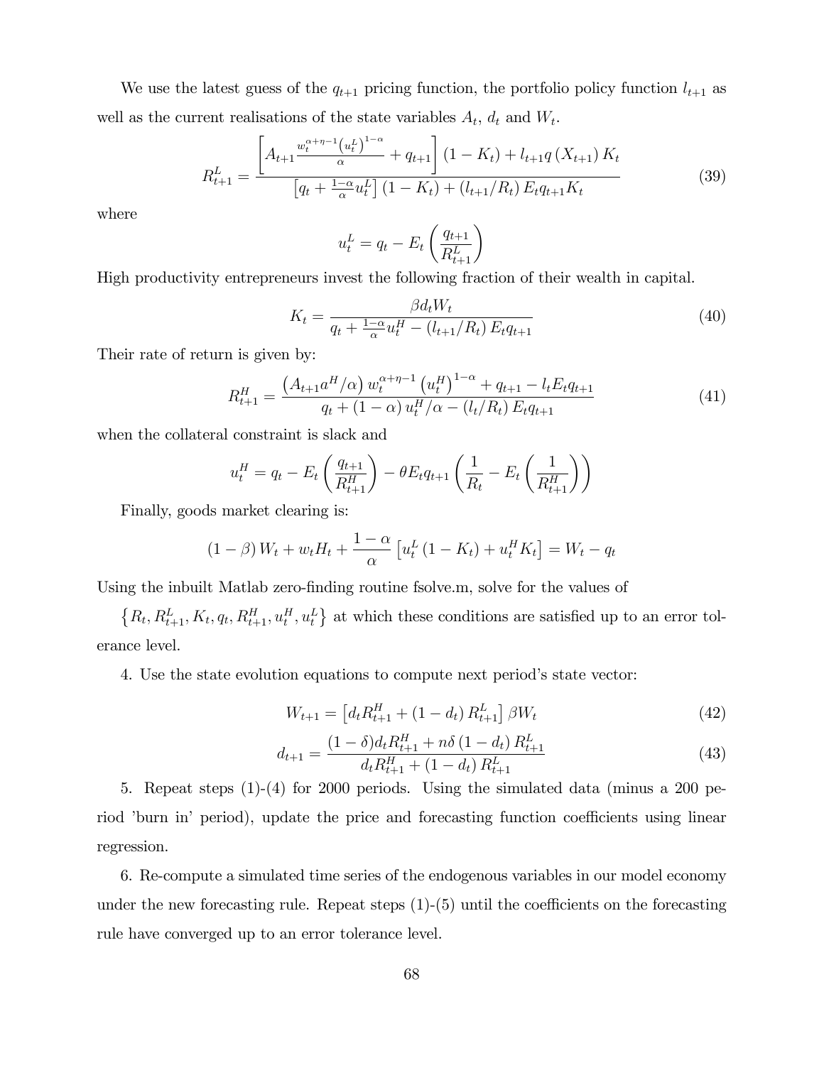We use the latest guess of the $q_{t+1}$ pricing function, the portfolio policy function $l_{t+1}$ as well as the current realisations of the state variables $A_t$, $d_t$ and $W_t$.

$$R^L_{t+1} = \frac{\left[A_{t+1}\frac{w_t^{\alpha+\eta-1}\left(u_t^L\right)^{1-\alpha}}{\alpha} + q_{t+1}\right](1-K_t) + l_{t+1}q\left(X_{t+1}\right)K_t}{\left[q_t + \frac{1-\alpha}{\alpha}u_t^L\right](1-K_t) + \left(l_{t+1}/R_t\right)E_t q_{t+1} K_t} \tag{39}$$

where

$$u_t^L = q_t - E_t\left(\frac{q_{t+1}}{R^L_{t+1}}\right)$$

High productivity entrepreneurs invest the following fraction of their wealth in capital.

$$K_t = \frac{\beta d_t W_t}{q_t + \frac{1-\alpha}{\alpha}u_t^H - \left(l_{t+1}/R_t\right)E_t q_{t+1}} \tag{40}$$

Their rate of return is given by:

$$R^H_{t+1} = \frac{\left(A_{t+1}a^H/\alpha\right)w_t^{\alpha+\eta-1}\left(u_t^H\right)^{1-\alpha} + q_{t+1} - l_t E_t q_{t+1}}{q_t + (1-\alpha)u_t^H/\alpha - \left(l_t/R_t\right)E_t q_{t+1}} \tag{41}$$

when the collateral constraint is slack and

$$u_t^H = q_t - E_t\left(\frac{q_{t+1}}{R^H_{t+1}}\right) - \theta E_t q_{t+1}\left(\frac{1}{R_t} - E_t\left(\frac{1}{R^H_{t+1}}\right)\right)$$

Finally, goods market clearing is:

$$(1-\beta)W_t + w_t H_t + \frac{1-\alpha}{\alpha}\left[u_t^L(1-K_t) + u_t^H K_t\right] = W_t - q_t$$

Using the inbuilt Matlab zero-finding routine fsolve.m, solve for the values of $\left\{R_t, R^L_{t+1}, K_t, q_t, R^H_{t+1}, u_t^H, u_t^L\right\}$ at which these conditions are satisfied up to an error tolerance level.

4. Use the state evolution equations to compute next period's state vector:

$$W_{t+1} = \left[d_t R^H_{t+1} + (1-d_t)R^L_{t+1}\right]\beta W_t \tag{42}$$

$$d_{t+1} = \frac{(1-\delta)d_t R^H_{t+1} + n\delta(1-d_t)R^L_{t+1}}{d_t R^H_{t+1} + (1-d_t)R^L_{t+1}} \tag{43}$$

5. Repeat steps (1)-(4) for 2000 periods. Using the simulated data (minus a 200 period 'burn in' period), update the price and forecasting function coefficients using linear regression.

6. Re-compute a simulated time series of the endogenous variables in our model economy under the new forecasting rule. Repeat steps (1)-(5) until the coefficients on the forecasting rule have converged up to an error tolerance level.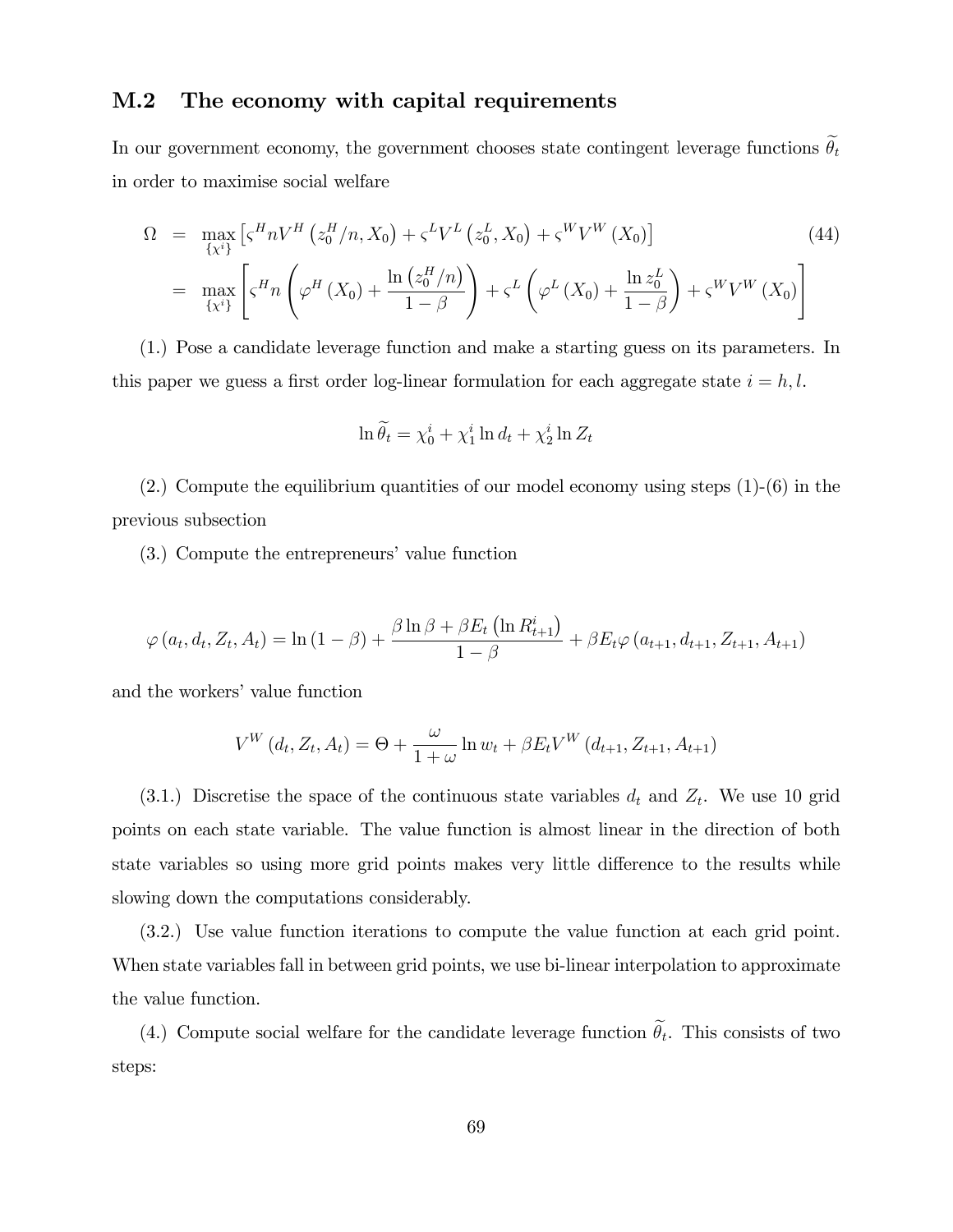## M.2 The economy with capital requirements

In our government economy, the government chooses state contingent leverage functions $\widetilde{\theta}_t$ in order to maximise social welfare

$$
\begin{aligned}
\Omega &= \max_{\{\chi^i\}} \left[\varsigma^H n V^H\left(z_0^H/n, X_0\right) + \varsigma^L V^L\left(z_0^L, X_0\right) + \varsigma^W V^W\left(X_0\right)\right] \qquad (44) \\
&= \max_{\{\chi^i\}} \left[\varsigma^H n \left(\varphi^H\left(X_0\right) + \frac{\ln\left(z_0^H/n\right)}{1-\beta}\right) + \varsigma^L \left(\varphi^L\left(X_0\right) + \frac{\ln z_0^L}{1-\beta}\right) + \varsigma^W V^W\left(X_0\right)\right]
\end{aligned}
$$

(1.) Pose a candidate leverage function and make a starting guess on its parameters. In this paper we guess a first order log-linear formulation for each aggregate state $i = h, l$.

$$
\ln \widetilde{\theta}_t = \chi_0^i + \chi_1^i \ln d_t + \chi_2^i \ln Z_t
$$

(2.) Compute the equilibrium quantities of our model economy using steps (1)-(6) in the previous subsection

(3.) Compute the entrepreneurs' value function

$$
\varphi\left(a_t, d_t, Z_t, A_t\right) = \ln\left(1-\beta\right) + \frac{\beta \ln \beta + \beta E_t\left(\ln R_{t+1}^i\right)}{1-\beta} + \beta E_t \varphi\left(a_{t+1}, d_{t+1}, Z_{t+1}, A_{t+1}\right)
$$

and the workers' value function

$$
V^W\left(d_t, Z_t, A_t\right) = \Theta + \frac{\omega}{1+\omega} \ln w_t + \beta E_t V^W\left(d_{t+1}, Z_{t+1}, A_{t+1}\right)
$$

(3.1.) Discretise the space of the continuous state variables $d_t$ and $Z_t$. We use 10 grid points on each state variable. The value function is almost linear in the direction of both state variables so using more grid points makes very little difference to the results while slowing down the computations considerably.

(3.2.) Use value function iterations to compute the value function at each grid point. When state variables fall in between grid points, we use bi-linear interpolation to approximate the value function.

(4.) Compute social welfare for the candidate leverage function $\widetilde{\theta}_t$. This consists of two steps: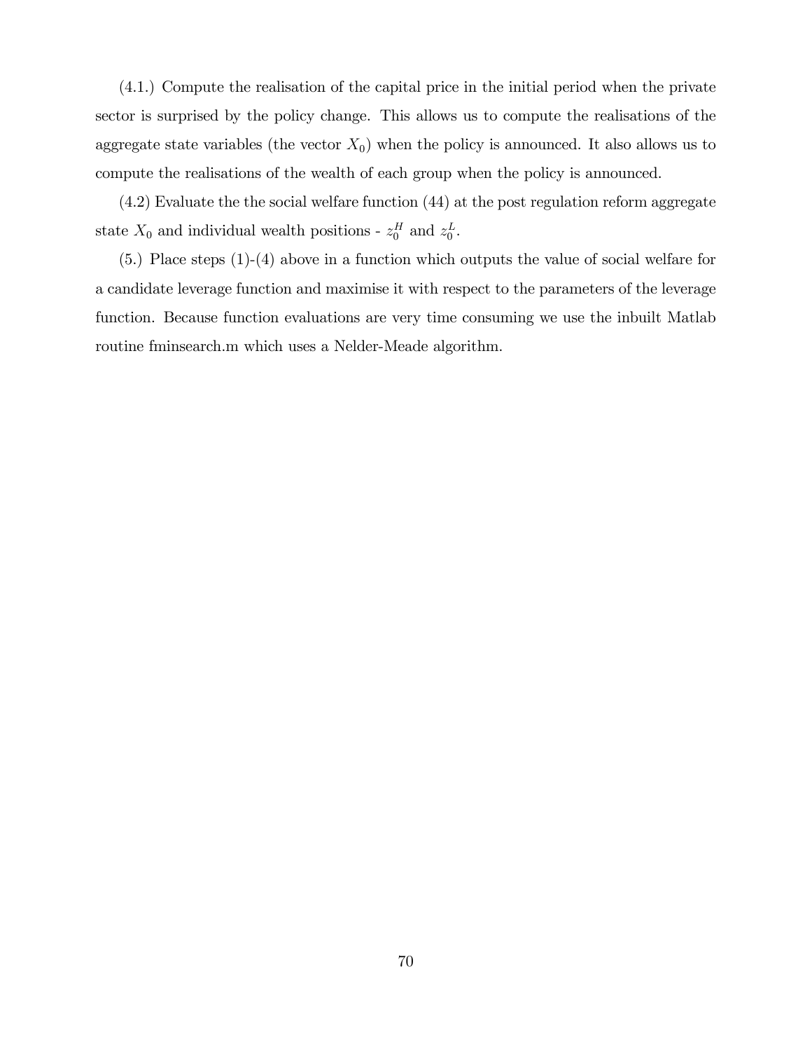(4.1.) Compute the realisation of the capital price in the initial period when the private sector is surprised by the policy change. This allows us to compute the realisations of the aggregate state variables (the vector $X_0$) when the policy is announced. It also allows us to compute the realisations of the wealth of each group when the policy is announced.

(4.2) Evaluate the the social welfare function (44) at the post regulation reform aggregate state $X_0$ and individual wealth positions - $z_0^H$ and $z_0^L$.

(5.) Place steps (1)-(4) above in a function which outputs the value of social welfare for a candidate leverage function and maximise it with respect to the parameters of the leverage function. Because function evaluations are very time consuming we use the inbuilt Matlab routine fminsearch.m which uses a Nelder-Meade algorithm.